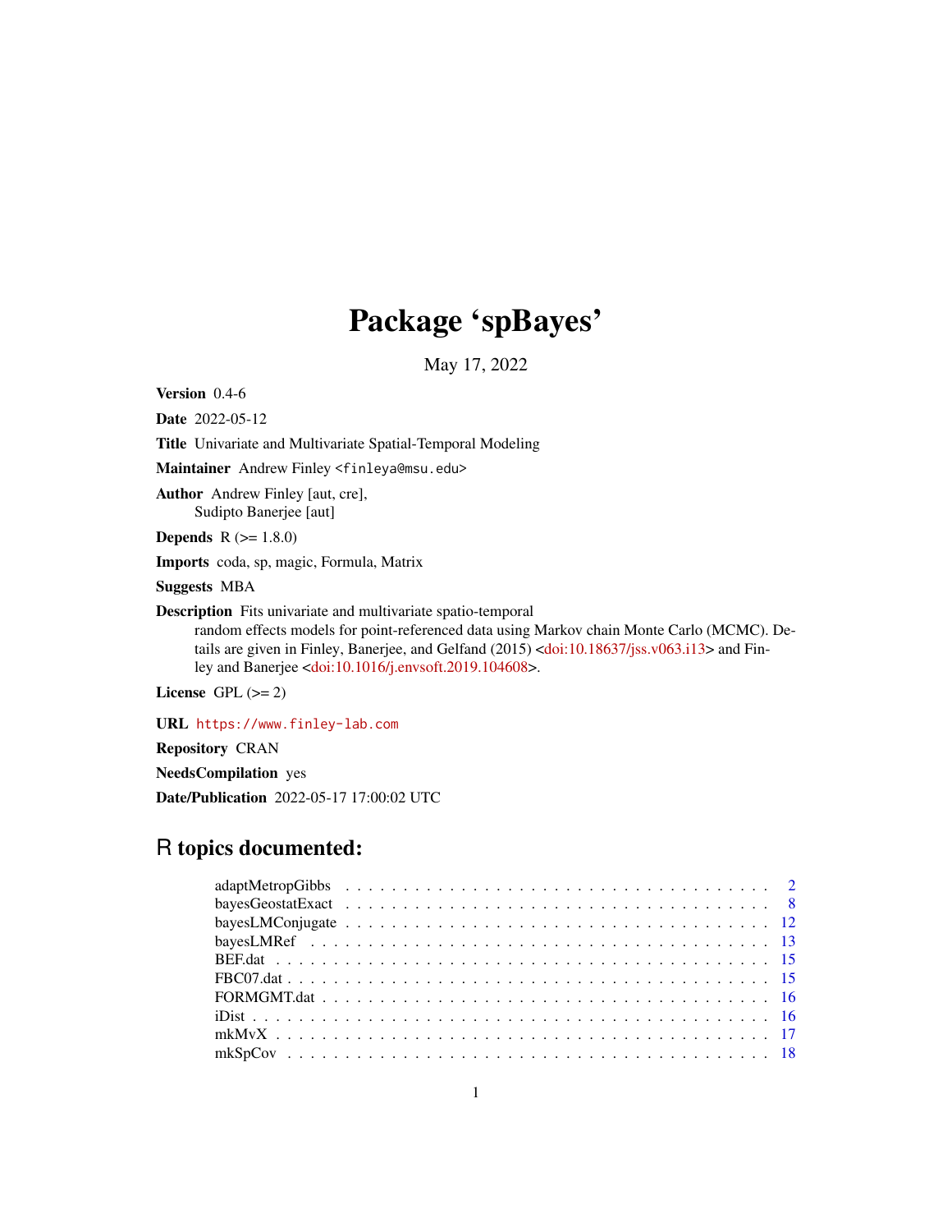# Package 'spBayes'

May 17, 2022

**Version** 0.4-6

**Date** 2022-05-12

**Title** Univariate and Multivariate Spatial-Temporal Modeling

**Maintainer** Andrew Finley <finleya@msu.edu>

**Author** Andrew Finley [aut, cre],
Sudipto Banerjee [aut]

**Depends** R (>= 1.8.0)

**Imports** coda, sp, magic, Formula, Matrix

**Suggests** MBA

**Description** Fits univariate and multivariate spatio-temporal
random effects models for point-referenced data using Markov chain Monte Carlo (MCMC). Details are given in Finley, Banerjee, and Gelfand (2015) <doi:10.18637/jss.v063.i13> and Finley and Banerjee <doi:10.1016/j.envsoft.2019.104608>.

**License** GPL (>= 2)

**URL** https://www.finley-lab.com

**Repository** CRAN

**NeedsCompilation** yes

**Date/Publication** 2022-05-17 17:00:02 UTC

## R topics documented:

| | |
|---|---|
| adaptMetropGibbs | 2 |
| bayesGeostatExact | 8 |
| bayesLMConjugate | 12 |
| bayesLMRef | 13 |
| BEF.dat | 15 |
| FBC07.dat | 15 |
| FORMGMT.dat | 16 |
| iDist | 16 |
| mkMvX | 17 |
| mkSpCov | 18 |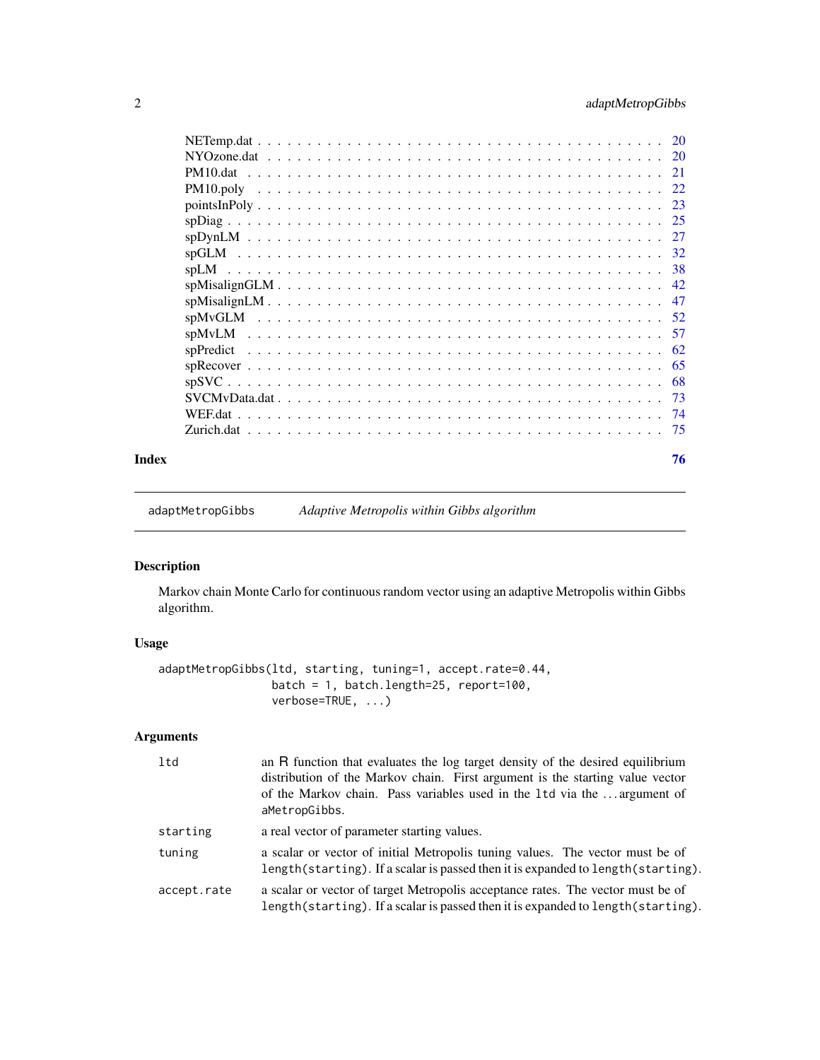| | |
|---|---|
| NETemp.dat | 20 |
| NYOzone.dat | 20 |
| PM10.dat | 21 |
| PM10.poly | 22 |
| pointsInPoly | 23 |
| spDiag | 25 |
| spDynLM | 27 |
| spGLM | 32 |
| spLM | 38 |
| spMisalignGLM | 42 |
| spMisalignLM | 47 |
| spMvGLM | 52 |
| spMvLM | 57 |
| spPredict | 62 |
| spRecover | 65 |
| spSVC | 68 |
| SVCMvData.dat | 73 |
| WEF.dat | 74 |
| Zurich.dat | 75 |

**Index** 76

---

`adaptMetropGibbs` *Adaptive Metropolis within Gibbs algorithm*

---

## Description

Markov chain Monte Carlo for continuous random vector using an adaptive Metropolis within Gibbs algorithm.

## Usage

```
adaptMetropGibbs(ltd, starting, tuning=1, accept.rate=0.44,
                 batch = 1, batch.length=25, report=100,
                 verbose=TRUE, ...)
```

## Arguments

| | |
|---|---|
| `ltd` | an R function that evaluates the log target density of the desired equilibrium distribution of the Markov chain. First argument is the starting value vector of the Markov chain. Pass variables used in the `ltd` via the ... argument of `aMetropGibbs`. |
| `starting` | a real vector of parameter starting values. |
| `tuning` | a scalar or vector of initial Metropolis tuning values. The vector must be of `length(starting)`. If a scalar is passed then it is expanded to `length(starting)`. |
| `accept.rate` | a scalar or vector of target Metropolis acceptance rates. The vector must be of `length(starting)`. If a scalar is passed then it is expanded to `length(starting)`. |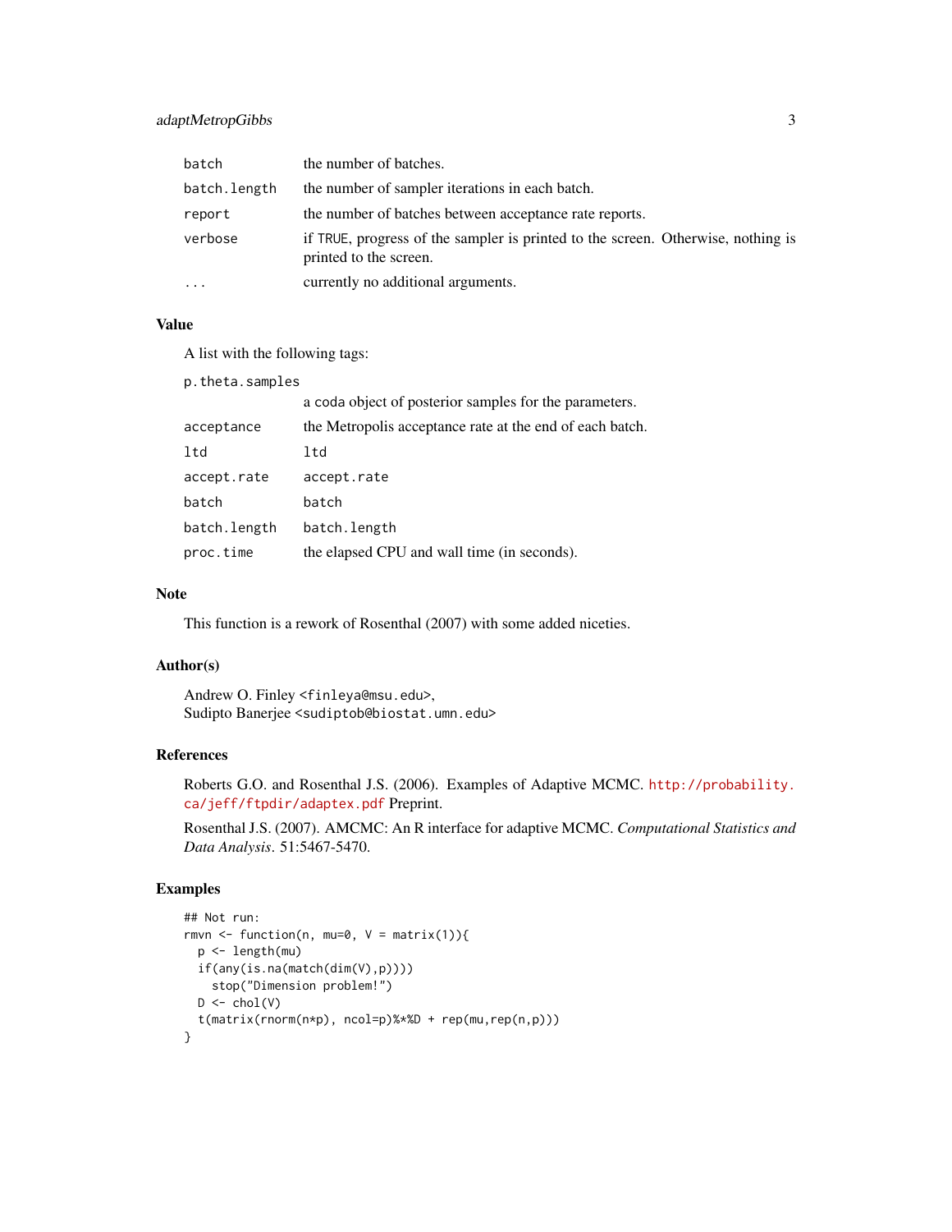| | |
|---|---|
| `batch` | the number of batches. |
| `batch.length` | the number of sampler iterations in each batch. |
| `report` | the number of batches between acceptance rate reports. |
| `verbose` | if `TRUE`, progress of the sampler is printed to the screen. Otherwise, nothing is printed to the screen. |
| `...` | currently no additional arguments. |

### Value

A list with the following tags:

| | |
|---|---|
| `p.theta.samples` | a coda object of posterior samples for the parameters. |
| `acceptance` | the Metropolis acceptance rate at the end of each batch. |
| `ltd` | `ltd` |
| `accept.rate` | `accept.rate` |
| `batch` | `batch` |
| `batch.length` | `batch.length` |
| `proc.time` | the elapsed CPU and wall time (in seconds). |

### Note

This function is a rework of Rosenthal (2007) with some added niceties.

### Author(s)

Andrew O. Finley <finleya@msu.edu>,
Sudipto Banerjee <sudiptob@biostat.umn.edu>

### References

Roberts G.O. and Rosenthal J.S. (2006). Examples of Adaptive MCMC. http://probability.ca/jeff/ftpdir/adaptex.pdf Preprint.

Rosenthal J.S. (2007). AMCMC: An R interface for adaptive MCMC. *Computational Statistics and Data Analysis*. 51:5467-5470.

### Examples

```
## Not run:
rmvn <- function(n, mu=0, V = matrix(1)){
  p <- length(mu)
  if(any(is.na(match(dim(V),p))))
    stop("Dimension problem!")
  D <- chol(V)
  t(matrix(rnorm(n*p), ncol=p)%*%D + rep(mu,rep(n,p)))
}
```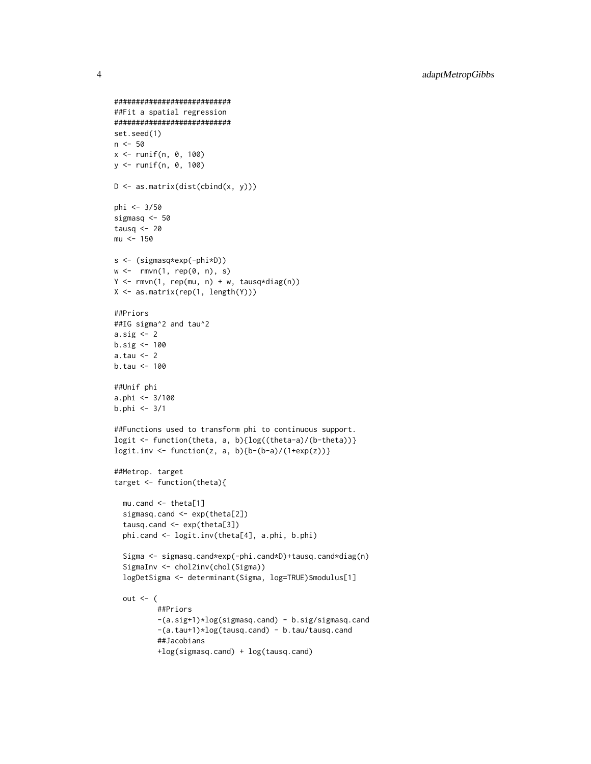```
###########################
##Fit a spatial regression
###########################
set.seed(1)
n <- 50
x <- runif(n, 0, 100)
y <- runif(n, 0, 100)

D <- as.matrix(dist(cbind(x, y)))

phi <- 3/50
sigmasq <- 50
tausq <- 20
mu <- 150

s <- (sigmasq*exp(-phi*D))
w <-  rmvn(1, rep(0, n), s)
Y <- rmvn(1, rep(mu, n) + w, tausq*diag(n))
X <- as.matrix(rep(1, length(Y)))

##Priors
##IG sigma^2 and tau^2
a.sig <- 2
b.sig <- 100
a.tau <- 2
b.tau <- 100

##Unif phi
a.phi <- 3/100
b.phi <- 3/1

##Functions used to transform phi to continuous support.
logit <- function(theta, a, b){log((theta-a)/(b-theta))}
logit.inv <- function(z, a, b){b-(b-a)/(1+exp(z))}

##Metrop. target
target <- function(theta){

  mu.cand <- theta[1]
  sigmasq.cand <- exp(theta[2])
  tausq.cand <- exp(theta[3])
  phi.cand <- logit.inv(theta[4], a.phi, b.phi)

  Sigma <- sigmasq.cand*exp(-phi.cand*D)+tausq.cand*diag(n)
  SigmaInv <- chol2inv(chol(Sigma))
  logDetSigma <- determinant(Sigma, log=TRUE)$modulus[1]

  out <- (
          ##Priors
          -(a.sig+1)*log(sigmasq.cand) - b.sig/sigmasq.cand
          -(a.tau+1)*log(tausq.cand) - b.tau/tausq.cand
          ##Jacobians
          +log(sigmasq.cand) + log(tausq.cand)
```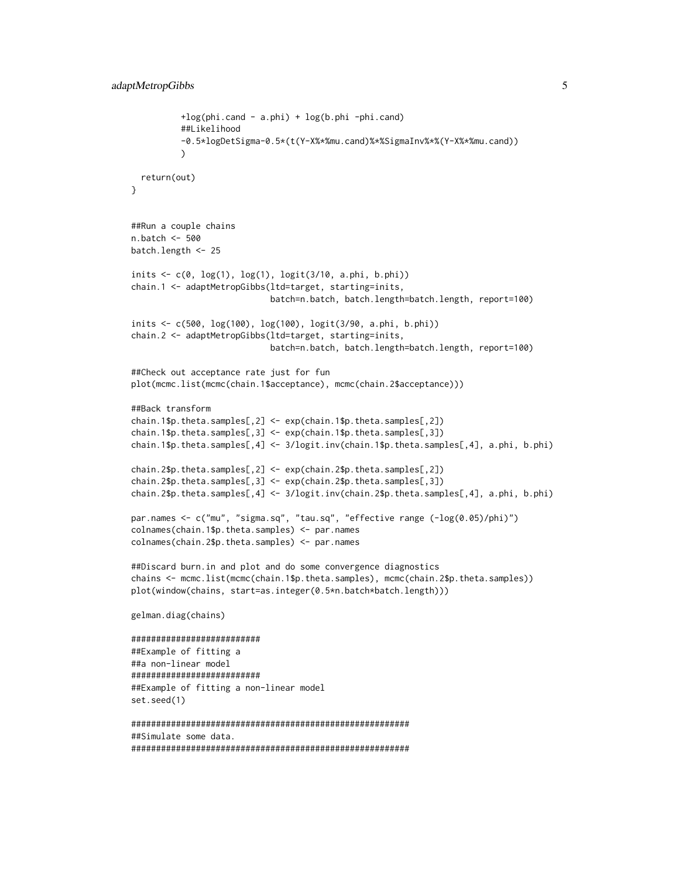```
          +log(phi.cand - a.phi) + log(b.phi -phi.cand)
          ##Likelihood
          -0.5*logDetSigma-0.5*(t(Y-X%*%mu.cand)%*%SigmaInv%*%(Y-X%*%mu.cand))
          )

  return(out)
}


##Run a couple chains
n.batch <- 500
batch.length <- 25

inits <- c(0, log(1), log(1), logit(3/10, a.phi, b.phi))
chain.1 <- adaptMetropGibbs(ltd=target, starting=inits,
                            batch=n.batch, batch.length=batch.length, report=100)

inits <- c(500, log(100), log(100), logit(3/90, a.phi, b.phi))
chain.2 <- adaptMetropGibbs(ltd=target, starting=inits,
                            batch=n.batch, batch.length=batch.length, report=100)

##Check out acceptance rate just for fun
plot(mcmc.list(mcmc(chain.1$acceptance), mcmc(chain.2$acceptance)))

##Back transform
chain.1$p.theta.samples[,2] <- exp(chain.1$p.theta.samples[,2])
chain.1$p.theta.samples[,3] <- exp(chain.1$p.theta.samples[,3])
chain.1$p.theta.samples[,4] <- 3/logit.inv(chain.1$p.theta.samples[,4], a.phi, b.phi)

chain.2$p.theta.samples[,2] <- exp(chain.2$p.theta.samples[,2])
chain.2$p.theta.samples[,3] <- exp(chain.2$p.theta.samples[,3])
chain.2$p.theta.samples[,4] <- 3/logit.inv(chain.2$p.theta.samples[,4], a.phi, b.phi)

par.names <- c("mu", "sigma.sq", "tau.sq", "effective range (-log(0.05)/phi)")
colnames(chain.1$p.theta.samples) <- par.names
colnames(chain.2$p.theta.samples) <- par.names

##Discard burn.in and plot and do some convergence diagnostics
chains <- mcmc.list(mcmc(chain.1$p.theta.samples), mcmc(chain.2$p.theta.samples))
plot(window(chains, start=as.integer(0.5*n.batch*batch.length)))

gelman.diag(chains)

##########################
##Example of fitting a
##a non-linear model
##########################
##Example of fitting a non-linear model
set.seed(1)

########################################################
##Simulate some data.
########################################################
```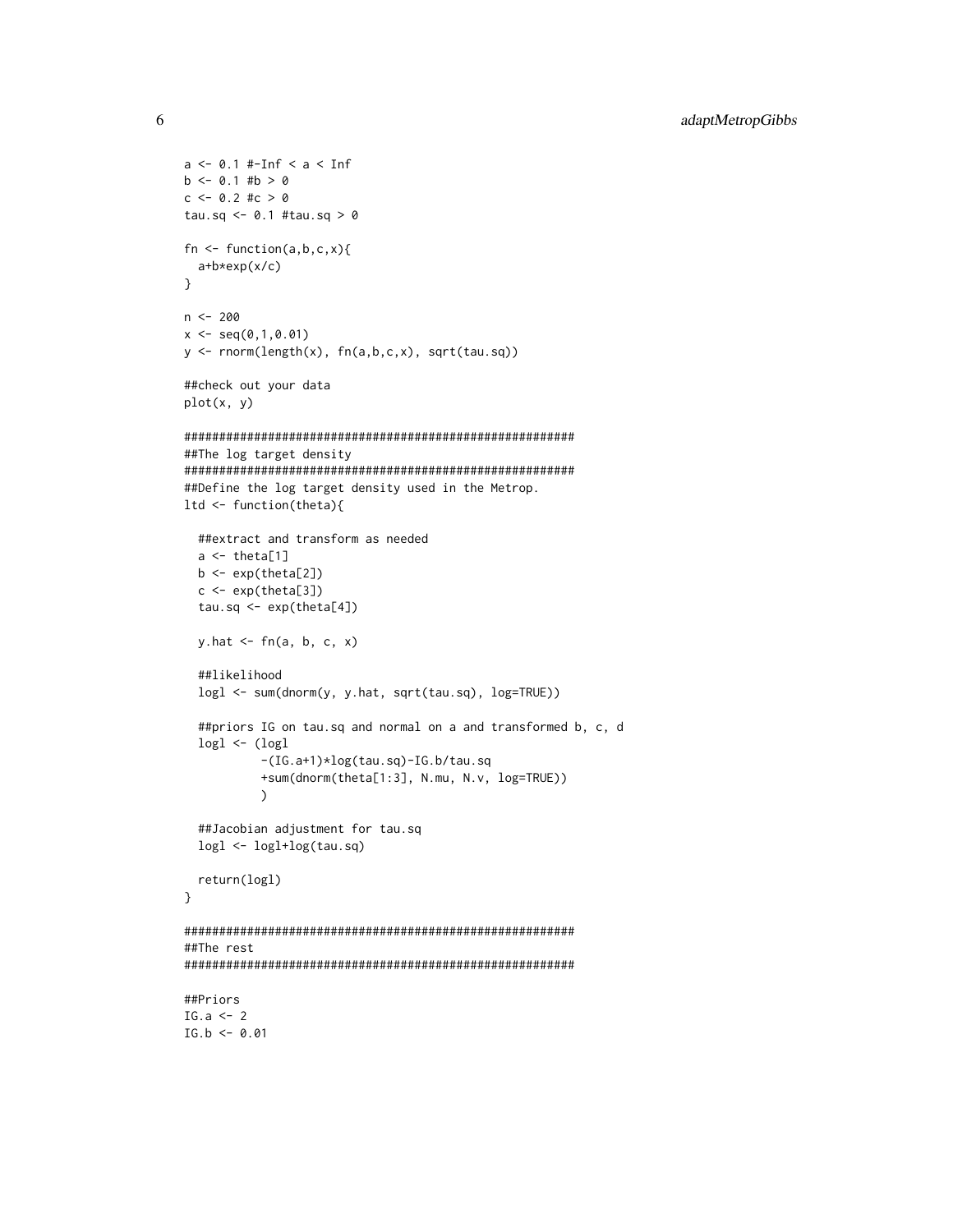```
a <- 0.1 #-Inf < a < Inf
b <- 0.1 #b > 0
c <- 0.2 #c > 0
tau.sq <- 0.1 #tau.sq > 0

fn <- function(a,b,c,x){
  a+b*exp(x/c)
}

n <- 200
x <- seq(0,1,0.01)
y <- rnorm(length(x), fn(a,b,c,x), sqrt(tau.sq))

##check out your data
plot(x, y)

########################################################
##The log target density
########################################################
##Define the log target density used in the Metrop.
ltd <- function(theta){

  ##extract and transform as needed
  a <- theta[1]
  b <- exp(theta[2])
  c <- exp(theta[3])
  tau.sq <- exp(theta[4])

  y.hat <- fn(a, b, c, x)

  ##likelihood
  logl <- sum(dnorm(y, y.hat, sqrt(tau.sq), log=TRUE))

  ##priors IG on tau.sq and normal on a and transformed b, c, d
  logl <- (logl
           -(IG.a+1)*log(tau.sq)-IG.b/tau.sq
           +sum(dnorm(theta[1:3], N.mu, N.v, log=TRUE))
           )

  ##Jacobian adjustment for tau.sq
  logl <- logl+log(tau.sq)

  return(logl)
}

########################################################
##The rest
########################################################

##Priors
IG.a <- 2
IG.b <- 0.01
```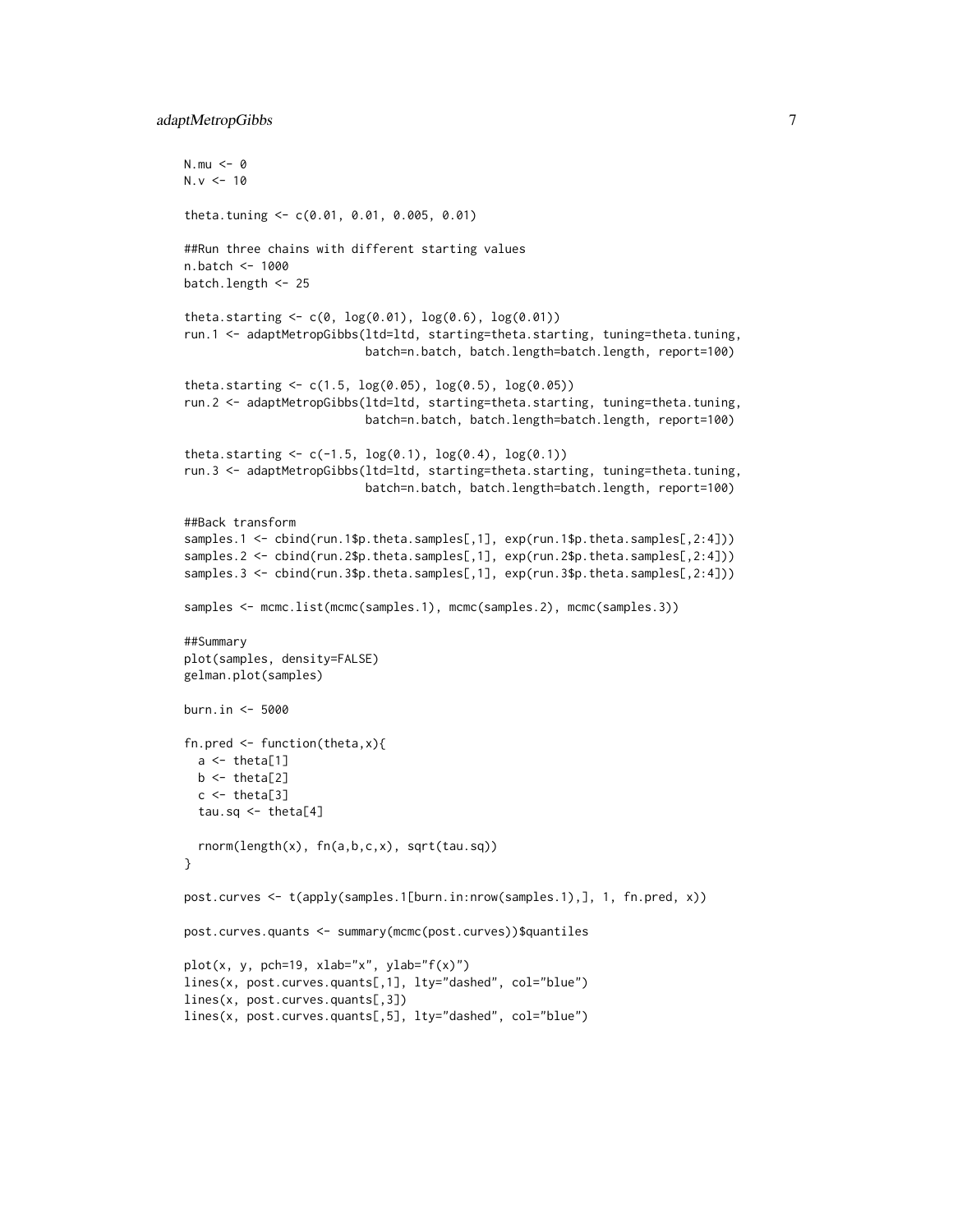```
N.mu <- 0
N.v <- 10

theta.tuning <- c(0.01, 0.01, 0.005, 0.01)

##Run three chains with different starting values
n.batch <- 1000
batch.length <- 25

theta.starting <- c(0, log(0.01), log(0.6), log(0.01))
run.1 <- adaptMetropGibbs(ltd=ltd, starting=theta.starting, tuning=theta.tuning,
                          batch=n.batch, batch.length=batch.length, report=100)

theta.starting <- c(1.5, log(0.05), log(0.5), log(0.05))
run.2 <- adaptMetropGibbs(ltd=ltd, starting=theta.starting, tuning=theta.tuning,
                          batch=n.batch, batch.length=batch.length, report=100)

theta.starting <- c(-1.5, log(0.1), log(0.4), log(0.1))
run.3 <- adaptMetropGibbs(ltd=ltd, starting=theta.starting, tuning=theta.tuning,
                          batch=n.batch, batch.length=batch.length, report=100)

##Back transform
samples.1 <- cbind(run.1$p.theta.samples[,1], exp(run.1$p.theta.samples[,2:4]))
samples.2 <- cbind(run.2$p.theta.samples[,1], exp(run.2$p.theta.samples[,2:4]))
samples.3 <- cbind(run.3$p.theta.samples[,1], exp(run.3$p.theta.samples[,2:4]))

samples <- mcmc.list(mcmc(samples.1), mcmc(samples.2), mcmc(samples.3))

##Summary
plot(samples, density=FALSE)
gelman.plot(samples)

burn.in <- 5000

fn.pred <- function(theta,x){
  a <- theta[1]
  b <- theta[2]
  c <- theta[3]
  tau.sq <- theta[4]

  rnorm(length(x), fn(a,b,c,x), sqrt(tau.sq))
}

post.curves <- t(apply(samples.1[burn.in:nrow(samples.1),], 1, fn.pred, x))

post.curves.quants <- summary(mcmc(post.curves))$quantiles

plot(x, y, pch=19, xlab="x", ylab="f(x)")
lines(x, post.curves.quants[,1], lty="dashed", col="blue")
lines(x, post.curves.quants[,3])
lines(x, post.curves.quants[,5], lty="dashed", col="blue")
```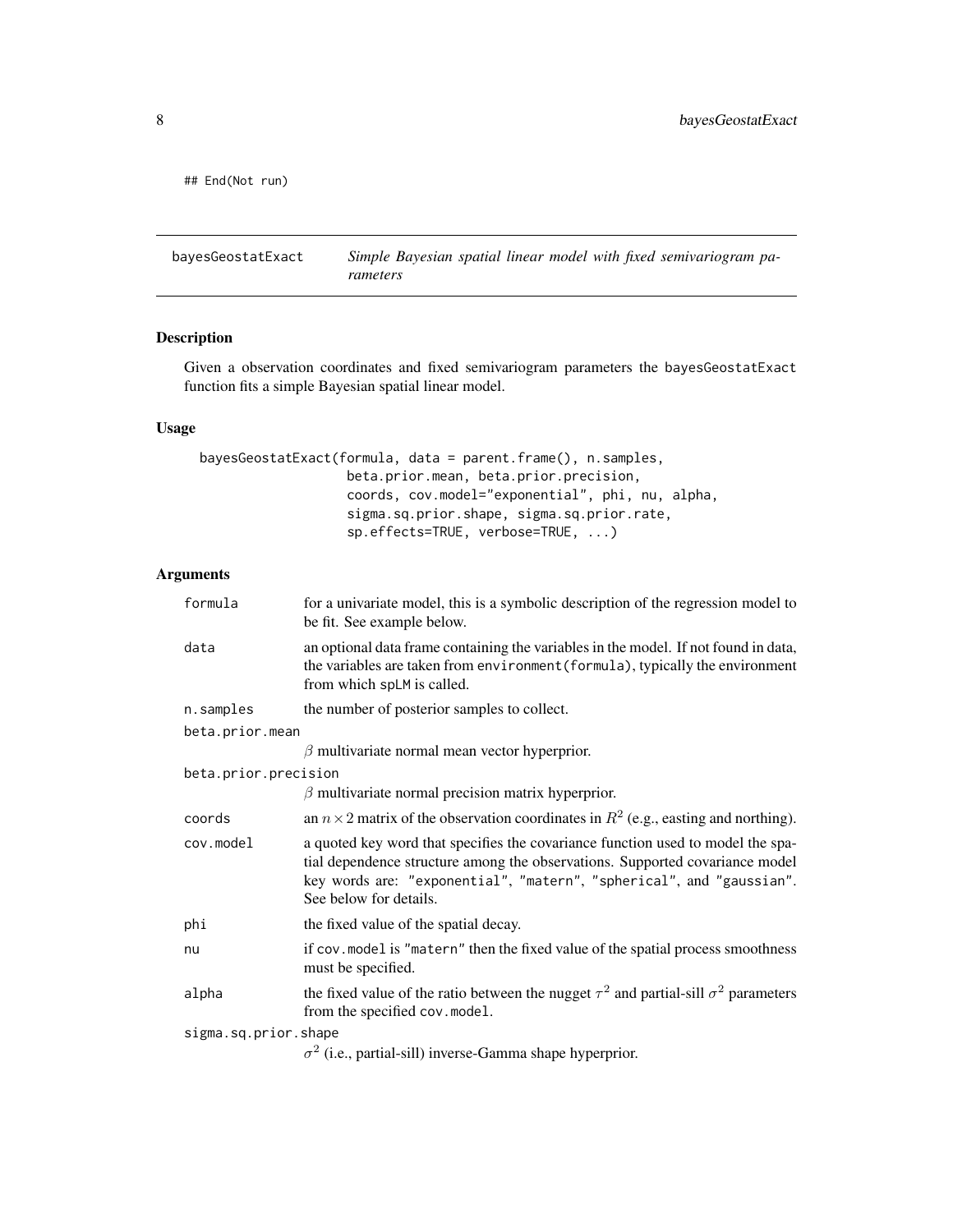```
## End(Not run)
```

---

| bayesGeostatExact | *Simple Bayesian spatial linear model with fixed semivariogram parameters* |
|---|---|

## Description

Given a observation coordinates and fixed semivariogram parameters the `bayesGeostatExact` function fits a simple Bayesian spatial linear model.

## Usage

```
bayesGeostatExact(formula, data = parent.frame(), n.samples,
                  beta.prior.mean, beta.prior.precision,
                  coords, cov.model="exponential", phi, nu, alpha,
                  sigma.sq.prior.shape, sigma.sq.prior.rate,
                  sp.effects=TRUE, verbose=TRUE, ...)
```

## Arguments

| Argument | Description |
|---|---|
| `formula` | for a univariate model, this is a symbolic description of the regression model to be fit. See example below. |
| `data` | an optional data frame containing the variables in the model. If not found in data, the variables are taken from `environment(formula)`, typically the environment from which `spLM` is called. |
| `n.samples` | the number of posterior samples to collect. |
| `beta.prior.mean` | $\beta$ multivariate normal mean vector hyperprior. |
| `beta.prior.precision` | $\beta$ multivariate normal precision matrix hyperprior. |
| `coords` | an $n \times 2$ matrix of the observation coordinates in $R^2$ (e.g., easting and northing). |
| `cov.model` | a quoted key word that specifies the covariance function used to model the spatial dependence structure among the observations. Supported covariance model key words are: `"exponential"`, `"matern"`, `"spherical"`, and `"gaussian"`. See below for details. |
| `phi` | the fixed value of the spatial decay. |
| `nu` | if `cov.model` is `"matern"` then the fixed value of the spatial process smoothness must be specified. |
| `alpha` | the fixed value of the ratio between the nugget $\tau^2$ and partial-sill $\sigma^2$ parameters from the specified `cov.model`. |
| `sigma.sq.prior.shape` | $\sigma^2$ (i.e., partial-sill) inverse-Gamma shape hyperprior. |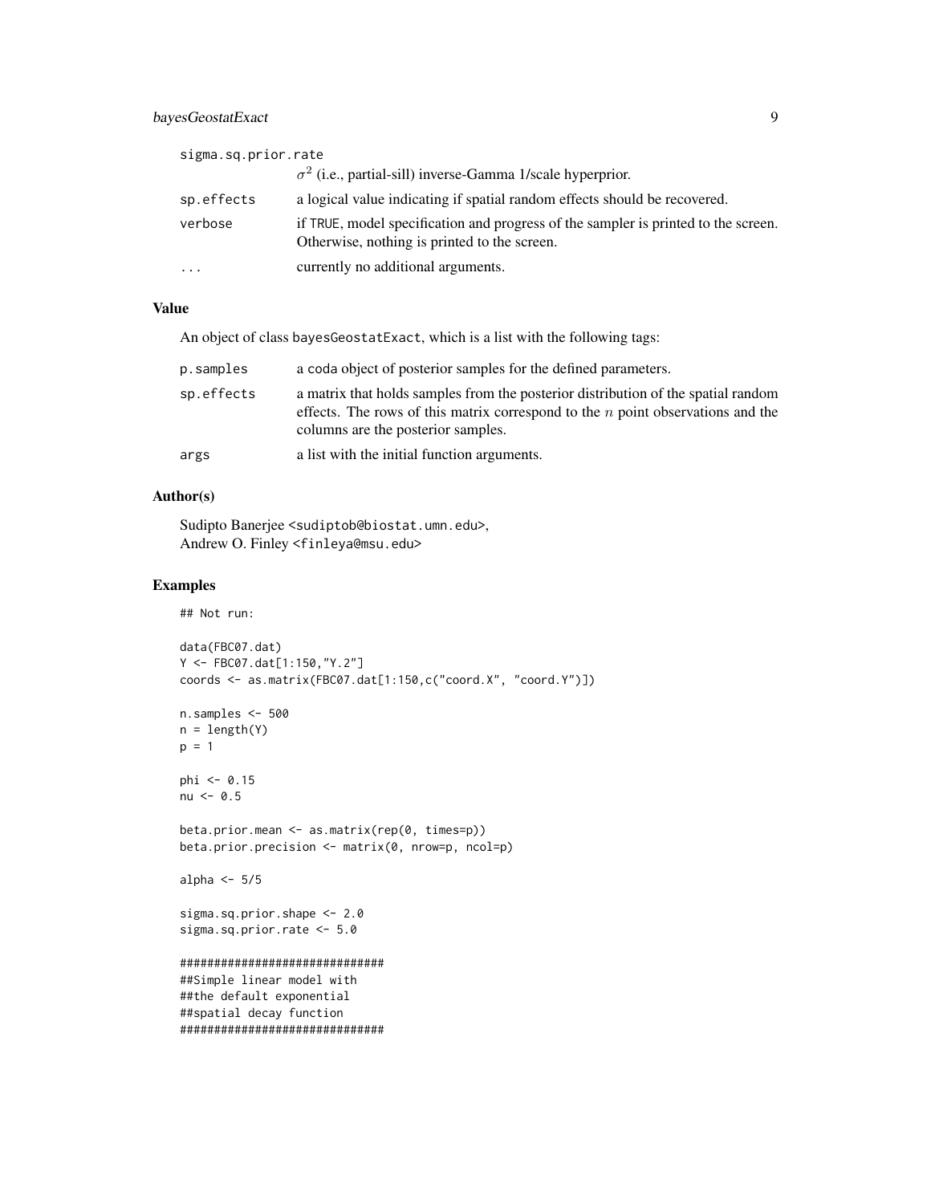sigma.sq.prior.rate
: $\sigma^2$ (i.e., partial-sill) inverse-Gamma 1/scale hyperprior.

sp.effects
: a logical value indicating if spatial random effects should be recovered.

verbose
: if TRUE, model specification and progress of the sampler is printed to the screen. Otherwise, nothing is printed to the screen.

...
: currently no additional arguments.

## Value

An object of class bayesGeostatExact, which is a list with the following tags:

p.samples
: a coda object of posterior samples for the defined parameters.

sp.effects
: a matrix that holds samples from the posterior distribution of the spatial random effects. The rows of this matrix correspond to the $n$ point observations and the columns are the posterior samples.

args
: a list with the initial function arguments.

## Author(s)

Sudipto Banerjee <sudiptob@biostat.umn.edu>,
Andrew O. Finley <finleya@msu.edu>

## Examples

```
## Not run:

data(FBC07.dat)
Y <- FBC07.dat[1:150,"Y.2"]
coords <- as.matrix(FBC07.dat[1:150,c("coord.X", "coord.Y")])

n.samples <- 500
n = length(Y)
p = 1

phi <- 0.15
nu <- 0.5

beta.prior.mean <- as.matrix(rep(0, times=p))
beta.prior.precision <- matrix(0, nrow=p, ncol=p)

alpha <- 5/5

sigma.sq.prior.shape <- 2.0
sigma.sq.prior.rate <- 5.0

##############################
##Simple linear model with
##the default exponential
##spatial decay function
##############################
```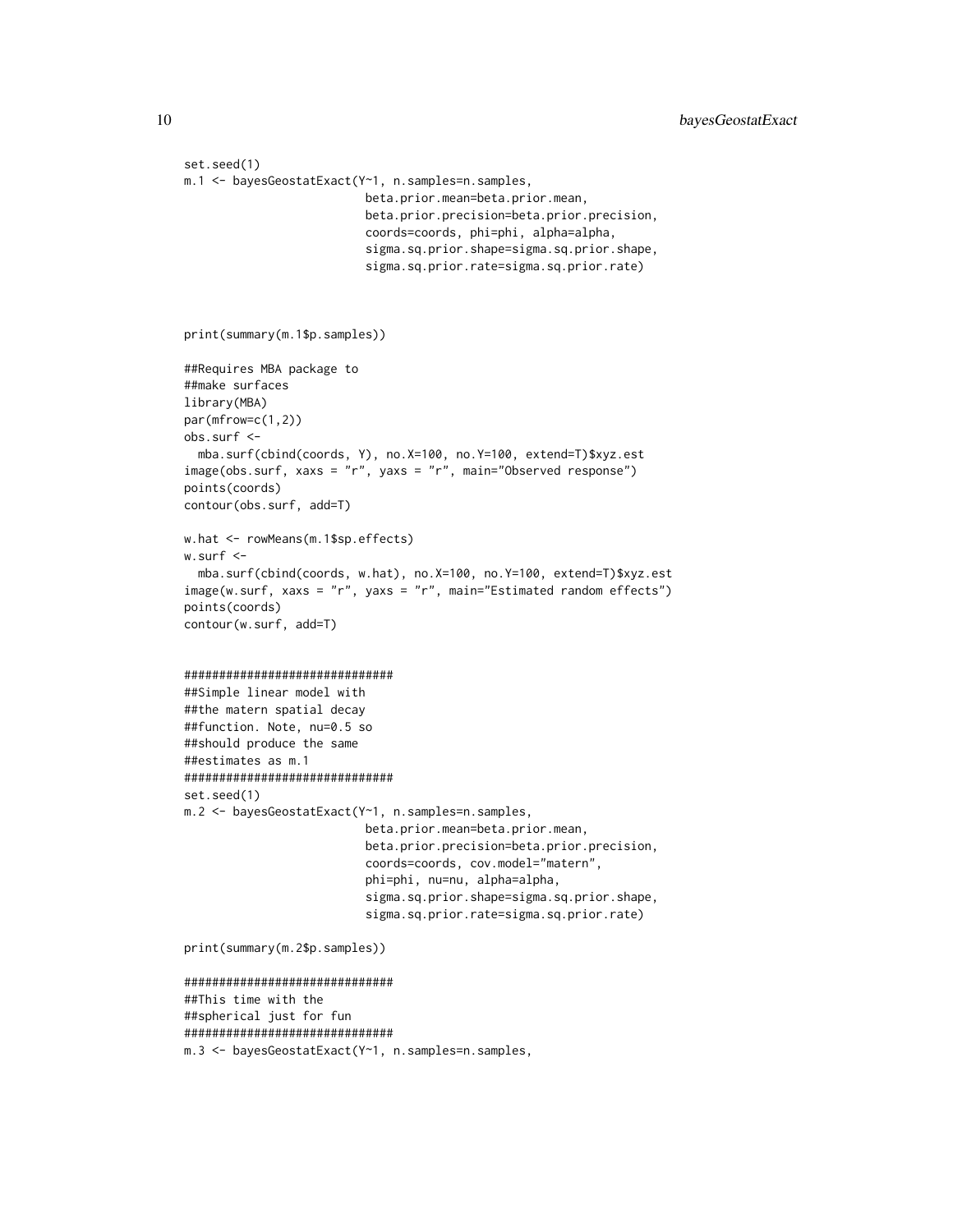```
set.seed(1)
m.1 <- bayesGeostatExact(Y~1, n.samples=n.samples,
                         beta.prior.mean=beta.prior.mean,
                         beta.prior.precision=beta.prior.precision,
                         coords=coords, phi=phi, alpha=alpha,
                         sigma.sq.prior.shape=sigma.sq.prior.shape,
                         sigma.sq.prior.rate=sigma.sq.prior.rate)



print(summary(m.1$p.samples))

##Requires MBA package to
##make surfaces
library(MBA)
par(mfrow=c(1,2))
obs.surf <-
  mba.surf(cbind(coords, Y), no.X=100, no.Y=100, extend=T)$xyz.est
image(obs.surf, xaxs = "r", yaxs = "r", main="Observed response")
points(coords)
contour(obs.surf, add=T)

w.hat <- rowMeans(m.1$sp.effects)
w.surf <-
  mba.surf(cbind(coords, w.hat), no.X=100, no.Y=100, extend=T)$xyz.est
image(w.surf, xaxs = "r", yaxs = "r", main="Estimated random effects")
points(coords)
contour(w.surf, add=T)


##############################
##Simple linear model with
##the matern spatial decay
##function. Note, nu=0.5 so
##should produce the same
##estimates as m.1
##############################
set.seed(1)
m.2 <- bayesGeostatExact(Y~1, n.samples=n.samples,
                         beta.prior.mean=beta.prior.mean,
                         beta.prior.precision=beta.prior.precision,
                         coords=coords, cov.model="matern",
                         phi=phi, nu=nu, alpha=alpha,
                         sigma.sq.prior.shape=sigma.sq.prior.shape,
                         sigma.sq.prior.rate=sigma.sq.prior.rate)

print(summary(m.2$p.samples))

##############################
##This time with the
##spherical just for fun
##############################
m.3 <- bayesGeostatExact(Y~1, n.samples=n.samples,
```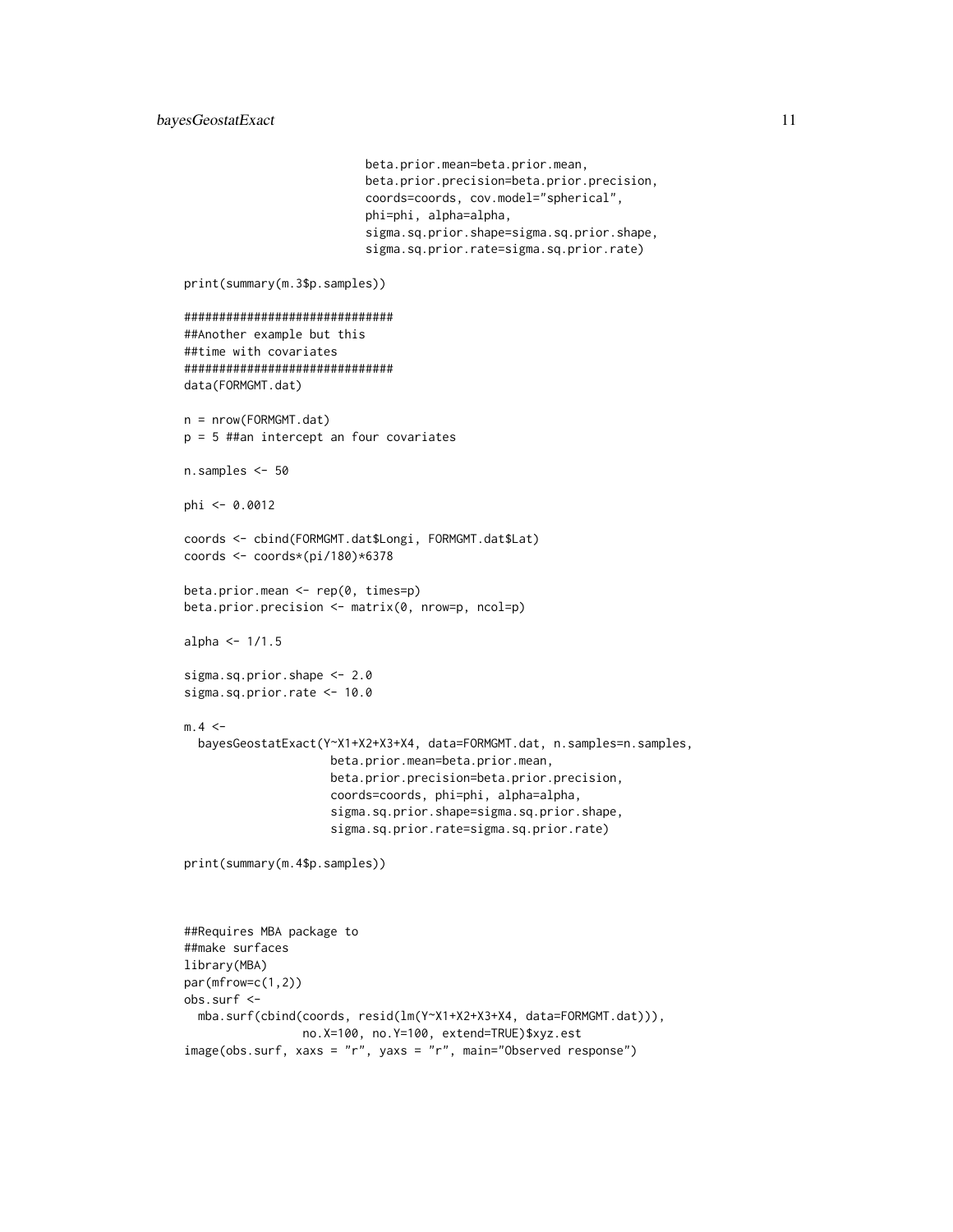```
                          beta.prior.mean=beta.prior.mean,
                          beta.prior.precision=beta.prior.precision,
                          coords=coords, cov.model="spherical",
                          phi=phi, alpha=alpha,
                          sigma.sq.prior.shape=sigma.sq.prior.shape,
                          sigma.sq.prior.rate=sigma.sq.prior.rate)

print(summary(m.3$p.samples))

##############################
##Another example but this
##time with covariates
##############################
data(FORMGMT.dat)

n = nrow(FORMGMT.dat)
p = 5 ##an intercept an four covariates

n.samples <- 50

phi <- 0.0012

coords <- cbind(FORMGMT.dat$Longi, FORMGMT.dat$Lat)
coords <- coords*(pi/180)*6378

beta.prior.mean <- rep(0, times=p)
beta.prior.precision <- matrix(0, nrow=p, ncol=p)

alpha <- 1/1.5

sigma.sq.prior.shape <- 2.0
sigma.sq.prior.rate <- 10.0

m.4 <-
  bayesGeostatExact(Y~X1+X2+X3+X4, data=FORMGMT.dat, n.samples=n.samples,
                    beta.prior.mean=beta.prior.mean,
                    beta.prior.precision=beta.prior.precision,
                    coords=coords, phi=phi, alpha=alpha,
                    sigma.sq.prior.shape=sigma.sq.prior.shape,
                    sigma.sq.prior.rate=sigma.sq.prior.rate)

print(summary(m.4$p.samples))



##Requires MBA package to
##make surfaces
library(MBA)
par(mfrow=c(1,2))
obs.surf <-
  mba.surf(cbind(coords, resid(lm(Y~X1+X2+X3+X4, data=FORMGMT.dat))),
                no.X=100, no.Y=100, extend=TRUE)$xyz.est
image(obs.surf, xaxs = "r", yaxs = "r", main="Observed response")
```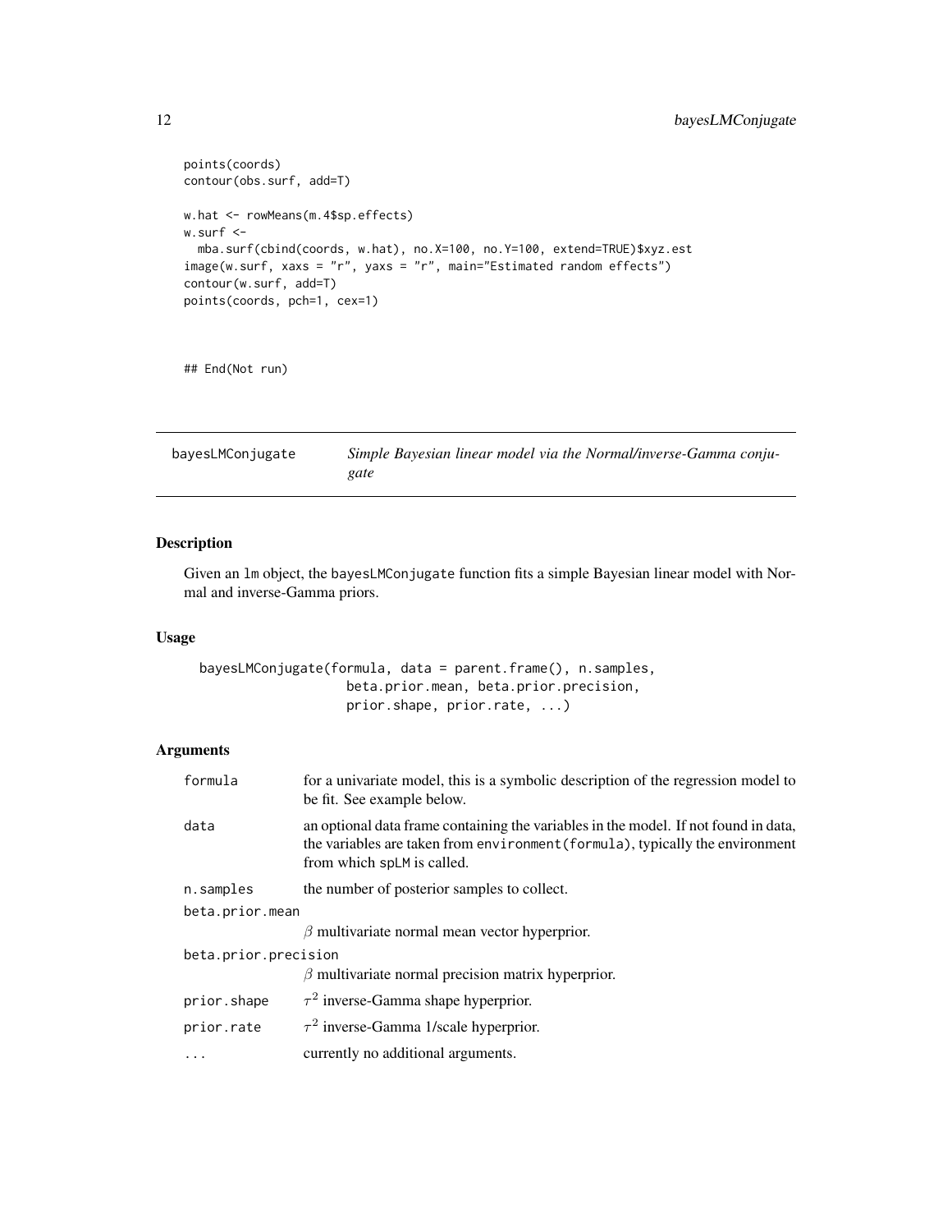```
points(coords)
contour(obs.surf, add=T)

w.hat <- rowMeans(m.4$sp.effects)
w.surf <-
  mba.surf(cbind(coords, w.hat), no.X=100, no.Y=100, extend=TRUE)$xyz.est
image(w.surf, xaxs = "r", yaxs = "r", main="Estimated random effects")
contour(w.surf, add=T)
points(coords, pch=1, cex=1)


## End(Not run)
```

---

## bayesLMConjugate — *Simple Bayesian linear model via the Normal/inverse-Gamma conjugate*

---

### Description

Given an `lm` object, the `bayesLMConjugate` function fits a simple Bayesian linear model with Normal and inverse-Gamma priors.

### Usage

```
bayesLMConjugate(formula, data = parent.frame(), n.samples,
                 beta.prior.mean, beta.prior.precision,
                 prior.shape, prior.rate, ...)
```

### Arguments

| | |
|---|---|
| `formula` | for a univariate model, this is a symbolic description of the regression model to be fit. See example below. |
| `data` | an optional data frame containing the variables in the model. If not found in data, the variables are taken from `environment(formula)`, typically the environment from which `spLM` is called. |
| `n.samples` | the number of posterior samples to collect. |
| `beta.prior.mean` | $\beta$ multivariate normal mean vector hyperprior. |
| `beta.prior.precision` | $\beta$ multivariate normal precision matrix hyperprior. |
| `prior.shape` | $\tau^2$ inverse-Gamma shape hyperprior. |
| `prior.rate` | $\tau^2$ inverse-Gamma 1/scale hyperprior. |
| `...` | currently no additional arguments. |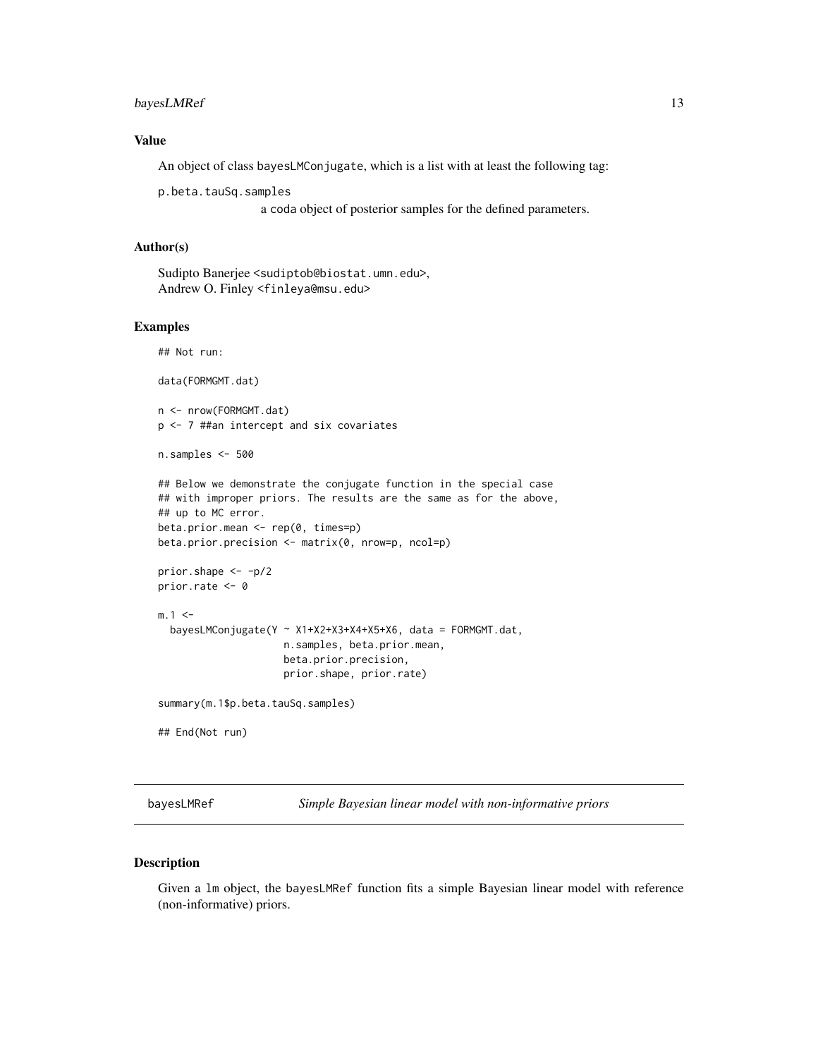## Value

An object of class bayesLMConjugate, which is a list with at least the following tag:

p.beta.tauSq.samples
: a coda object of posterior samples for the defined parameters.

## Author(s)

Sudipto Banerjee <sudiptob@biostat.umn.edu>,
Andrew O. Finley <finleya@msu.edu>

## Examples

```
## Not run:

data(FORMGMT.dat)

n <- nrow(FORMGMT.dat)
p <- 7 ##an intercept and six covariates

n.samples <- 500

## Below we demonstrate the conjugate function in the special case
## with improper priors. The results are the same as for the above,
## up to MC error.
beta.prior.mean <- rep(0, times=p)
beta.prior.precision <- matrix(0, nrow=p, ncol=p)

prior.shape <- -p/2
prior.rate <- 0

m.1 <-
  bayesLMConjugate(Y ~ X1+X2+X3+X4+X5+X6, data = FORMGMT.dat,
                   n.samples, beta.prior.mean,
                   beta.prior.precision,
                   prior.shape, prior.rate)

summary(m.1$p.beta.tauSq.samples)

## End(Not run)
```

---

# bayesLMRef — *Simple Bayesian linear model with non-informative priors*

## Description

Given a lm object, the bayesLMRef function fits a simple Bayesian linear model with reference (non-informative) priors.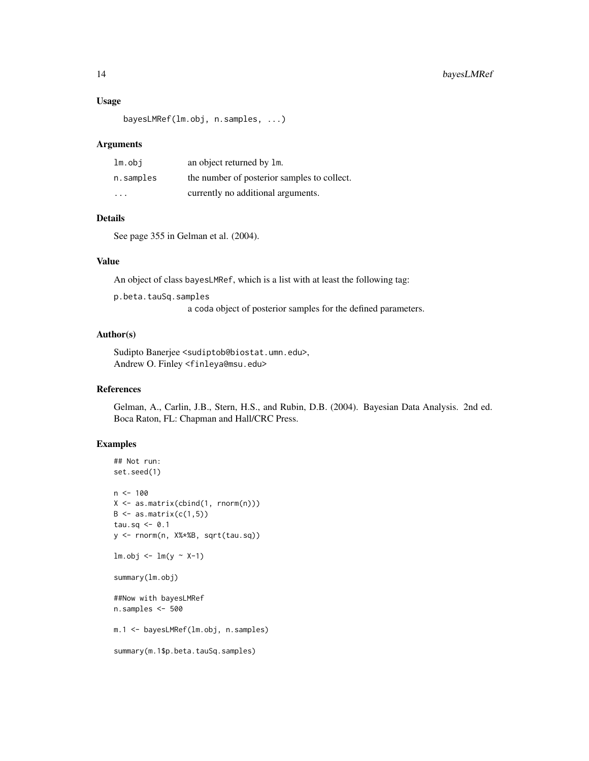### Usage

```
bayesLMRef(lm.obj, n.samples, ...)
```

### Arguments

| | |
|---|---|
| `lm.obj` | an object returned by `lm`. |
| `n.samples` | the number of posterior samples to collect. |
| `...` | currently no additional arguments. |

### Details

See page 355 in Gelman et al. (2004).

### Value

An object of class `bayesLMRef`, which is a list with at least the following tag:

`p.beta.tauSq.samples`
: a `coda` object of posterior samples for the defined parameters.

### Author(s)

Sudipto Banerjee <sudiptob@biostat.umn.edu>,
Andrew O. Finley <finleya@msu.edu>

### References

Gelman, A., Carlin, J.B., Stern, H.S., and Rubin, D.B. (2004). Bayesian Data Analysis. 2nd ed. Boca Raton, FL: Chapman and Hall/CRC Press.

### Examples

```
## Not run:
set.seed(1)

n <- 100
X <- as.matrix(cbind(1, rnorm(n)))
B <- as.matrix(c(1,5))
tau.sq <- 0.1
y <- rnorm(n, X%*%B, sqrt(tau.sq))

lm.obj <- lm(y ~ X-1)

summary(lm.obj)

##Now with bayesLMRef
n.samples <- 500

m.1 <- bayesLMRef(lm.obj, n.samples)

summary(m.1$p.beta.tauSq.samples)
```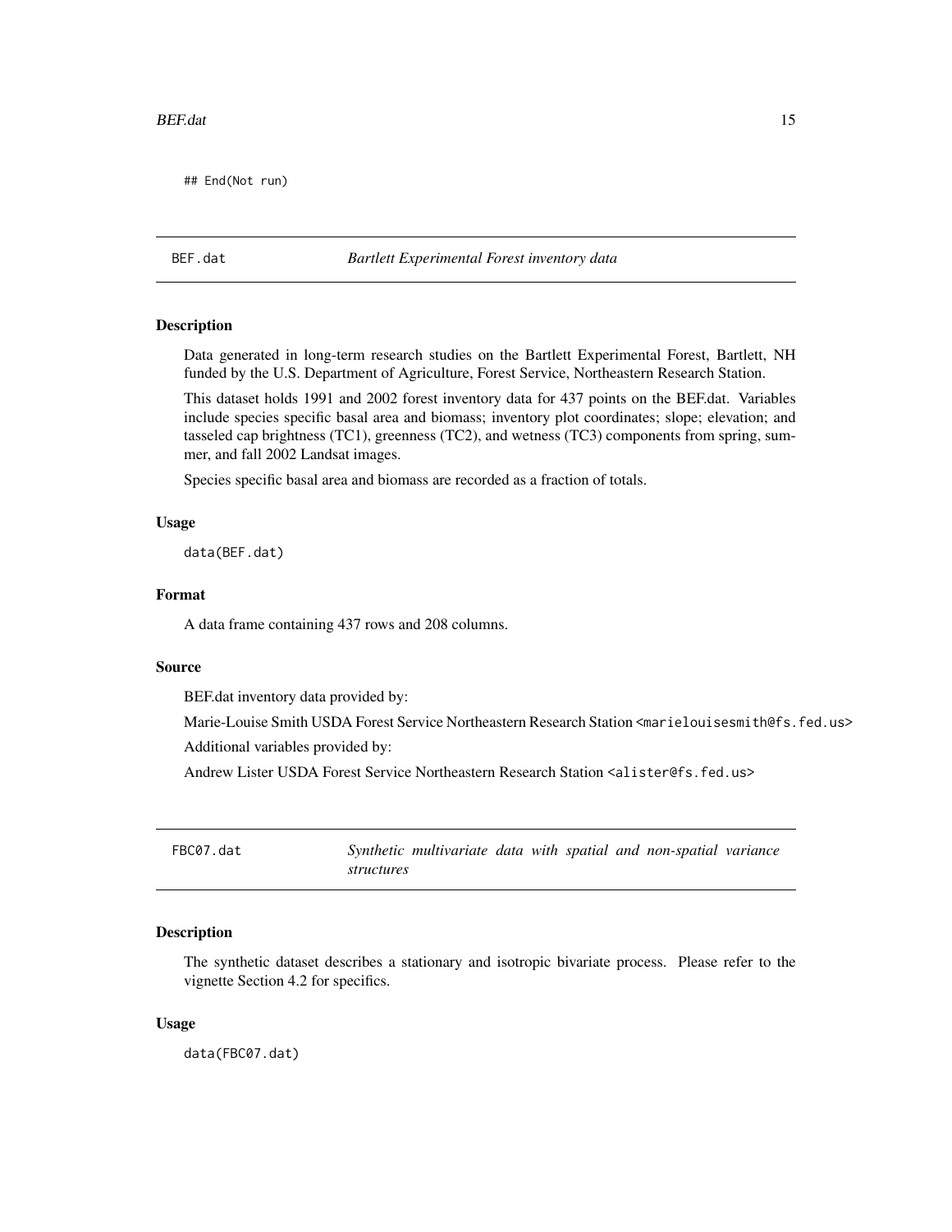```
## End(Not run)
```

---

## BEF.dat — *Bartlett Experimental Forest inventory data*

### Description

Data generated in long-term research studies on the Bartlett Experimental Forest, Bartlett, NH funded by the U.S. Department of Agriculture, Forest Service, Northeastern Research Station.

This dataset holds 1991 and 2002 forest inventory data for 437 points on the BEF.dat. Variables include species specific basal area and biomass; inventory plot coordinates; slope; elevation; and tasseled cap brightness (TC1), greenness (TC2), and wetness (TC3) components from spring, summer, and fall 2002 Landsat images.

Species specific basal area and biomass are recorded as a fraction of totals.

### Usage

```
data(BEF.dat)
```

### Format

A data frame containing 437 rows and 208 columns.

### Source

BEF.dat inventory data provided by:

Marie-Louise Smith USDA Forest Service Northeastern Research Station <marielouisesmith@fs.fed.us>

Additional variables provided by:

Andrew Lister USDA Forest Service Northeastern Research Station <alister@fs.fed.us>

---

## FBC07.dat — *Synthetic multivariate data with spatial and non-spatial variance structures*

### Description

The synthetic dataset describes a stationary and isotropic bivariate process. Please refer to the vignette Section 4.2 for specifics.

### Usage

```
data(FBC07.dat)
```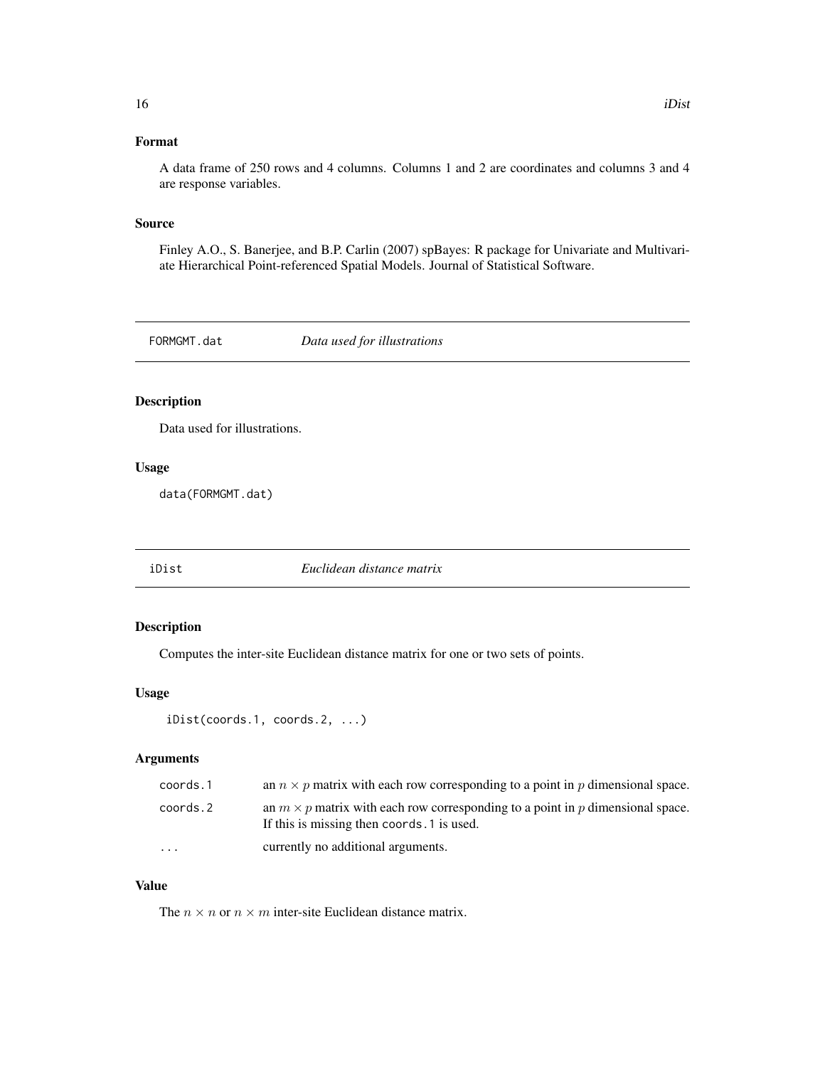## Format

A data frame of 250 rows and 4 columns. Columns 1 and 2 are coordinates and columns 3 and 4 are response variables.

## Source

Finley A.O., S. Banerjee, and B.P. Carlin (2007) spBayes: R package for Univariate and Multivariate Hierarchical Point-referenced Spatial Models. Journal of Statistical Software.

---

# FORMGMT.dat — *Data used for illustrations*

## Description

Data used for illustrations.

## Usage

```
data(FORMGMT.dat)
```

---

# iDist — *Euclidean distance matrix*

## Description

Computes the inter-site Euclidean distance matrix for one or two sets of points.

## Usage

```
iDist(coords.1, coords.2, ...)
```

## Arguments

| | |
|---|---|
| `coords.1` | an $n \times p$ matrix with each row corresponding to a point in $p$ dimensional space. |
| `coords.2` | an $m \times p$ matrix with each row corresponding to a point in $p$ dimensional space. If this is missing then `coords.1` is used. |
| `...` | currently no additional arguments. |

## Value

The $n \times n$ or $n \times m$ inter-site Euclidean distance matrix.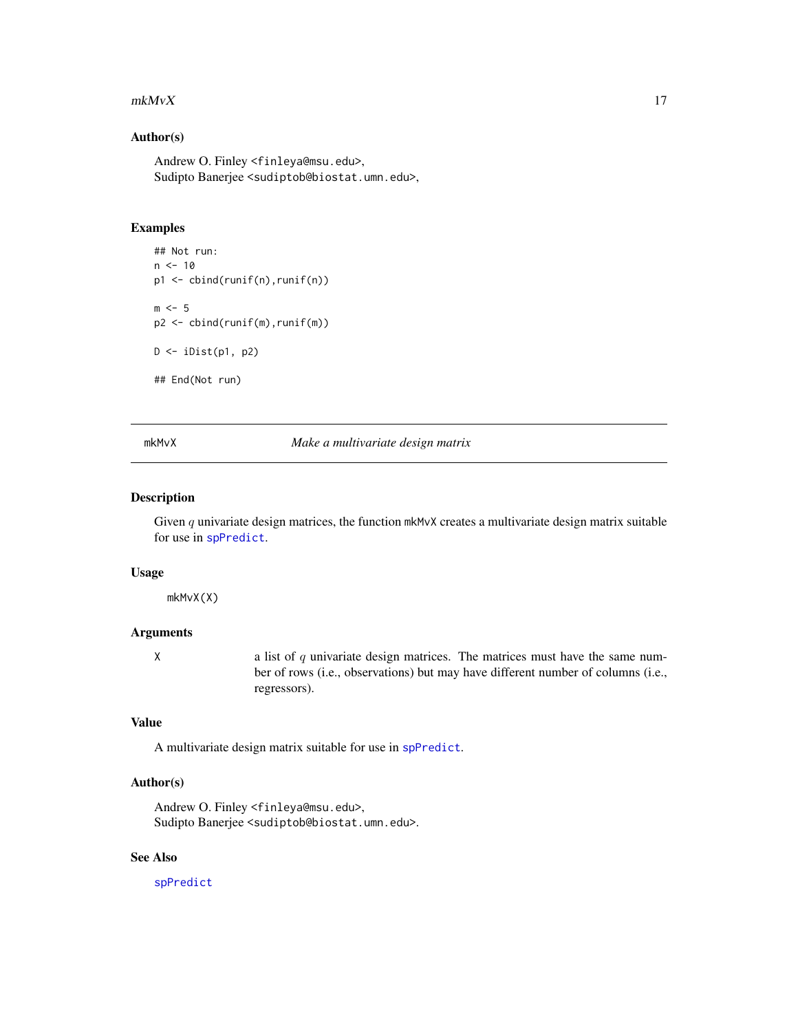### Author(s)

Andrew O. Finley <finleya@msu.edu>,
Sudipto Banerjee <sudiptob@biostat.umn.edu>,

### Examples

```
## Not run:
n <- 10
p1 <- cbind(runif(n),runif(n))

m <- 5
p2 <- cbind(runif(m),runif(m))

D <- iDist(p1, p2)

## End(Not run)
```

---

## mkMvX — *Make a multivariate design matrix*

---

### Description

Given $q$ univariate design matrices, the function mkMvX creates a multivariate design matrix suitable for use in spPredict.

### Usage

```
mkMvX(X)
```

### Arguments

| | |
|---|---|
| X | a list of $q$ univariate design matrices. The matrices must have the same number of rows (i.e., observations) but may have different number of columns (i.e., regressors). |

### Value

A multivariate design matrix suitable for use in spPredict.

### Author(s)

Andrew O. Finley <finleya@msu.edu>,
Sudipto Banerjee <sudiptob@biostat.umn.edu>.

### See Also

spPredict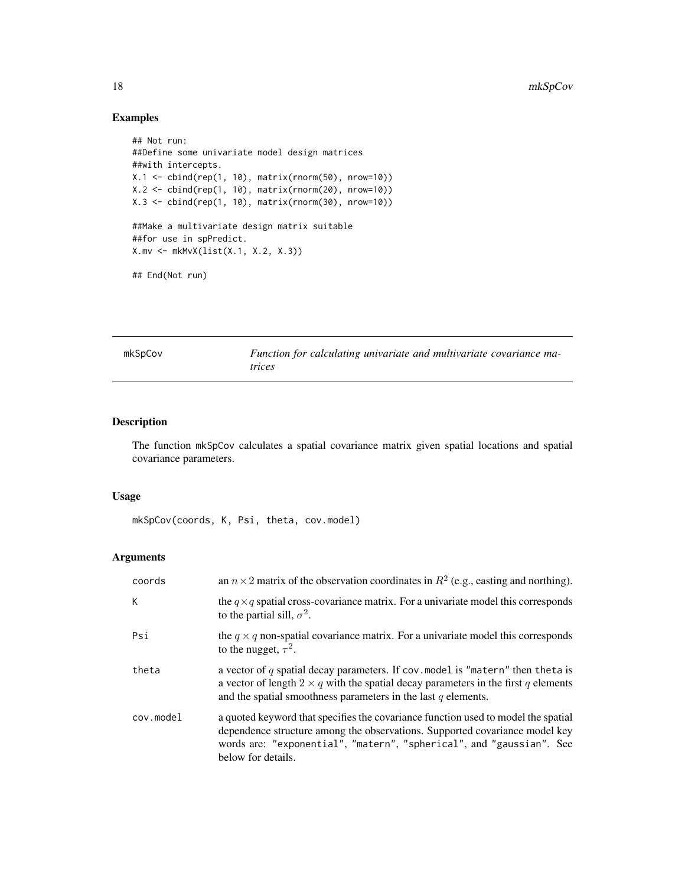## Examples

```
## Not run:
##Define some univariate model design matrices
##with intercepts.
X.1 <- cbind(rep(1, 10), matrix(rnorm(50), nrow=10))
X.2 <- cbind(rep(1, 10), matrix(rnorm(20), nrow=10))
X.3 <- cbind(rep(1, 10), matrix(rnorm(30), nrow=10))

##Make a multivariate design matrix suitable
##for use in spPredict.
X.mv <- mkMvX(list(X.1, X.2, X.3))

## End(Not run)
```

---

# mkSpCov — *Function for calculating univariate and multivariate covariance matrices*

## Description

The function mkSpCov calculates a spatial covariance matrix given spatial locations and spatial covariance parameters.

## Usage

```
mkSpCov(coords, K, Psi, theta, cov.model)
```

## Arguments

| | |
|---|---|
| coords | an $n \times 2$ matrix of the observation coordinates in $R^2$ (e.g., easting and northing). |
| K | the $q \times q$ spatial cross-covariance matrix. For a univariate model this corresponds to the partial sill, $\sigma^2$. |
| Psi | the $q \times q$ non-spatial covariance matrix. For a univariate model this corresponds to the nugget, $\tau^2$. |
| theta | a vector of $q$ spatial decay parameters. If cov.model is "matern" then theta is a vector of length $2 \times q$ with the spatial decay parameters in the first $q$ elements and the spatial smoothness parameters in the last $q$ elements. |
| cov.model | a quoted keyword that specifies the covariance function used to model the spatial dependence structure among the observations. Supported covariance model key words are: "exponential", "matern", "spherical", and "gaussian". See below for details. |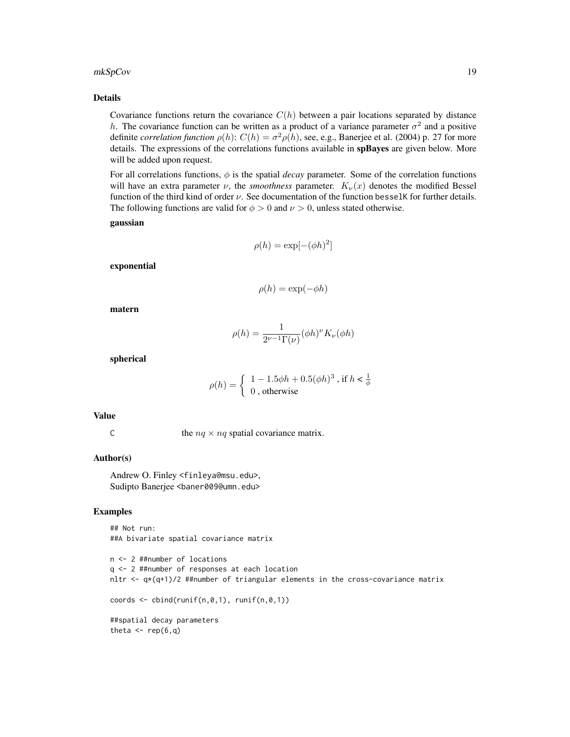## Details

Covariance functions return the covariance $C(h)$ between a pair locations separated by distance $h$. The covariance function can be written as a product of a variance parameter $\sigma^2$ and a positive definite *correlation function* $\rho(h)$: $C(h) = \sigma^2 \rho(h)$, see, e.g., Banerjee et al. (2004) p. 27 for more details. The expressions of the correlations functions available in **spBayes** are given below. More will be added upon request.

For all correlations functions, $\phi$ is the spatial *decay* parameter. Some of the correlation functions will have an extra parameter $\nu$, the *smoothness* parameter. $K_\nu(x)$ denotes the modified Bessel function of the third kind of order $\nu$. See documentation of the function besselK for further details. The following functions are valid for $\phi > 0$ and $\nu > 0$, unless stated otherwise.

**gaussian**

$$\rho(h) = \exp[-(\phi h)^2]$$

**exponential**

$$\rho(h) = \exp(-\phi h)$$

**matern**

$$\rho(h) = \frac{1}{2^{\nu-1}\Gamma(\nu)}(\phi h)^\nu K_\nu(\phi h)$$

**spherical**

$$\rho(h) = \begin{cases} 1 - 1.5\phi h + 0.5(\phi h)^3 \text{ , if } h < \frac{1}{\phi} \\ 0 \text{ , otherwise} \end{cases}$$

## Value

C — the $nq \times nq$ spatial covariance matrix.

## Author(s)

Andrew O. Finley <finleya@msu.edu>,
Sudipto Banerjee <baner009@umn.edu>

## Examples

```
## Not run:
##A bivariate spatial covariance matrix

n <- 2 ##number of locations
q <- 2 ##number of responses at each location
nltr <- q*(q+1)/2 ##number of triangular elements in the cross-covariance matrix

coords <- cbind(runif(n,0,1), runif(n,0,1))

##spatial decay parameters
theta <- rep(6,q)
```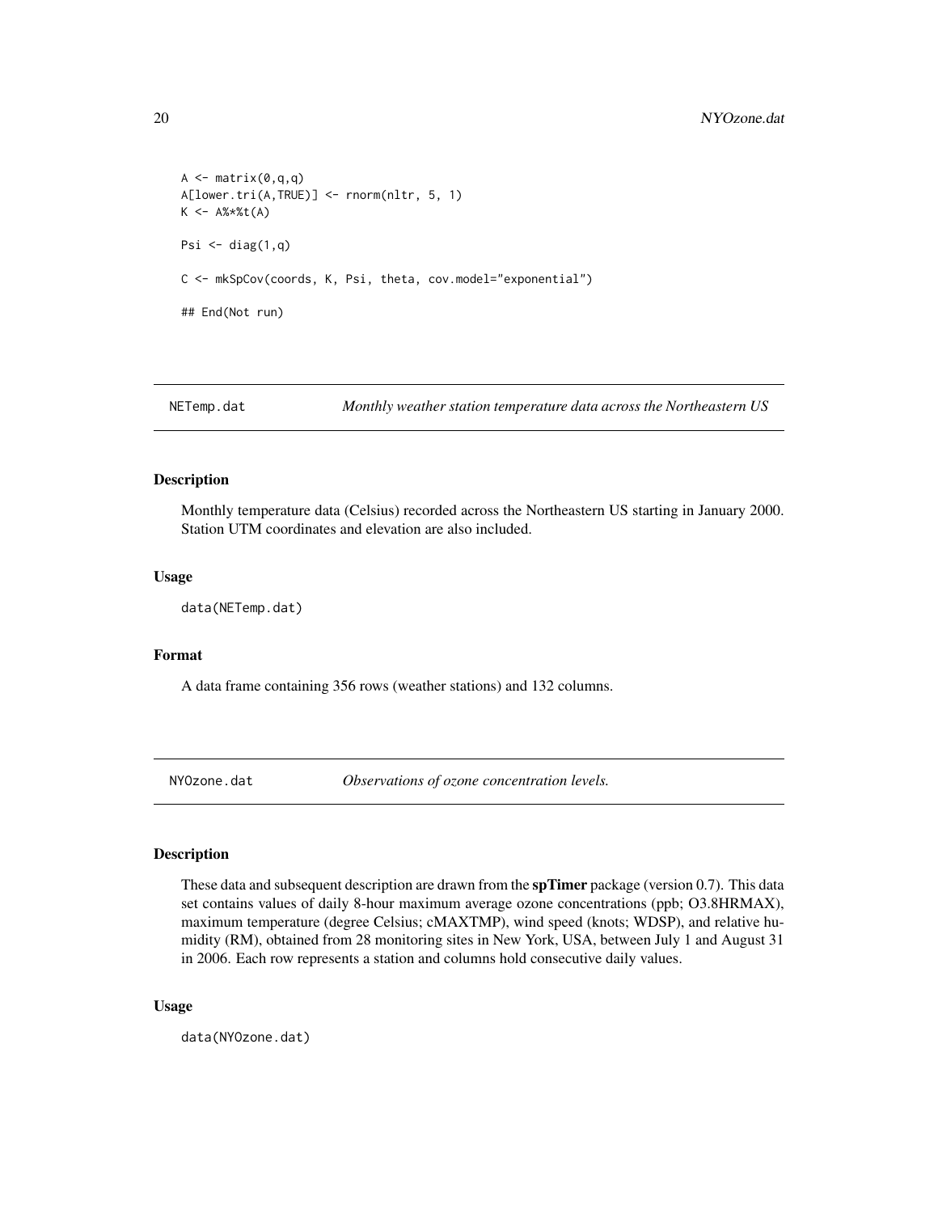```
A <- matrix(0,q,q)
A[lower.tri(A,TRUE)] <- rnorm(nltr, 5, 1)
K <- A%*%t(A)

Psi <- diag(1,q)

C <- mkSpCov(coords, K, Psi, theta, cov.model="exponential")

## End(Not run)
```

## NETemp.dat — *Monthly weather station temperature data across the Northeastern US*

### Description

Monthly temperature data (Celsius) recorded across the Northeastern US starting in January 2000. Station UTM coordinates and elevation are also included.

### Usage

```
data(NETemp.dat)
```

### Format

A data frame containing 356 rows (weather stations) and 132 columns.

## NYOzone.dat — *Observations of ozone concentration levels.*

### Description

These data and subsequent description are drawn from the **spTimer** package (version 0.7). This data set contains values of daily 8-hour maximum average ozone concentrations (ppb; O3.8HRMAX), maximum temperature (degree Celsius; cMAXTMP), wind speed (knots; WDSP), and relative humidity (RM), obtained from 28 monitoring sites in New York, USA, between July 1 and August 31 in 2006. Each row represents a station and columns hold consecutive daily values.

### Usage

```
data(NYOzone.dat)
```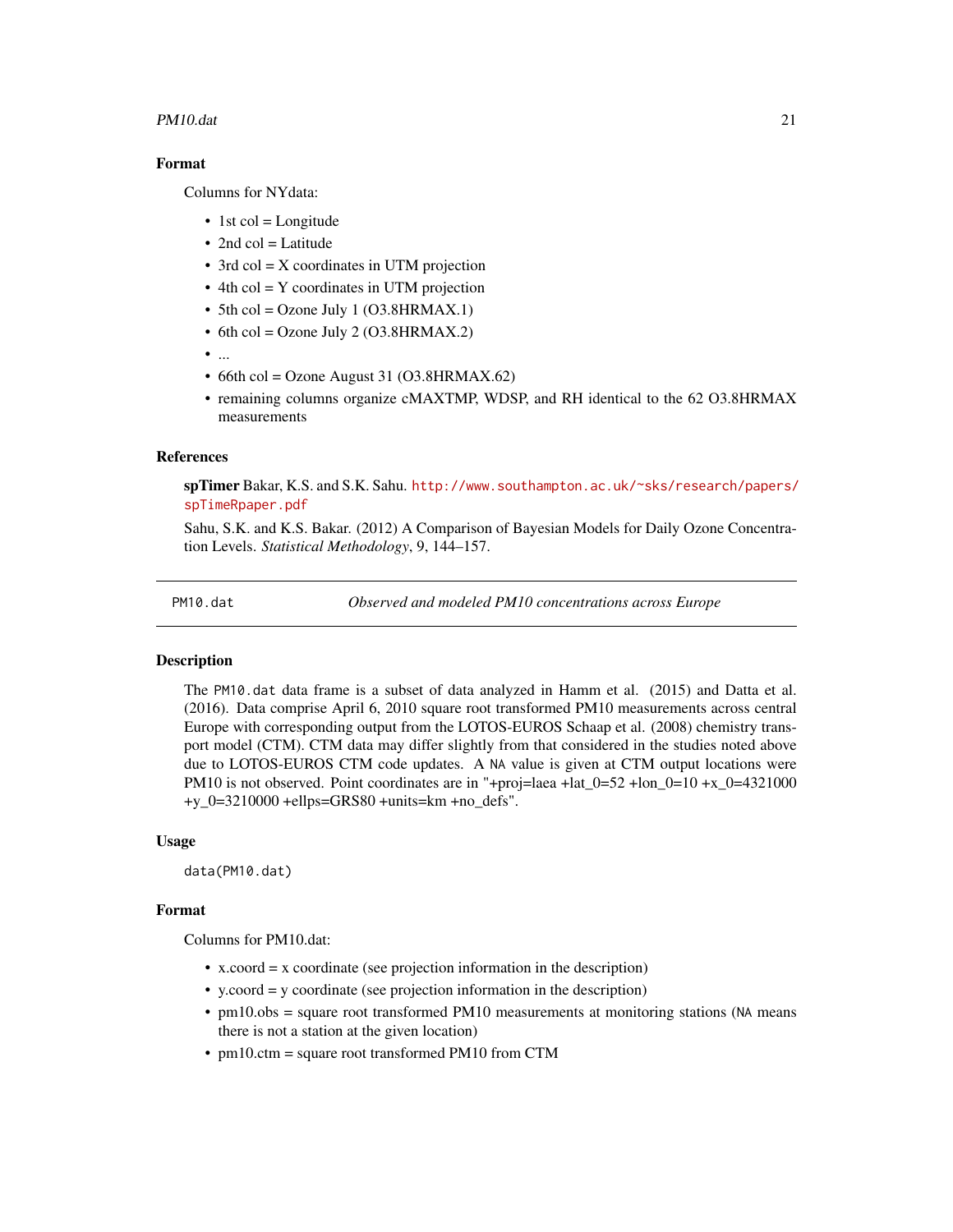### Format

Columns for NYdata:

- 1st col = Longitude
- 2nd col = Latitude
- 3rd col = X coordinates in UTM projection
- 4th col = Y coordinates in UTM projection
- 5th col = Ozone July 1 (O3.8HRMAX.1)
- 6th col = Ozone July 2 (O3.8HRMAX.2)
- ...
- 66th col = Ozone August 31 (O3.8HRMAX.62)
- remaining columns organize cMAXTMP, WDSP, and RH identical to the 62 O3.8HRMAX measurements

### References

**spTimer** Bakar, K.S. and S.K. Sahu. http://www.southampton.ac.uk/~sks/research/papers/spTimeRpaper.pdf

Sahu, S.K. and K.S. Bakar. (2012) A Comparison of Bayesian Models for Daily Ozone Concentration Levels. *Statistical Methodology*, 9, 144–157.

---

## PM10.dat — *Observed and modeled PM10 concentrations across Europe*

### Description

The `PM10.dat` data frame is a subset of data analyzed in Hamm et al. (2015) and Datta et al. (2016). Data comprise April 6, 2010 square root transformed PM10 measurements across central Europe with corresponding output from the LOTOS-EUROS Schaap et al. (2008) chemistry transport model (CTM). CTM data may differ slightly from that considered in the studies noted above due to LOTOS-EUROS CTM code updates. A `NA` value is given at CTM output locations were PM10 is not observed. Point coordinates are in "+proj=laea +lat_0=52 +lon_0=10 +x_0=4321000 +y_0=3210000 +ellps=GRS80 +units=km +no_defs".

### Usage

```
data(PM10.dat)
```

### Format

Columns for PM10.dat:

- x.coord = x coordinate (see projection information in the description)
- y.coord = y coordinate (see projection information in the description)
- pm10.obs = square root transformed PM10 measurements at monitoring stations (`NA` means there is not a station at the given location)
- pm10.ctm = square root transformed PM10 from CTM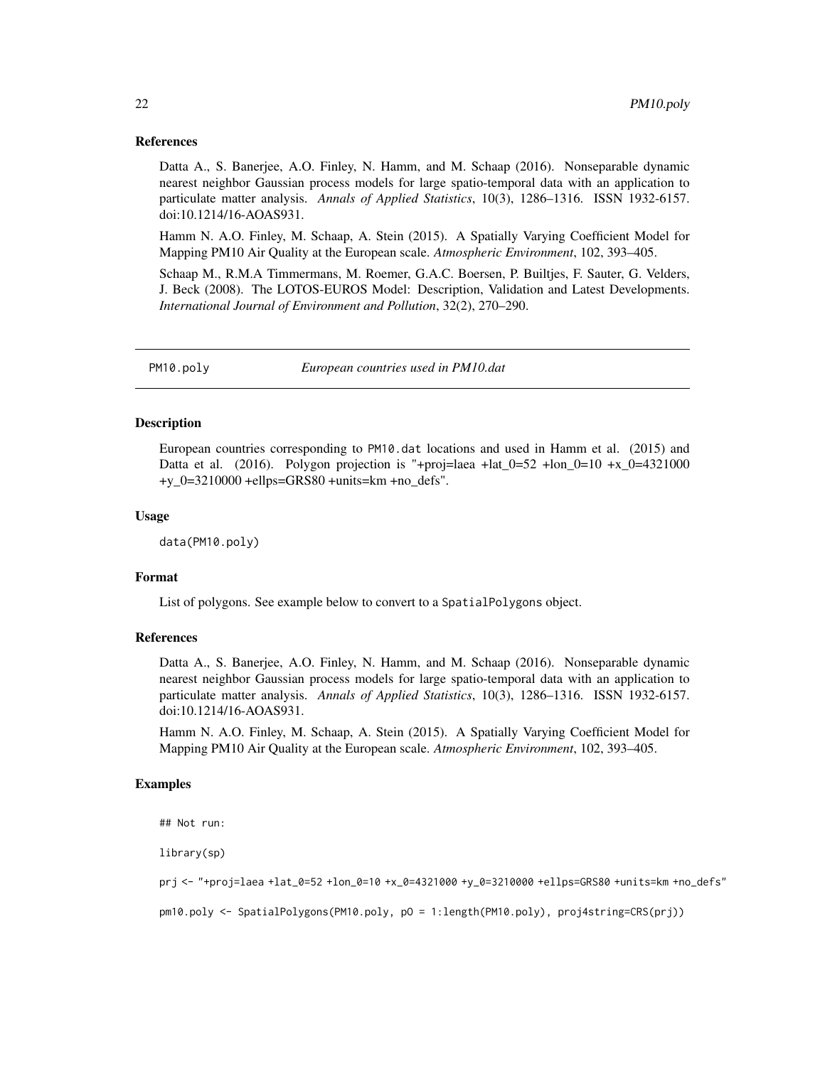### References

Datta A., S. Banerjee, A.O. Finley, N. Hamm, and M. Schaap (2016). Nonseparable dynamic nearest neighbor Gaussian process models for large spatio-temporal data with an application to particulate matter analysis. *Annals of Applied Statistics*, 10(3), 1286–1316. ISSN 1932-6157. doi:10.1214/16-AOAS931.

Hamm N. A.O. Finley, M. Schaap, A. Stein (2015). A Spatially Varying Coefficient Model for Mapping PM10 Air Quality at the European scale. *Atmospheric Environment*, 102, 393–405.

Schaap M., R.M.A Timmermans, M. Roemer, G.A.C. Boersen, P. Builtjes, F. Sauter, G. Velders, J. Beck (2008). The LOTOS-EUROS Model: Description, Validation and Latest Developments. *International Journal of Environment and Pollution*, 32(2), 270–290.

---

## PM10.poly — *European countries used in PM10.dat*

### Description

European countries corresponding to `PM10.dat` locations and used in Hamm et al. (2015) and Datta et al. (2016). Polygon projection is "+proj=laea +lat_0=52 +lon_0=10 +x_0=4321000 +y_0=3210000 +ellps=GRS80 +units=km +no_defs".

### Usage

```
data(PM10.poly)
```

### Format

List of polygons. See example below to convert to a `SpatialPolygons` object.

### References

Datta A., S. Banerjee, A.O. Finley, N. Hamm, and M. Schaap (2016). Nonseparable dynamic nearest neighbor Gaussian process models for large spatio-temporal data with an application to particulate matter analysis. *Annals of Applied Statistics*, 10(3), 1286–1316. ISSN 1932-6157. doi:10.1214/16-AOAS931.

Hamm N. A.O. Finley, M. Schaap, A. Stein (2015). A Spatially Varying Coefficient Model for Mapping PM10 Air Quality at the European scale. *Atmospheric Environment*, 102, 393–405.

### Examples

```
## Not run:

library(sp)

prj <- "+proj=laea +lat_0=52 +lon_0=10 +x_0=4321000 +y_0=3210000 +ellps=GRS80 +units=km +no_defs"

pm10.poly <- SpatialPolygons(PM10.poly, pO = 1:length(PM10.poly), proj4string=CRS(prj))
```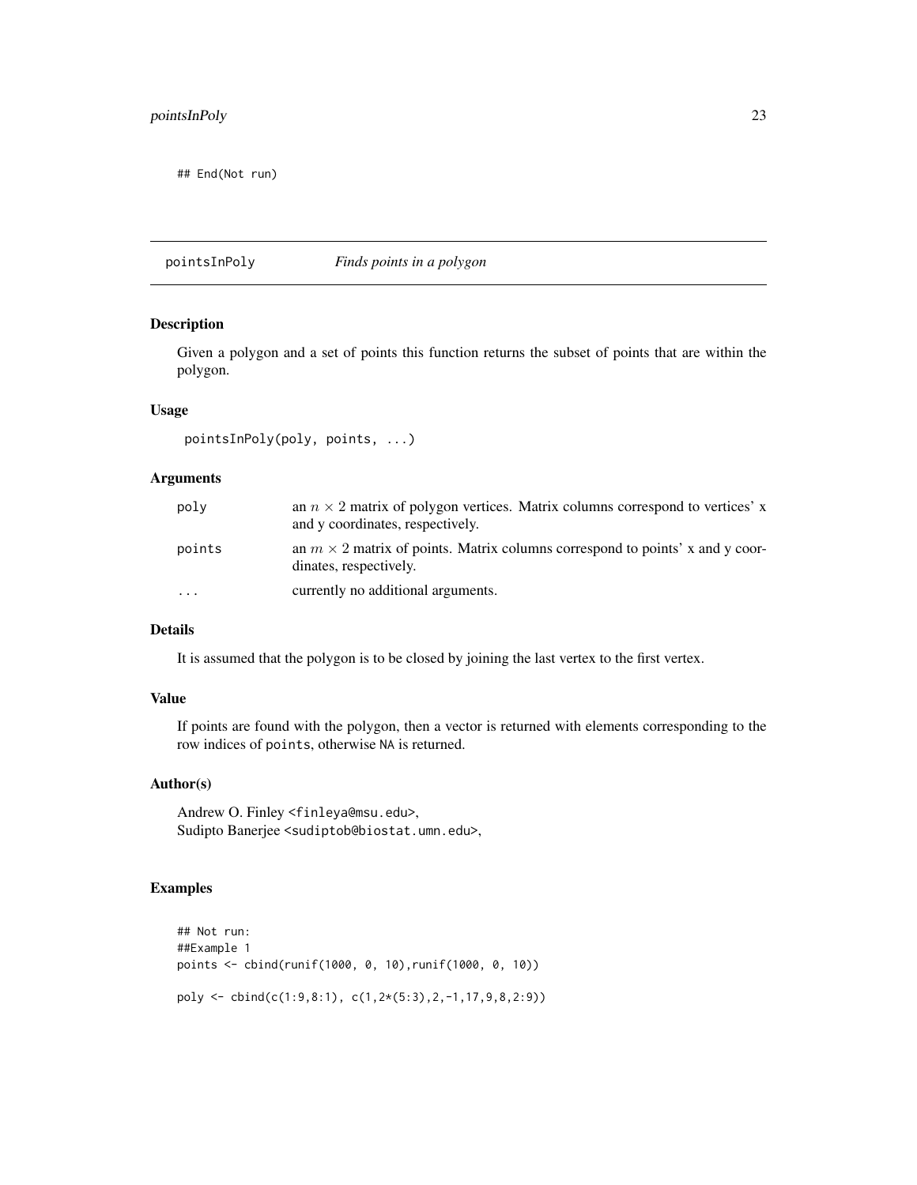```
## End(Not run)
```

---

`pointsInPoly` *Finds points in a polygon*

---

## Description

Given a polygon and a set of points this function returns the subset of points that are within the polygon.

## Usage

```
pointsInPoly(poly, points, ...)
```

## Arguments

| | |
|---|---|
| `poly` | an $n \times 2$ matrix of polygon vertices. Matrix columns correspond to vertices' x and y coordinates, respectively. |
| `points` | an $m \times 2$ matrix of points. Matrix columns correspond to points' x and y coordinates, respectively. |
| `...` | currently no additional arguments. |

## Details

It is assumed that the polygon is to be closed by joining the last vertex to the first vertex.

## Value

If points are found with the polygon, then a vector is returned with elements corresponding to the row indices of `points`, otherwise `NA` is returned.

## Author(s)

Andrew O. Finley <finleya@msu.edu>,
Sudipto Banerjee <sudiptob@biostat.umn.edu>,

## Examples

```
## Not run:
##Example 1
points <- cbind(runif(1000, 0, 10),runif(1000, 0, 10))

poly <- cbind(c(1:9,8:1), c(1,2*(5:3),2,-1,17,9,8,2:9))
```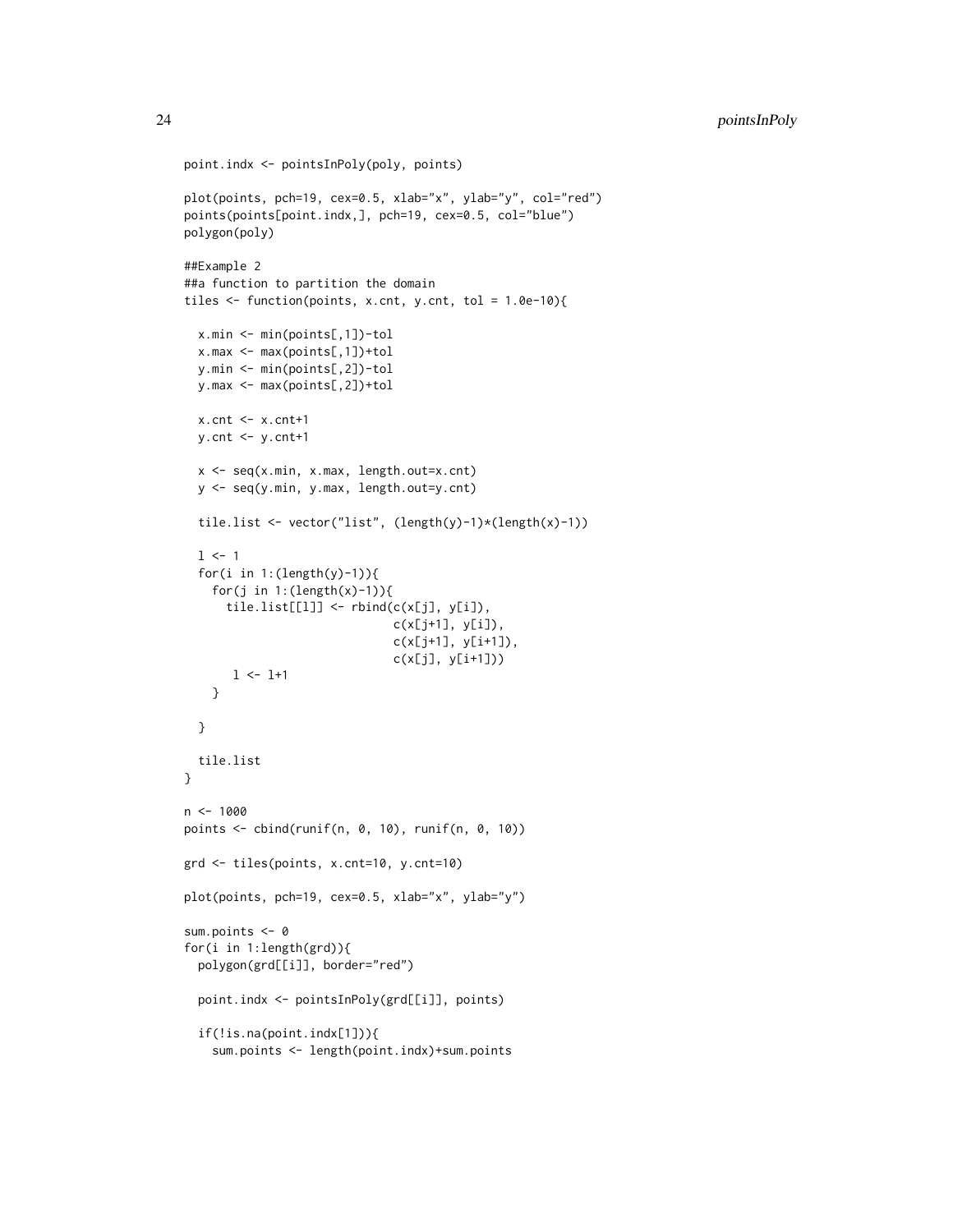```
point.indx <- pointsInPoly(poly, points)

plot(points, pch=19, cex=0.5, xlab="x", ylab="y", col="red")
points(points[point.indx,], pch=19, cex=0.5, col="blue")
polygon(poly)

##Example 2
##a function to partition the domain
tiles <- function(points, x.cnt, y.cnt, tol = 1.0e-10){

  x.min <- min(points[,1])-tol
  x.max <- max(points[,1])+tol
  y.min <- min(points[,2])-tol
  y.max <- max(points[,2])+tol

  x.cnt <- x.cnt+1
  y.cnt <- y.cnt+1

  x <- seq(x.min, x.max, length.out=x.cnt)
  y <- seq(y.min, y.max, length.out=y.cnt)

  tile.list <- vector("list", (length(y)-1)*(length(x)-1))

  l <- 1
  for(i in 1:(length(y)-1)){
    for(j in 1:(length(x)-1)){
      tile.list[[l]] <- rbind(c(x[j], y[i]),
                              c(x[j+1], y[i]),
                              c(x[j+1], y[i+1]),
                              c(x[j], y[i+1]))
       l <- l+1
    }

  }

  tile.list
}

n <- 1000
points <- cbind(runif(n, 0, 10), runif(n, 0, 10))

grd <- tiles(points, x.cnt=10, y.cnt=10)

plot(points, pch=19, cex=0.5, xlab="x", ylab="y")

sum.points <- 0
for(i in 1:length(grd)){
  polygon(grd[[i]], border="red")

  point.indx <- pointsInPoly(grd[[i]], points)

  if(!is.na(point.indx[1])){
    sum.points <- length(point.indx)+sum.points
```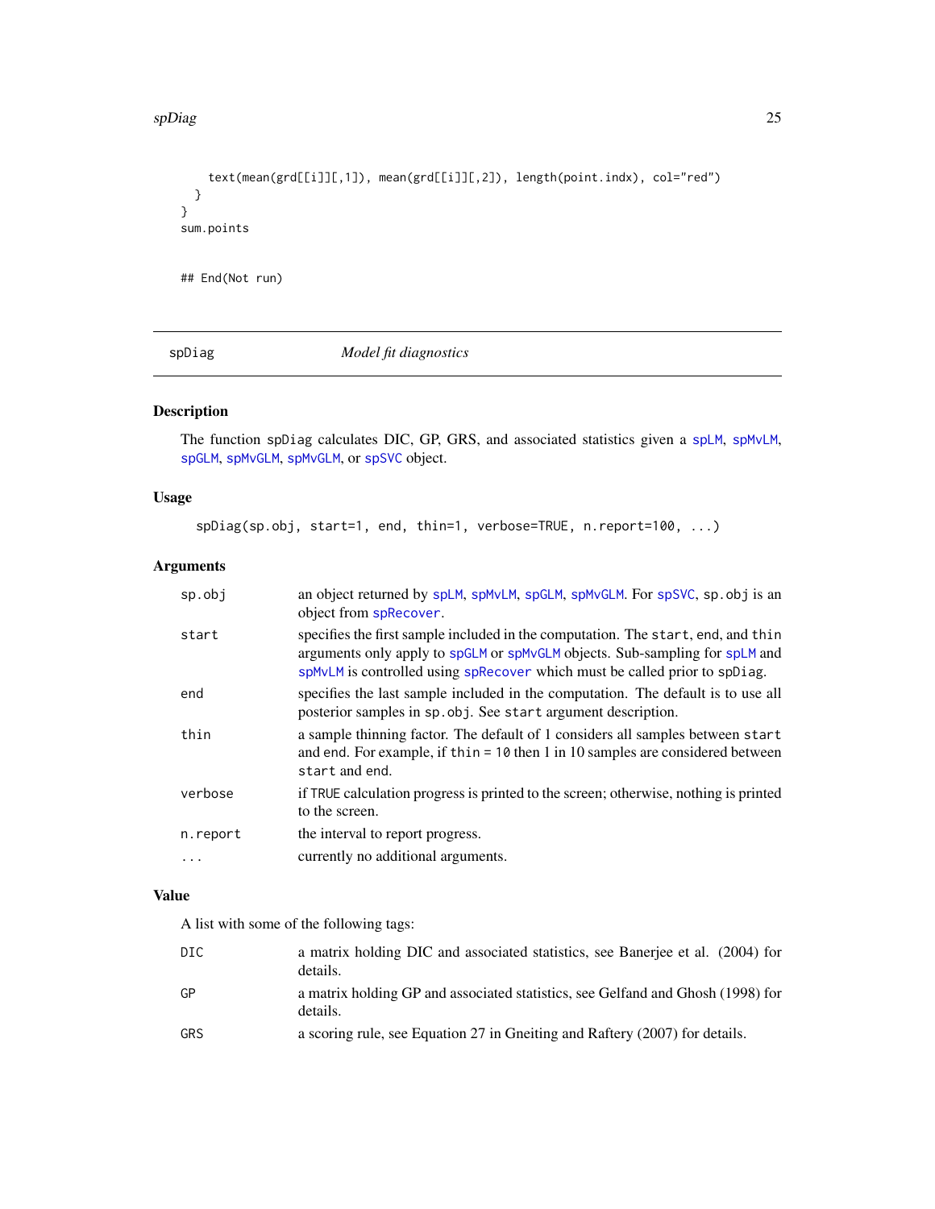```
    text(mean(grd[[i]][,1]), mean(grd[[i]][,2]), length(point.indx), col="red")
  }
}
sum.points


## End(Not run)
```

---

## spDiag — *Model fit diagnostics*

### Description

The function spDiag calculates DIC, GP, GRS, and associated statistics given a spLM, spMvLM, spGLM, spMvGLM, spMvGLM, or spSVC object.

### Usage

```
spDiag(sp.obj, start=1, end, thin=1, verbose=TRUE, n.report=100, ...)
```

### Arguments

| | |
|---|---|
| sp.obj | an object returned by spLM, spMvLM, spGLM, spMvGLM. For spSVC, sp.obj is an object from spRecover. |
| start | specifies the first sample included in the computation. The start, end, and thin arguments only apply to spGLM or spMvGLM objects. Sub-sampling for spLM and spMvLM is controlled using spRecover which must be called prior to spDiag. |
| end | specifies the last sample included in the computation. The default is to use all posterior samples in sp.obj. See start argument description. |
| thin | a sample thinning factor. The default of 1 considers all samples between start and end. For example, if thin = 10 then 1 in 10 samples are considered between start and end. |
| verbose | if TRUE calculation progress is printed to the screen; otherwise, nothing is printed to the screen. |
| n.report | the interval to report progress. |
| ... | currently no additional arguments. |

### Value

A list with some of the following tags:

| | |
|---|---|
| DIC | a matrix holding DIC and associated statistics, see Banerjee et al. (2004) for details. |
| GP | a matrix holding GP and associated statistics, see Gelfand and Ghosh (1998) for details. |
| GRS | a scoring rule, see Equation 27 in Gneiting and Raftery (2007) for details. |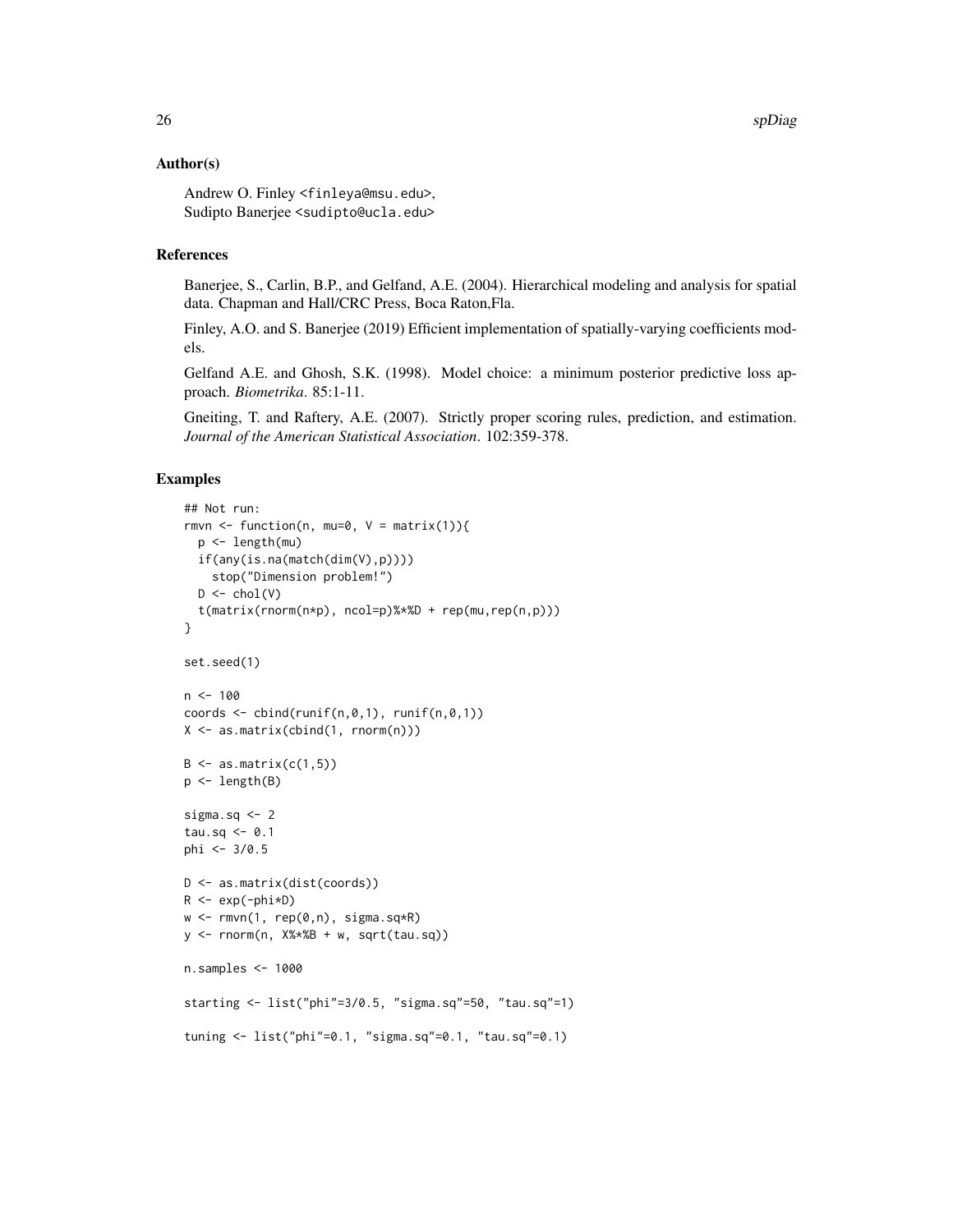### Author(s)

Andrew O. Finley <finleya@msu.edu>,
Sudipto Banerjee <sudipto@ucla.edu>

### References

Banerjee, S., Carlin, B.P., and Gelfand, A.E. (2004). Hierarchical modeling and analysis for spatial data. Chapman and Hall/CRC Press, Boca Raton,Fla.

Finley, A.O. and S. Banerjee (2019) Efficient implementation of spatially-varying coefficients models.

Gelfand A.E. and Ghosh, S.K. (1998). Model choice: a minimum posterior predictive loss approach. *Biometrika*. 85:1-11.

Gneiting, T. and Raftery, A.E. (2007). Strictly proper scoring rules, prediction, and estimation. *Journal of the American Statistical Association*. 102:359-378.

### Examples

```
## Not run:
rmvn <- function(n, mu=0, V = matrix(1)){
  p <- length(mu)
  if(any(is.na(match(dim(V),p))))
    stop("Dimension problem!")
  D <- chol(V)
  t(matrix(rnorm(n*p), ncol=p)%*%D + rep(mu,rep(n,p)))
}

set.seed(1)

n <- 100
coords <- cbind(runif(n,0,1), runif(n,0,1))
X <- as.matrix(cbind(1, rnorm(n)))

B <- as.matrix(c(1,5))
p <- length(B)

sigma.sq <- 2
tau.sq <- 0.1
phi <- 3/0.5

D <- as.matrix(dist(coords))
R <- exp(-phi*D)
w <- rmvn(1, rep(0,n), sigma.sq*R)
y <- rnorm(n, X%*%B + w, sqrt(tau.sq))

n.samples <- 1000

starting <- list("phi"=3/0.5, "sigma.sq"=50, "tau.sq"=1)

tuning <- list("phi"=0.1, "sigma.sq"=0.1, "tau.sq"=0.1)
```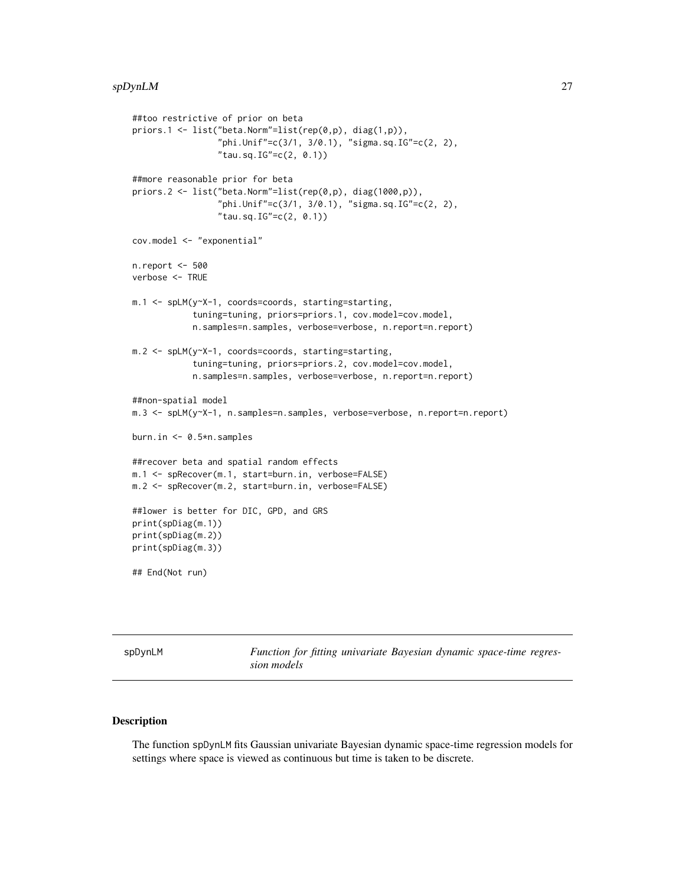```
##too restrictive of prior on beta
priors.1 <- list("beta.Norm"=list(rep(0,p), diag(1,p)),
                 "phi.Unif"=c(3/1, 3/0.1), "sigma.sq.IG"=c(2, 2),
                 "tau.sq.IG"=c(2, 0.1))

##more reasonable prior for beta
priors.2 <- list("beta.Norm"=list(rep(0,p), diag(1000,p)),
                 "phi.Unif"=c(3/1, 3/0.1), "sigma.sq.IG"=c(2, 2),
                 "tau.sq.IG"=c(2, 0.1))

cov.model <- "exponential"

n.report <- 500
verbose <- TRUE

m.1 <- spLM(y~X-1, coords=coords, starting=starting,
            tuning=tuning, priors=priors.1, cov.model=cov.model,
            n.samples=n.samples, verbose=verbose, n.report=n.report)

m.2 <- spLM(y~X-1, coords=coords, starting=starting,
            tuning=tuning, priors=priors.2, cov.model=cov.model,
            n.samples=n.samples, verbose=verbose, n.report=n.report)

##non-spatial model
m.3 <- spLM(y~X-1, n.samples=n.samples, verbose=verbose, n.report=n.report)

burn.in <- 0.5*n.samples

##recover beta and spatial random effects
m.1 <- spRecover(m.1, start=burn.in, verbose=FALSE)
m.2 <- spRecover(m.2, start=burn.in, verbose=FALSE)

##lower is better for DIC, GPD, and GRS
print(spDiag(m.1))
print(spDiag(m.2))
print(spDiag(m.3))

## End(Not run)
```

---

spDynLM — *Function for fitting univariate Bayesian dynamic space-time regression models*

## Description

The function spDynLM fits Gaussian univariate Bayesian dynamic space-time regression models for settings where space is viewed as continuous but time is taken to be discrete.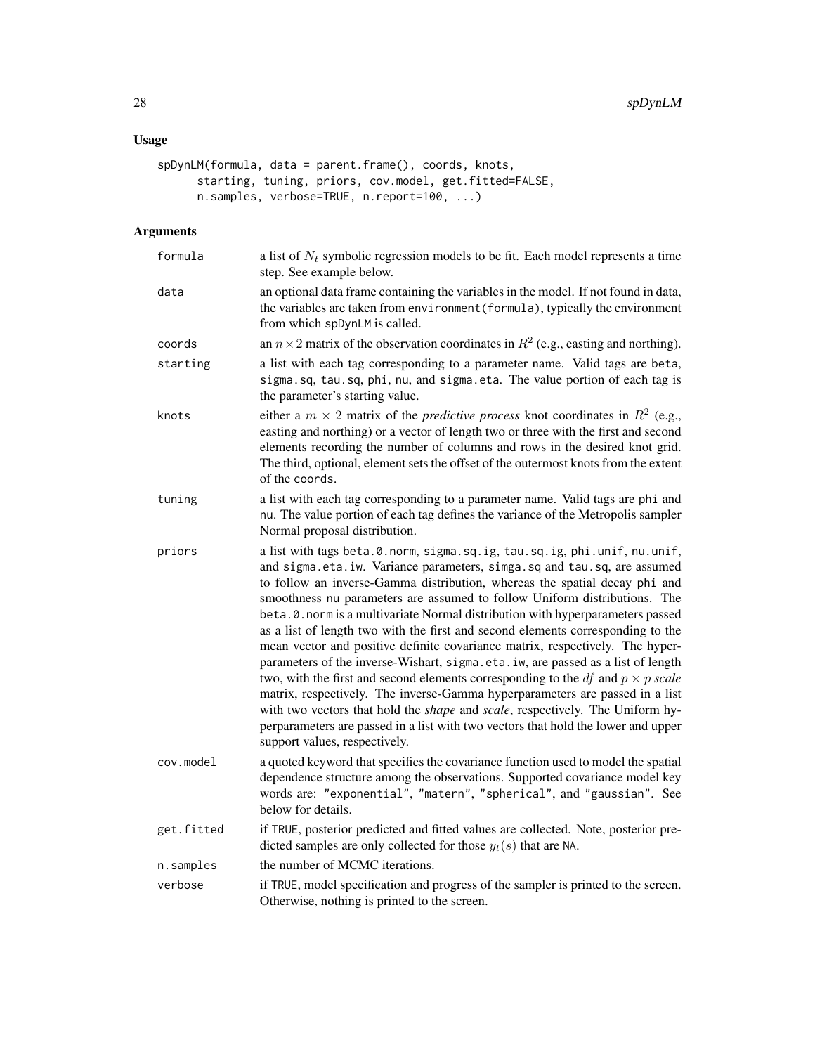## Usage

```
spDynLM(formula, data = parent.frame(), coords, knots,
      starting, tuning, priors, cov.model, get.fitted=FALSE,
      n.samples, verbose=TRUE, n.report=100, ...)
```

## Arguments

| | |
|---|---|
| formula | a list of $N_t$ symbolic regression models to be fit. Each model represents a time step. See example below. |
| data | an optional data frame containing the variables in the model. If not found in data, the variables are taken from environment(formula), typically the environment from which spDynLM is called. |
| coords | an $n \times 2$ matrix of the observation coordinates in $R^2$ (e.g., easting and northing). |
| starting | a list with each tag corresponding to a parameter name. Valid tags are beta, sigma.sq, tau.sq, phi, nu, and sigma.eta. The value portion of each tag is the parameter's starting value. |
| knots | either a $m \times 2$ matrix of the *predictive process* knot coordinates in $R^2$ (e.g., easting and northing) or a vector of length two or three with the first and second elements recording the number of columns and rows in the desired knot grid. The third, optional, element sets the offset of the outermost knots from the extent of the coords. |
| tuning | a list with each tag corresponding to a parameter name. Valid tags are phi and nu. The value portion of each tag defines the variance of the Metropolis sampler Normal proposal distribution. |
| priors | a list with tags beta.0.norm, sigma.sq.ig, tau.sq.ig, phi.unif, nu.unif, and sigma.eta.iw. Variance parameters, simga.sq and tau.sq, are assumed to follow an inverse-Gamma distribution, whereas the spatial decay phi and smoothness nu parameters are assumed to follow Uniform distributions. The beta.0.norm is a multivariate Normal distribution with hyperparameters passed as a list of length two with the first and second elements corresponding to the mean vector and positive definite covariance matrix, respectively. The hyperparameters of the inverse-Wishart, sigma.eta.iw, are passed as a list of length two, with the first and second elements corresponding to the $df$ and $p \times p$ *scale* matrix, respectively. The inverse-Gamma hyperparameters are passed in a list with two vectors that hold the *shape* and *scale*, respectively. The Uniform hyperparameters are passed in a list with two vectors that hold the lower and upper support values, respectively. |
| cov.model | a quoted keyword that specifies the covariance function used to model the spatial dependence structure among the observations. Supported covariance model key words are: "exponential", "matern", "spherical", and "gaussian". See below for details. |
| get.fitted | if TRUE, posterior predicted and fitted values are collected. Note, posterior predicted samples are only collected for those $y_t(s)$ that are NA. |
| n.samples | the number of MCMC iterations. |
| verbose | if TRUE, model specification and progress of the sampler is printed to the screen. Otherwise, nothing is printed to the screen. |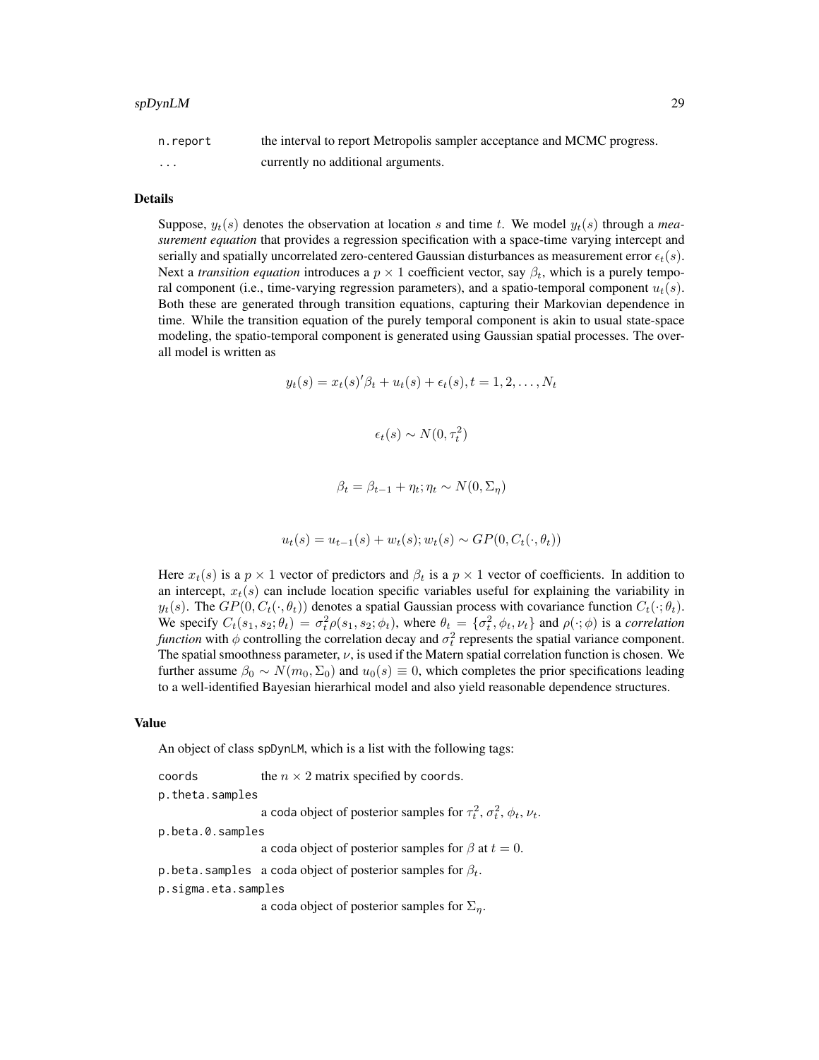| | |
|---|---|
| `n.report` | the interval to report Metropolis sampler acceptance and MCMC progress. |
| `...` | currently no additional arguments. |

## Details

Suppose, $y_t(s)$ denotes the observation at location $s$ and time $t$. We model $y_t(s)$ through a *measurement equation* that provides a regression specification with a space-time varying intercept and serially and spatially uncorrelated zero-centered Gaussian disturbances as measurement error $\epsilon_t(s)$. Next a *transition equation* introduces a $p \times 1$ coefficient vector, say $\beta_t$, which is a purely temporal component (i.e., time-varying regression parameters), and a spatio-temporal component $u_t(s)$. Both these are generated through transition equations, capturing their Markovian dependence in time. While the transition equation of the purely temporal component is akin to usual state-space modeling, the spatio-temporal component is generated using Gaussian spatial processes. The overall model is written as

$$y_t(s) = x_t(s)'\beta_t + u_t(s) + \epsilon_t(s), t = 1, 2, \ldots, N_t$$

$$\epsilon_t(s) \sim N(0, \tau_t^2)$$

$$\beta_t = \beta_{t-1} + \eta_t; \eta_t \sim N(0, \Sigma_\eta)$$

$$u_t(s) = u_{t-1}(s) + w_t(s); w_t(s) \sim GP(0, C_t(\cdot, \theta_t))$$

Here $x_t(s)$ is a $p \times 1$ vector of predictors and $\beta_t$ is a $p \times 1$ vector of coefficients. In addition to an intercept, $x_t(s)$ can include location specific variables useful for explaining the variability in $y_t(s)$. The $GP(0, C_t(\cdot, \theta_t))$ denotes a spatial Gaussian process with covariance function $C_t(\cdot; \theta_t)$. We specify $C_t(s_1, s_2; \theta_t) = \sigma_t^2 \rho(s_1, s_2; \phi_t)$, where $\theta_t = \{\sigma_t^2, \phi_t, \nu_t\}$ and $\rho(\cdot; \phi)$ is a *correlation function* with $\phi$ controlling the correlation decay and $\sigma_t^2$ represents the spatial variance component. The spatial smoothness parameter, $\nu$, is used if the Matern spatial correlation function is chosen. We further assume $\beta_0 \sim N(m_0, \Sigma_0)$ and $u_0(s) \equiv 0$, which completes the prior specifications leading to a well-identified Bayesian hierarhical model and also yield reasonable dependence structures.

## Value

An object of class `spDynLM`, which is a list with the following tags:

| | |
|---|---|
| `coords` | the $n \times 2$ matrix specified by `coords`. |
| `p.theta.samples` | a `coda` object of posterior samples for $\tau_t^2$, $\sigma_t^2$, $\phi_t$, $\nu_t$. |
| `p.beta.0.samples` | a `coda` object of posterior samples for $\beta$ at $t = 0$. |
| `p.beta.samples` | a `coda` object of posterior samples for $\beta_t$. |
| `p.sigma.eta.samples` | a `coda` object of posterior samples for $\Sigma_\eta$. |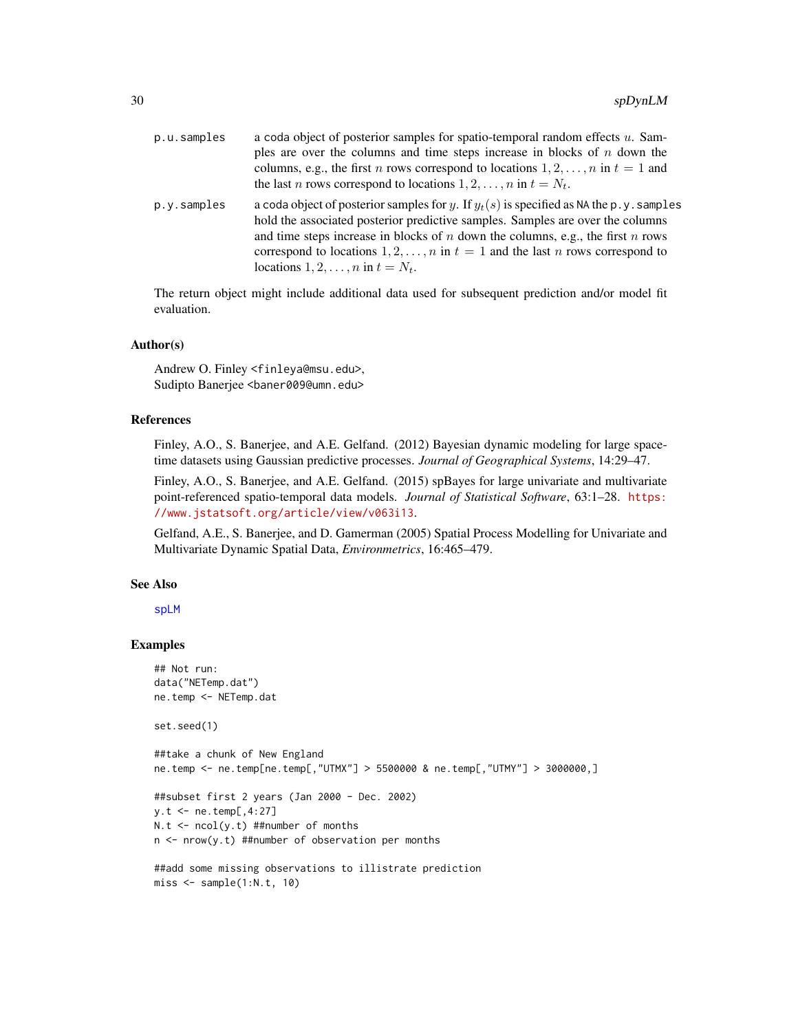p.u.samples a coda object of posterior samples for spatio-temporal random effects $u$. Samples are over the columns and time steps increase in blocks of $n$ down the columns, e.g., the first $n$ rows correspond to locations $1, 2, \ldots, n$ in $t = 1$ and the last $n$ rows correspond to locations $1, 2, \ldots, n$ in $t = N_t$.

p.y.samples a coda object of posterior samples for $y$. If $y_t(s)$ is specified as NA the p.y.samples hold the associated posterior predictive samples. Samples are over the columns and time steps increase in blocks of $n$ down the columns, e.g., the first $n$ rows correspond to locations $1, 2, \ldots, n$ in $t = 1$ and the last $n$ rows correspond to locations $1, 2, \ldots, n$ in $t = N_t$.

The return object might include additional data used for subsequent prediction and/or model fit evaluation.

## Author(s)

Andrew O. Finley <finleya@msu.edu>,
Sudipto Banerjee <baner009@umn.edu>

## References

Finley, A.O., S. Banerjee, and A.E. Gelfand. (2012) Bayesian dynamic modeling for large space-time datasets using Gaussian predictive processes. *Journal of Geographical Systems*, 14:29–47.

Finley, A.O., S. Banerjee, and A.E. Gelfand. (2015) spBayes for large univariate and multivariate point-referenced spatio-temporal data models. *Journal of Statistical Software*, 63:1–28. https://www.jstatsoft.org/article/view/v063i13.

Gelfand, A.E., S. Banerjee, and D. Gamerman (2005) Spatial Process Modelling for Univariate and Multivariate Dynamic Spatial Data, *Environmetrics*, 16:465–479.

## See Also

spLM

## Examples

```
## Not run:
data("NETemp.dat")
ne.temp <- NETemp.dat

set.seed(1)

##take a chunk of New England
ne.temp <- ne.temp[ne.temp[,"UTMX"] > 5500000 & ne.temp[,"UTMY"] > 3000000,]

##subset first 2 years (Jan 2000 - Dec. 2002)
y.t <- ne.temp[,4:27]
N.t <- ncol(y.t) ##number of months
n <- nrow(y.t) ##number of observation per months

##add some missing observations to illistrate prediction
miss <- sample(1:N.t, 10)
```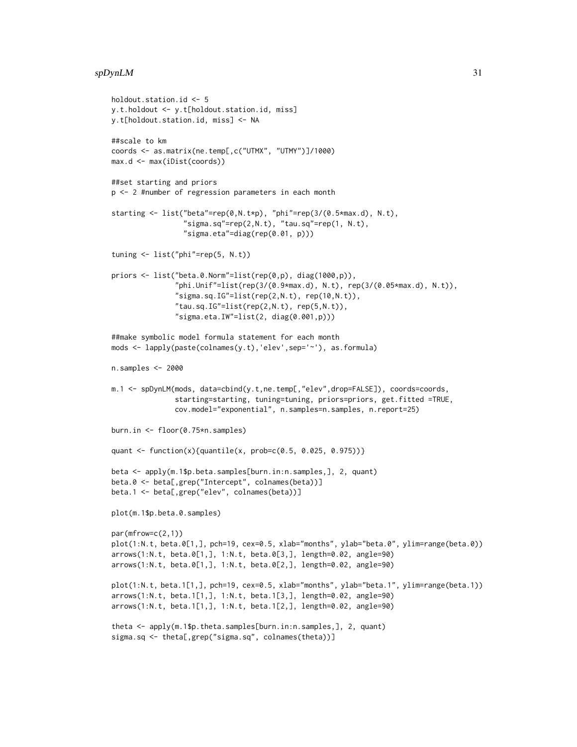```
holdout.station.id <- 5
y.t.holdout <- y.t[holdout.station.id, miss]
y.t[holdout.station.id, miss] <- NA

##scale to km
coords <- as.matrix(ne.temp[,c("UTMX", "UTMY")]/1000)
max.d <- max(iDist(coords))

##set starting and priors
p <- 2 #number of regression parameters in each month

starting <- list("beta"=rep(0,N.t*p), "phi"=rep(3/(0.5*max.d), N.t),
                 "sigma.sq"=rep(2,N.t), "tau.sq"=rep(1, N.t),
                 "sigma.eta"=diag(rep(0.01, p)))

tuning <- list("phi"=rep(5, N.t))

priors <- list("beta.0.Norm"=list(rep(0,p), diag(1000,p)),
               "phi.Unif"=list(rep(3/(0.9*max.d), N.t), rep(3/(0.05*max.d), N.t)),
               "sigma.sq.IG"=list(rep(2,N.t), rep(10,N.t)),
               "tau.sq.IG"=list(rep(2,N.t), rep(5,N.t)),
               "sigma.eta.IW"=list(2, diag(0.001,p)))

##make symbolic model formula statement for each month
mods <- lapply(paste(colnames(y.t),'elev',sep='~'), as.formula)

n.samples <- 2000

m.1 <- spDynLM(mods, data=cbind(y.t,ne.temp[,"elev",drop=FALSE]), coords=coords,
               starting=starting, tuning=tuning, priors=priors, get.fitted =TRUE,
               cov.model="exponential", n.samples=n.samples, n.report=25)

burn.in <- floor(0.75*n.samples)

quant <- function(x){quantile(x, prob=c(0.5, 0.025, 0.975))}

beta <- apply(m.1$p.beta.samples[burn.in:n.samples,], 2, quant)
beta.0 <- beta[,grep("Intercept", colnames(beta))]
beta.1 <- beta[,grep("elev", colnames(beta))]

plot(m.1$p.beta.0.samples)

par(mfrow=c(2,1))
plot(1:N.t, beta.0[1,], pch=19, cex=0.5, xlab="months", ylab="beta.0", ylim=range(beta.0))
arrows(1:N.t, beta.0[1,], 1:N.t, beta.0[3,], length=0.02, angle=90)
arrows(1:N.t, beta.0[1,], 1:N.t, beta.0[2,], length=0.02, angle=90)

plot(1:N.t, beta.1[1,], pch=19, cex=0.5, xlab="months", ylab="beta.1", ylim=range(beta.1))
arrows(1:N.t, beta.1[1,], 1:N.t, beta.1[3,], length=0.02, angle=90)
arrows(1:N.t, beta.1[1,], 1:N.t, beta.1[2,], length=0.02, angle=90)

theta <- apply(m.1$p.theta.samples[burn.in:n.samples,], 2, quant)
sigma.sq <- theta[,grep("sigma.sq", colnames(theta))]
```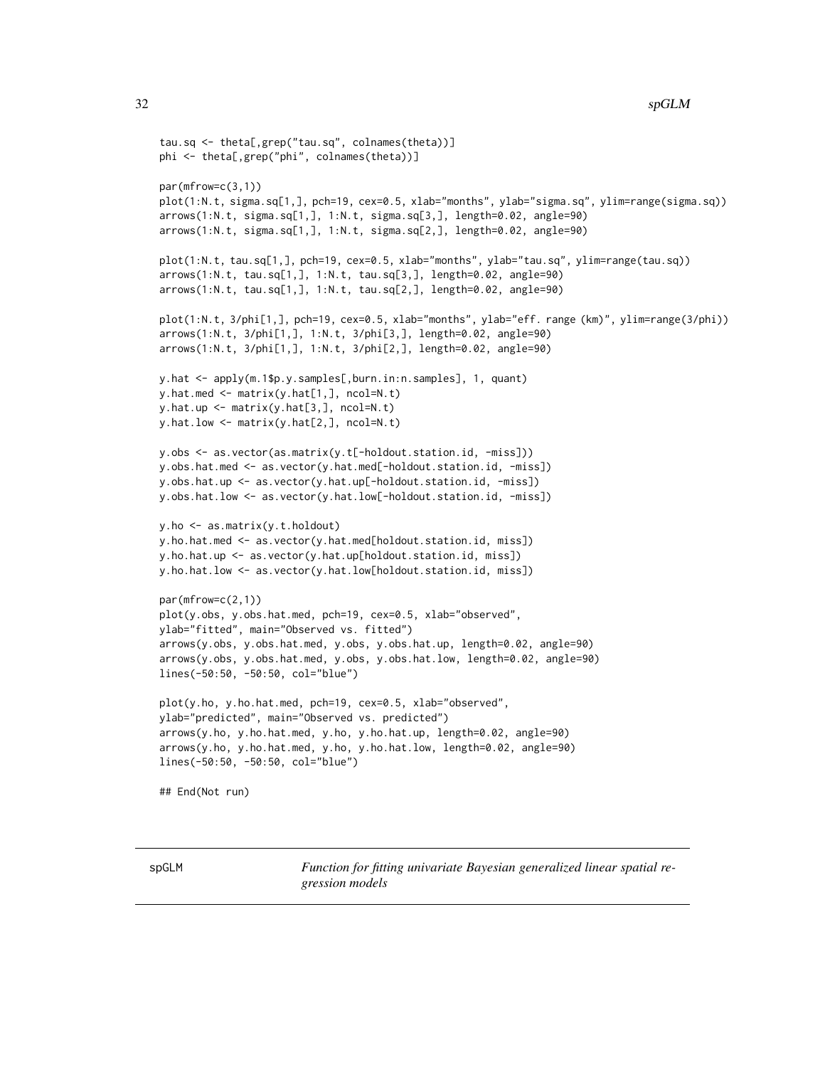```
tau.sq <- theta[,grep("tau.sq", colnames(theta))]
phi <- theta[,grep("phi", colnames(theta))]

par(mfrow=c(3,1))
plot(1:N.t, sigma.sq[1,], pch=19, cex=0.5, xlab="months", ylab="sigma.sq", ylim=range(sigma.sq))
arrows(1:N.t, sigma.sq[1,], 1:N.t, sigma.sq[3,], length=0.02, angle=90)
arrows(1:N.t, sigma.sq[1,], 1:N.t, sigma.sq[2,], length=0.02, angle=90)

plot(1:N.t, tau.sq[1,], pch=19, cex=0.5, xlab="months", ylab="tau.sq", ylim=range(tau.sq))
arrows(1:N.t, tau.sq[1,], 1:N.t, tau.sq[3,], length=0.02, angle=90)
arrows(1:N.t, tau.sq[1,], 1:N.t, tau.sq[2,], length=0.02, angle=90)

plot(1:N.t, 3/phi[1,], pch=19, cex=0.5, xlab="months", ylab="eff. range (km)", ylim=range(3/phi))
arrows(1:N.t, 3/phi[1,], 1:N.t, 3/phi[3,], length=0.02, angle=90)
arrows(1:N.t, 3/phi[1,], 1:N.t, 3/phi[2,], length=0.02, angle=90)

y.hat <- apply(m.1$p.y.samples[,burn.in:n.samples], 1, quant)
y.hat.med <- matrix(y.hat[1,], ncol=N.t)
y.hat.up <- matrix(y.hat[3,], ncol=N.t)
y.hat.low <- matrix(y.hat[2,], ncol=N.t)

y.obs <- as.vector(as.matrix(y.t[-holdout.station.id, -miss]))
y.obs.hat.med <- as.vector(y.hat.med[-holdout.station.id, -miss])
y.obs.hat.up <- as.vector(y.hat.up[-holdout.station.id, -miss])
y.obs.hat.low <- as.vector(y.hat.low[-holdout.station.id, -miss])

y.ho <- as.matrix(y.t.holdout)
y.ho.hat.med <- as.vector(y.hat.med[holdout.station.id, miss])
y.ho.hat.up <- as.vector(y.hat.up[holdout.station.id, miss])
y.ho.hat.low <- as.vector(y.hat.low[holdout.station.id, miss])

par(mfrow=c(2,1))
plot(y.obs, y.obs.hat.med, pch=19, cex=0.5, xlab="observed",
ylab="fitted", main="Observed vs. fitted")
arrows(y.obs, y.obs.hat.med, y.obs, y.obs.hat.up, length=0.02, angle=90)
arrows(y.obs, y.obs.hat.med, y.obs, y.obs.hat.low, length=0.02, angle=90)
lines(-50:50, -50:50, col="blue")

plot(y.ho, y.ho.hat.med, pch=19, cex=0.5, xlab="observed",
ylab="predicted", main="Observed vs. predicted")
arrows(y.ho, y.ho.hat.med, y.ho, y.ho.hat.up, length=0.02, angle=90)
arrows(y.ho, y.ho.hat.med, y.ho, y.ho.hat.low, length=0.02, angle=90)
lines(-50:50, -50:50, col="blue")

## End(Not run)
```

---

## spGLM — *Function for fitting univariate Bayesian generalized linear spatial regression models*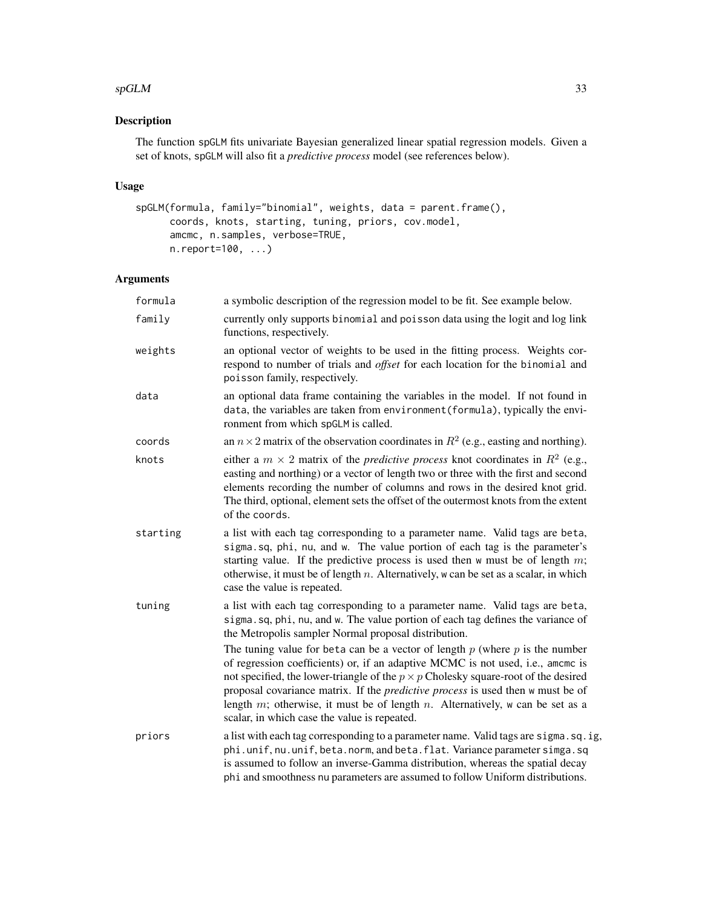## Description

The function spGLM fits univariate Bayesian generalized linear spatial regression models. Given a set of knots, spGLM will also fit a *predictive process* model (see references below).

## Usage

```
spGLM(formula, family="binomial", weights, data = parent.frame(),
      coords, knots, starting, tuning, priors, cov.model,
      amcmc, n.samples, verbose=TRUE,
      n.report=100, ...)
```

## Arguments

| | |
|---|---|
| formula | a symbolic description of the regression model to be fit. See example below. |
| family | currently only supports binomial and poisson data using the logit and log link functions, respectively. |
| weights | an optional vector of weights to be used in the fitting process. Weights correspond to number of trials and *offset* for each location for the binomial and poisson family, respectively. |
| data | an optional data frame containing the variables in the model. If not found in data, the variables are taken from environment(formula), typically the environment from which spGLM is called. |
| coords | an $n \times 2$ matrix of the observation coordinates in $R^2$ (e.g., easting and northing). |
| knots | either a $m \times 2$ matrix of the *predictive process* knot coordinates in $R^2$ (e.g., easting and northing) or a vector of length two or three with the first and second elements recording the number of columns and rows in the desired knot grid. The third, optional, element sets the offset of the outermost knots from the extent of the coords. |
| starting | a list with each tag corresponding to a parameter name. Valid tags are beta, sigma.sq, phi, nu, and w. The value portion of each tag is the parameter's starting value. If the predictive process is used then w must be of length $m$; otherwise, it must be of length $n$. Alternatively, w can be set as a scalar, in which case the value is repeated. |
| tuning | a list with each tag corresponding to a parameter name. Valid tags are beta, sigma.sq, phi, nu, and w. The value portion of each tag defines the variance of the Metropolis sampler Normal proposal distribution.<br><br>The tuning value for beta can be a vector of length $p$ (where $p$ is the number of regression coefficients) or, if an adaptive MCMC is not used, i.e., amcmc is not specified, the lower-triangle of the $p \times p$ Cholesky square-root of the desired proposal covariance matrix. If the *predictive process* is used then w must be of length $m$; otherwise, it must be of length $n$. Alternatively, w can be set as a scalar, in which case the value is repeated. |
| priors | a list with each tag corresponding to a parameter name. Valid tags are sigma.sq.ig, phi.unif, nu.unif, beta.norm, and beta.flat. Variance parameter simga.sq is assumed to follow an inverse-Gamma distribution, whereas the spatial decay phi and smoothness nu parameters are assumed to follow Uniform distributions. |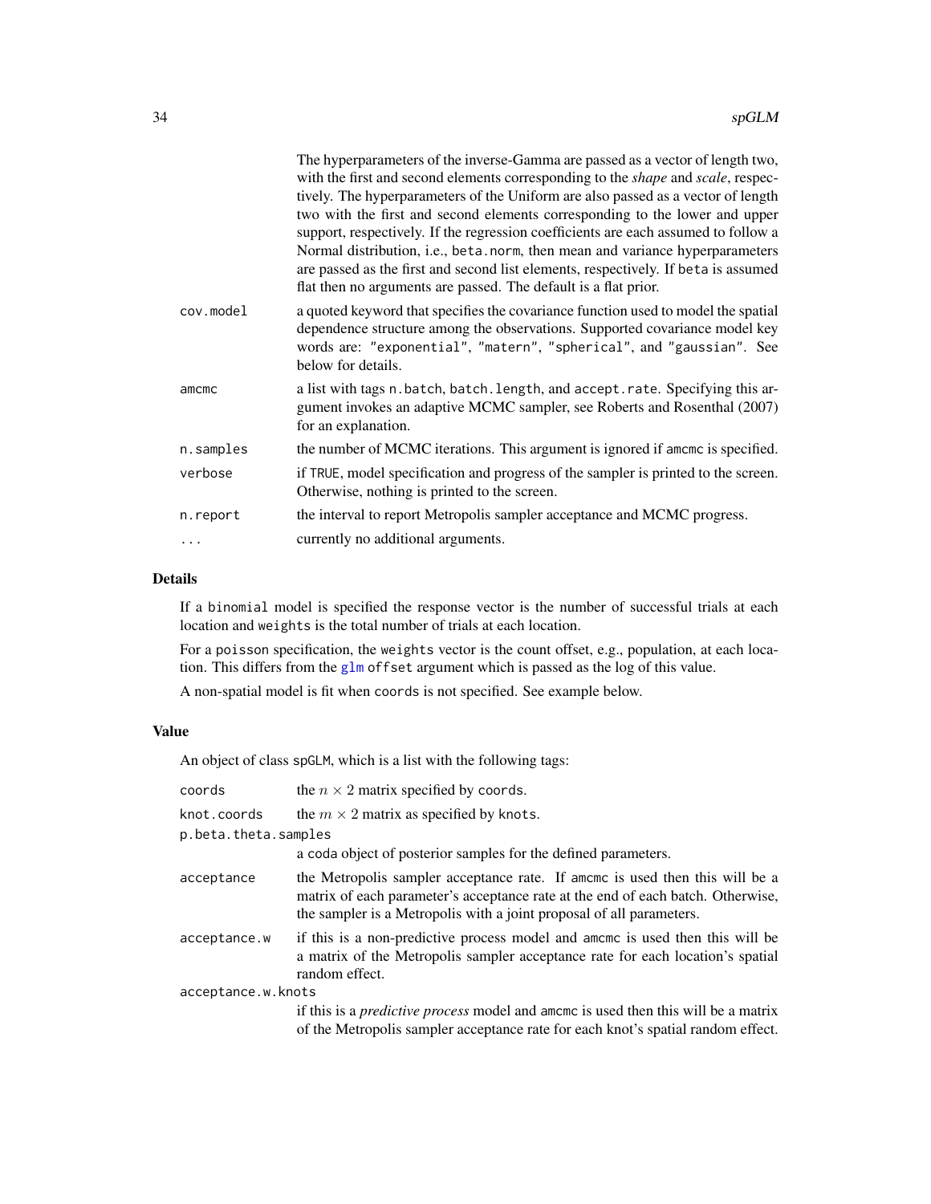The hyperparameters of the inverse-Gamma are passed as a vector of length two, with the first and second elements corresponding to the *shape* and *scale*, respectively. The hyperparameters of the Uniform are also passed as a vector of length two with the first and second elements corresponding to the lower and upper support, respectively. If the regression coefficients are each assumed to follow a Normal distribution, i.e., `beta.norm`, then mean and variance hyperparameters are passed as the first and second list elements, respectively. If `beta` is assumed flat then no arguments are passed. The default is a flat prior.

`cov.model`
: a quoted keyword that specifies the covariance function used to model the spatial dependence structure among the observations. Supported covariance model key words are: `"exponential"`, `"matern"`, `"spherical"`, and `"gaussian"`. See below for details.

`amcmc`
: a list with tags `n.batch`, `batch.length`, and `accept.rate`. Specifying this argument invokes an adaptive MCMC sampler, see Roberts and Rosenthal (2007) for an explanation.

`n.samples`
: the number of MCMC iterations. This argument is ignored if `amcmc` is specified.

`verbose`
: if `TRUE`, model specification and progress of the sampler is printed to the screen. Otherwise, nothing is printed to the screen.

`n.report`
: the interval to report Metropolis sampler acceptance and MCMC progress.

`...`
: currently no additional arguments.

## Details

If a `binomial` model is specified the response vector is the number of successful trials at each location and `weights` is the total number of trials at each location.

For a `poisson` specification, the `weights` vector is the count offset, e.g., population, at each location. This differs from the `glm` `offset` argument which is passed as the log of this value.

A non-spatial model is fit when `coords` is not specified. See example below.

## Value

An object of class `spGLM`, which is a list with the following tags:

`coords`
: the $n \times 2$ matrix specified by `coords`.

`knot.coords`
: the $m \times 2$ matrix as specified by `knots`.

`p.beta.theta.samples`
: a `coda` object of posterior samples for the defined parameters.

`acceptance`
: the Metropolis sampler acceptance rate. If `amcmc` is used then this will be a matrix of each parameter's acceptance rate at the end of each batch. Otherwise, the sampler is a Metropolis with a joint proposal of all parameters.

`acceptance.w`
: if this is a non-predictive process model and `amcmc` is used then this will be a matrix of the Metropolis sampler acceptance rate for each location's spatial random effect.

`acceptance.w.knots`
: if this is a *predictive process* model and `amcmc` is used then this will be a matrix of the Metropolis sampler acceptance rate for each knot's spatial random effect.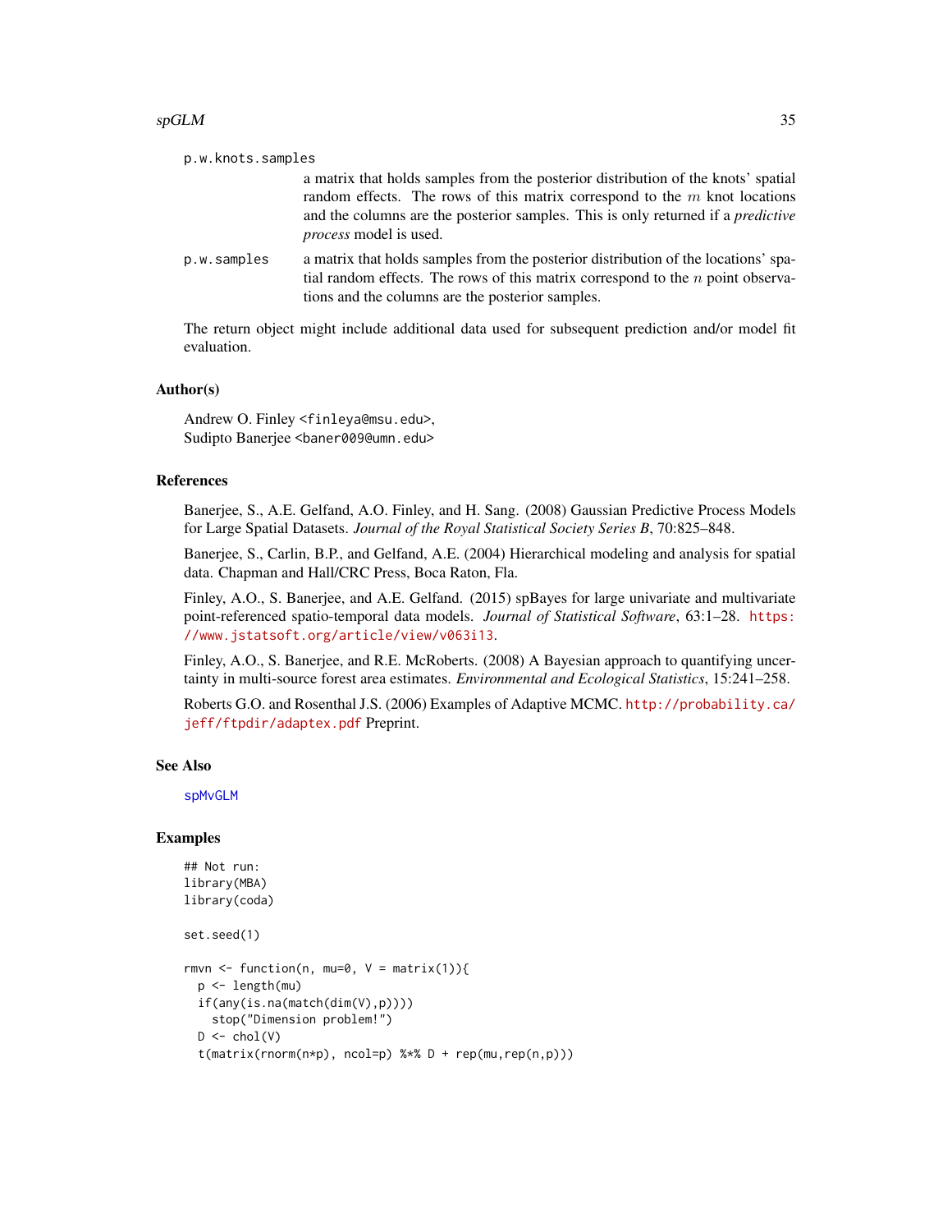`p.w.knots.samples`
: a matrix that holds samples from the posterior distribution of the knots' spatial random effects. The rows of this matrix correspond to the $m$ knot locations and the columns are the posterior samples. This is only returned if a *predictive process* model is used.

`p.w.samples`
: a matrix that holds samples from the posterior distribution of the locations' spatial random effects. The rows of this matrix correspond to the $n$ point observations and the columns are the posterior samples.

The return object might include additional data used for subsequent prediction and/or model fit evaluation.

## Author(s)

Andrew O. Finley <finleya@msu.edu>,
Sudipto Banerjee <baner009@umn.edu>

## References

Banerjee, S., A.E. Gelfand, A.O. Finley, and H. Sang. (2008) Gaussian Predictive Process Models for Large Spatial Datasets. *Journal of the Royal Statistical Society Series B*, 70:825–848.

Banerjee, S., Carlin, B.P., and Gelfand, A.E. (2004) Hierarchical modeling and analysis for spatial data. Chapman and Hall/CRC Press, Boca Raton, Fla.

Finley, A.O., S. Banerjee, and A.E. Gelfand. (2015) spBayes for large univariate and multivariate point-referenced spatio-temporal data models. *Journal of Statistical Software*, 63:1–28. https://www.jstatsoft.org/article/view/v063i13.

Finley, A.O., S. Banerjee, and R.E. McRoberts. (2008) A Bayesian approach to quantifying uncertainty in multi-source forest area estimates. *Environmental and Ecological Statistics*, 15:241–258.

Roberts G.O. and Rosenthal J.S. (2006) Examples of Adaptive MCMC. http://probability.ca/jeff/ftpdir/adaptex.pdf Preprint.

## See Also

spMvGLM

## Examples

```
## Not run:
library(MBA)
library(coda)

set.seed(1)

rmvn <- function(n, mu=0, V = matrix(1)){
  p <- length(mu)
  if(any(is.na(match(dim(V),p))))
    stop("Dimension problem!")
  D <- chol(V)
  t(matrix(rnorm(n*p), ncol=p) %*% D + rep(mu,rep(n,p)))
```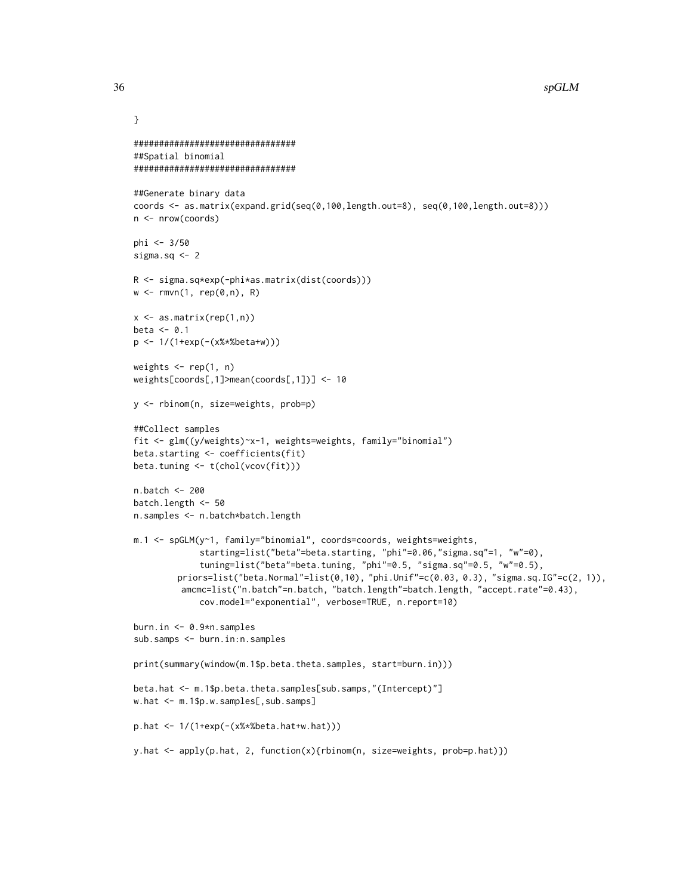```
}

################################
##Spatial binomial
################################

##Generate binary data
coords <- as.matrix(expand.grid(seq(0,100,length.out=8), seq(0,100,length.out=8)))
n <- nrow(coords)

phi <- 3/50
sigma.sq <- 2

R <- sigma.sq*exp(-phi*as.matrix(dist(coords)))
w <- rmvn(1, rep(0,n), R)

x <- as.matrix(rep(1,n))
beta <- 0.1
p <- 1/(1+exp(-(x%*%beta+w)))

weights <- rep(1, n)
weights[coords[,1]>mean(coords[,1])] <- 10

y <- rbinom(n, size=weights, prob=p)

##Collect samples
fit <- glm((y/weights)~x-1, weights=weights, family="binomial")
beta.starting <- coefficients(fit)
beta.tuning <- t(chol(vcov(fit)))

n.batch <- 200
batch.length <- 50
n.samples <- n.batch*batch.length

m.1 <- spGLM(y~1, family="binomial", coords=coords, weights=weights,
             starting=list("beta"=beta.starting, "phi"=0.06,"sigma.sq"=1, "w"=0),
             tuning=list("beta"=beta.tuning, "phi"=0.5, "sigma.sq"=0.5, "w"=0.5),
         priors=list("beta.Normal"=list(0,10), "phi.Unif"=c(0.03, 0.3), "sigma.sq.IG"=c(2, 1)),
          amcmc=list("n.batch"=n.batch, "batch.length"=batch.length, "accept.rate"=0.43),
             cov.model="exponential", verbose=TRUE, n.report=10)

burn.in <- 0.9*n.samples
sub.samps <- burn.in:n.samples

print(summary(window(m.1$p.beta.theta.samples, start=burn.in)))

beta.hat <- m.1$p.beta.theta.samples[sub.samps,"(Intercept)"]
w.hat <- m.1$p.w.samples[,sub.samps]

p.hat <- 1/(1+exp(-(x%*%beta.hat+w.hat)))

y.hat <- apply(p.hat, 2, function(x){rbinom(n, size=weights, prob=p.hat)})
```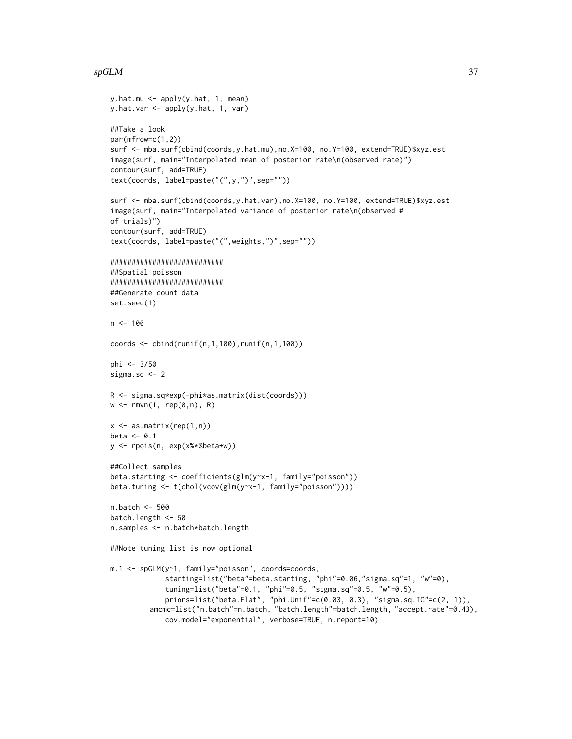```
y.hat.mu <- apply(y.hat, 1, mean)
y.hat.var <- apply(y.hat, 1, var)

##Take a look
par(mfrow=c(1,2))
surf <- mba.surf(cbind(coords,y.hat.mu),no.X=100, no.Y=100, extend=TRUE)$xyz.est
image(surf, main="Interpolated mean of posterior rate\n(observed rate)")
contour(surf, add=TRUE)
text(coords, label=paste("(",y,")",sep=""))

surf <- mba.surf(cbind(coords,y.hat.var),no.X=100, no.Y=100, extend=TRUE)$xyz.est
image(surf, main="Interpolated variance of posterior rate\n(observed #
of trials)")
contour(surf, add=TRUE)
text(coords, label=paste("(",weights,")",sep=""))

###########################
##Spatial poisson
###########################
##Generate count data
set.seed(1)

n <- 100

coords <- cbind(runif(n,1,100),runif(n,1,100))

phi <- 3/50
sigma.sq <- 2

R <- sigma.sq*exp(-phi*as.matrix(dist(coords)))
w <- rmvn(1, rep(0,n), R)

x <- as.matrix(rep(1,n))
beta <- 0.1
y <- rpois(n, exp(x%*%beta+w))

##Collect samples
beta.starting <- coefficients(glm(y~x-1, family="poisson"))
beta.tuning <- t(chol(vcov(glm(y~x-1, family="poisson"))))

n.batch <- 500
batch.length <- 50
n.samples <- n.batch*batch.length

##Note tuning list is now optional

m.1 <- spGLM(y~1, family="poisson", coords=coords,
             starting=list("beta"=beta.starting, "phi"=0.06,"sigma.sq"=1, "w"=0),
             tuning=list("beta"=0.1, "phi"=0.5, "sigma.sq"=0.5, "w"=0.5),
             priors=list("beta.Flat", "phi.Unif"=c(0.03, 0.3), "sigma.sq.IG"=c(2, 1)),
          amcmc=list("n.batch"=n.batch, "batch.length"=batch.length, "accept.rate"=0.43),
             cov.model="exponential", verbose=TRUE, n.report=10)
```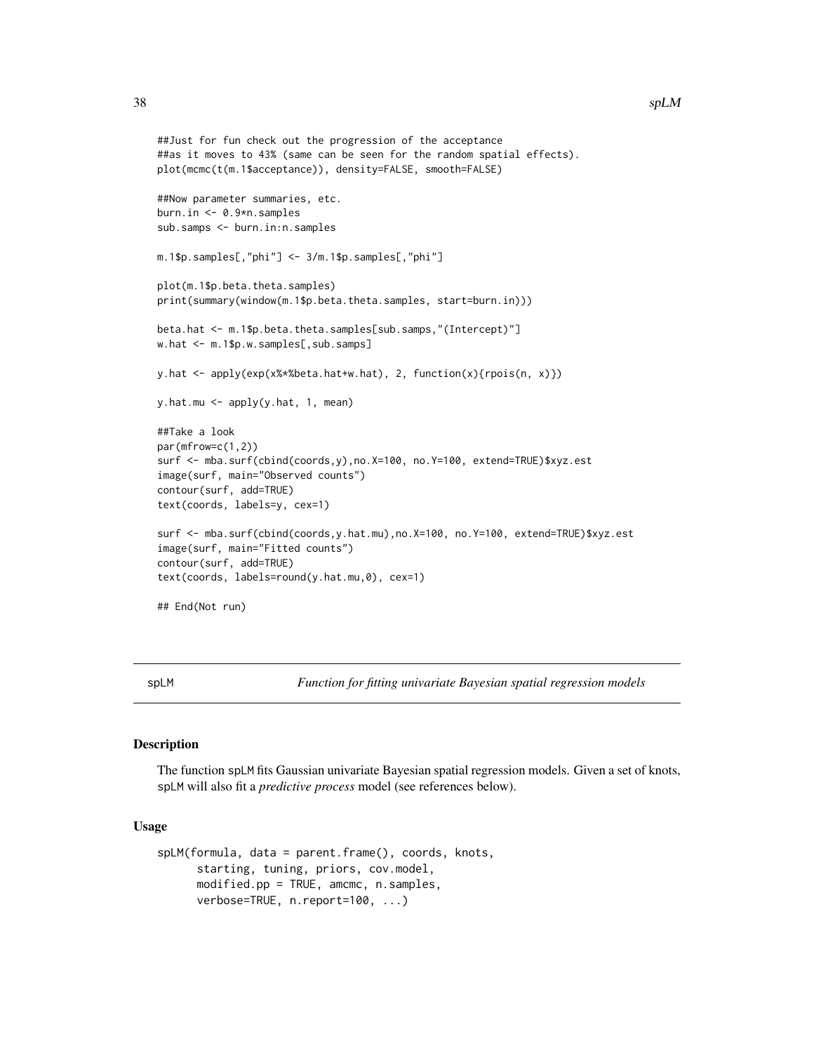```
##Just for fun check out the progression of the acceptance
##as it moves to 43% (same can be seen for the random spatial effects).
plot(mcmc(t(m.1$acceptance)), density=FALSE, smooth=FALSE)

##Now parameter summaries, etc.
burn.in <- 0.9*n.samples
sub.samps <- burn.in:n.samples

m.1$p.samples[,"phi"] <- 3/m.1$p.samples[,"phi"]

plot(m.1$p.beta.theta.samples)
print(summary(window(m.1$p.beta.theta.samples, start=burn.in)))

beta.hat <- m.1$p.beta.theta.samples[sub.samps,"(Intercept)"]
w.hat <- m.1$p.w.samples[,sub.samps]

y.hat <- apply(exp(x%*%beta.hat+w.hat), 2, function(x){rpois(n, x)})

y.hat.mu <- apply(y.hat, 1, mean)

##Take a look
par(mfrow=c(1,2))
surf <- mba.surf(cbind(coords,y),no.X=100, no.Y=100, extend=TRUE)$xyz.est
image(surf, main="Observed counts")
contour(surf, add=TRUE)
text(coords, labels=y, cex=1)

surf <- mba.surf(cbind(coords,y.hat.mu),no.X=100, no.Y=100, extend=TRUE)$xyz.est
image(surf, main="Fitted counts")
contour(surf, add=TRUE)
text(coords, labels=round(y.hat.mu,0), cex=1)

## End(Not run)
```

---

spLM — *Function for fitting univariate Bayesian spatial regression models*

---

## Description

The function spLM fits Gaussian univariate Bayesian spatial regression models. Given a set of knots, spLM will also fit a *predictive process* model (see references below).

## Usage

```
spLM(formula, data = parent.frame(), coords, knots,
      starting, tuning, priors, cov.model,
      modified.pp = TRUE, amcmc, n.samples,
      verbose=TRUE, n.report=100, ...)
```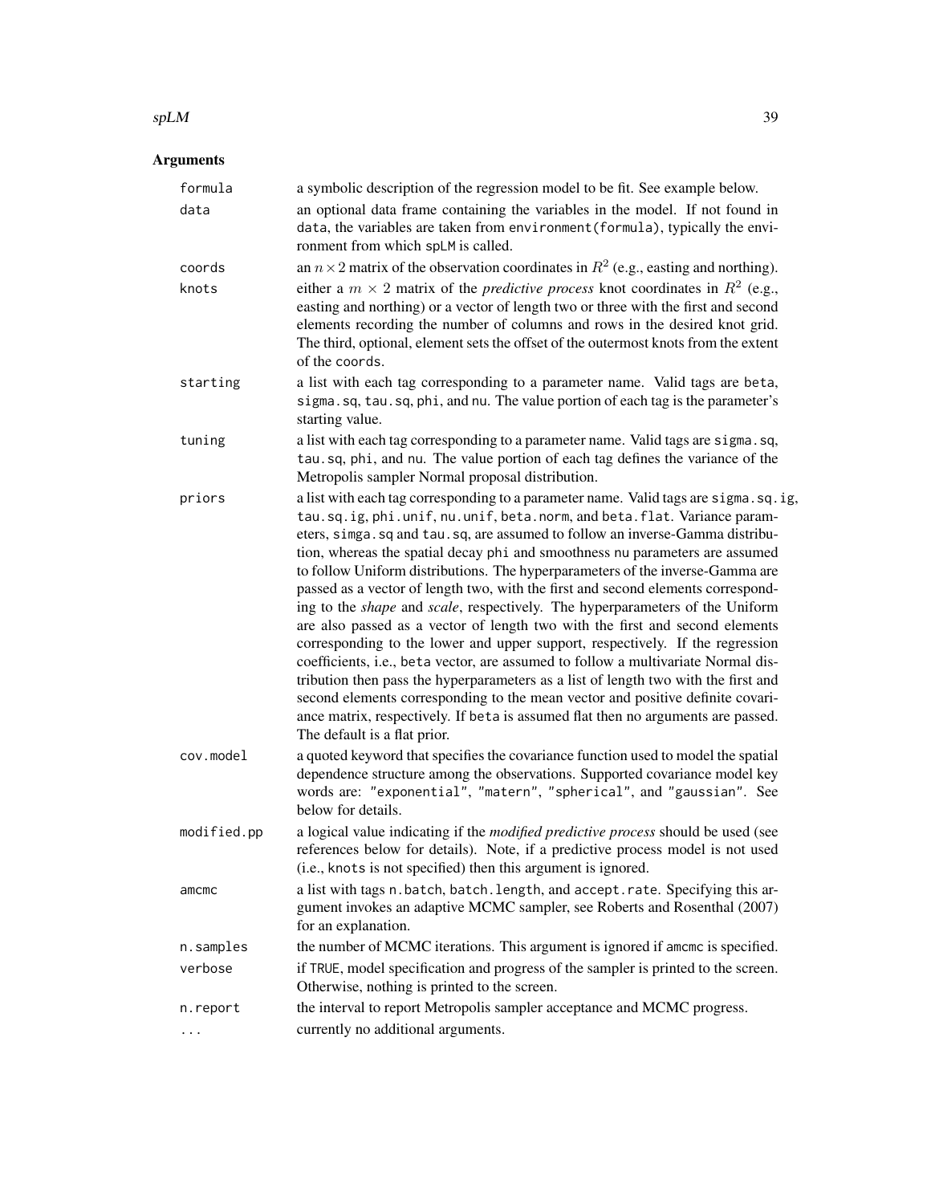## Arguments

| | |
|---|---|
| `formula` | a symbolic description of the regression model to be fit. See example below. |
| `data` | an optional data frame containing the variables in the model. If not found in `data`, the variables are taken from `environment(formula)`, typically the environment from which `spLM` is called. |
| `coords` | an $n \times 2$ matrix of the observation coordinates in $R^2$ (e.g., easting and northing). |
| `knots` | either a $m \times 2$ matrix of the *predictive process* knot coordinates in $R^2$ (e.g., easting and northing) or a vector of length two or three with the first and second elements recording the number of columns and rows in the desired knot grid. The third, optional, element sets the offset of the outermost knots from the extent of the `coords`. |
| `starting` | a list with each tag corresponding to a parameter name. Valid tags are `beta`, `sigma.sq`, `tau.sq`, `phi`, and `nu`. The value portion of each tag is the parameter's starting value. |
| `tuning` | a list with each tag corresponding to a parameter name. Valid tags are `sigma.sq`, `tau.sq`, `phi`, and `nu`. The value portion of each tag defines the variance of the Metropolis sampler Normal proposal distribution. |
| `priors` | a list with each tag corresponding to a parameter name. Valid tags are `sigma.sq.ig`, `tau.sq.ig`, `phi.unif`, `nu.unif`, `beta.norm`, and `beta.flat`. Variance parameters, `simga.sq` and `tau.sq`, are assumed to follow an inverse-Gamma distribution, whereas the spatial decay `phi` and smoothness `nu` parameters are assumed to follow Uniform distributions. The hyperparameters of the inverse-Gamma are passed as a vector of length two, with the first and second elements corresponding to the *shape* and *scale*, respectively. The hyperparameters of the Uniform are also passed as a vector of length two with the first and second elements corresponding to the lower and upper support, respectively. If the regression coefficients, i.e., `beta` vector, are assumed to follow a multivariate Normal distribution then pass the hyperparameters as a list of length two with the first and second elements corresponding to the mean vector and positive definite covariance matrix, respectively. If `beta` is assumed flat then no arguments are passed. The default is a flat prior. |
| `cov.model` | a quoted keyword that specifies the covariance function used to model the spatial dependence structure among the observations. Supported covariance model key words are: `"exponential"`, `"matern"`, `"spherical"`, and `"gaussian"`. See below for details. |
| `modified.pp` | a logical value indicating if the *modified predictive process* should be used (see references below for details). Note, if a predictive process model is not used (i.e., `knots` is not specified) then this argument is ignored. |
| `amcmc` | a list with tags `n.batch`, `batch.length`, and `accept.rate`. Specifying this argument invokes an adaptive MCMC sampler, see Roberts and Rosenthal (2007) for an explanation. |
| `n.samples` | the number of MCMC iterations. This argument is ignored if `amcmc` is specified. |
| `verbose` | if `TRUE`, model specification and progress of the sampler is printed to the screen. Otherwise, nothing is printed to the screen. |
| `n.report` | the interval to report Metropolis sampler acceptance and MCMC progress. |
| `...` | currently no additional arguments. |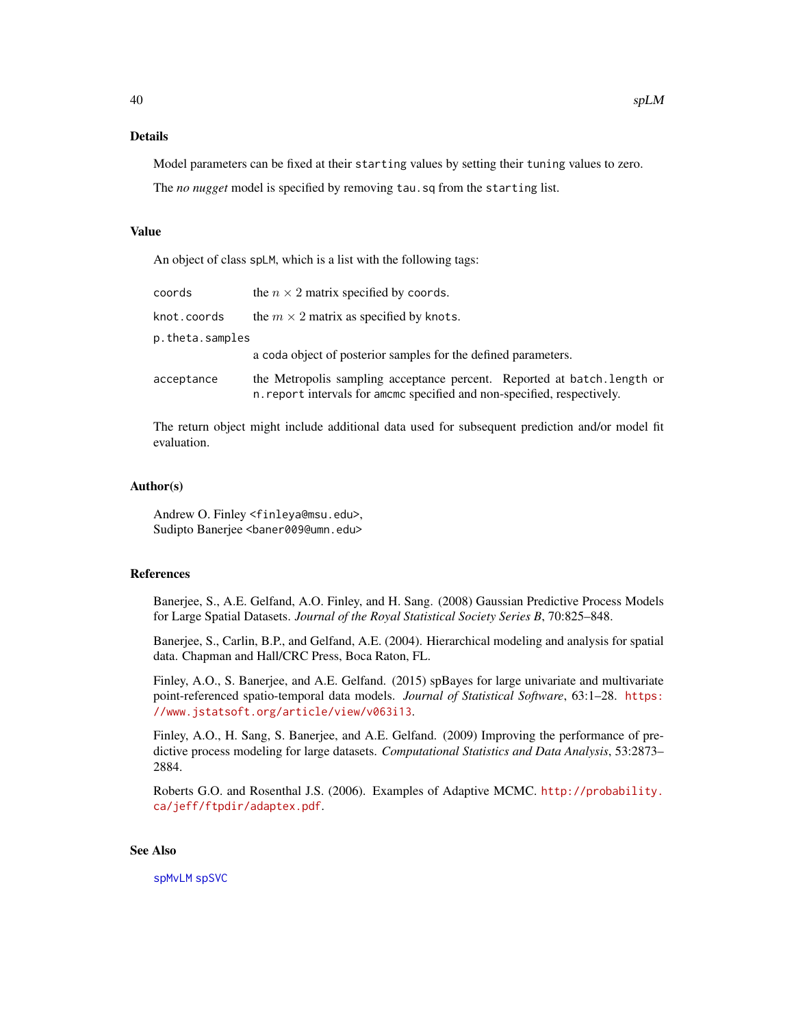## Details

Model parameters can be fixed at their `starting` values by setting their `tuning` values to zero.

The *no nugget* model is specified by removing `tau.sq` from the `starting` list.

## Value

An object of class `spLM`, which is a list with the following tags:

- `coords`: the $n \times 2$ matrix specified by `coords`.
- `knot.coords`: the $m \times 2$ matrix as specified by `knots`.
- `p.theta.samples`: a `coda` object of posterior samples for the defined parameters.
- `acceptance`: the Metropolis sampling acceptance percent. Reported at `batch.length` or `n.report` intervals for `amcmc` specified and non-specified, respectively.

The return object might include additional data used for subsequent prediction and/or model fit evaluation.

## Author(s)

Andrew O. Finley <finleya@msu.edu>,
Sudipto Banerjee <baner009@umn.edu>

## References

Banerjee, S., A.E. Gelfand, A.O. Finley, and H. Sang. (2008) Gaussian Predictive Process Models for Large Spatial Datasets. *Journal of the Royal Statistical Society Series B*, 70:825–848.

Banerjee, S., Carlin, B.P., and Gelfand, A.E. (2004). Hierarchical modeling and analysis for spatial data. Chapman and Hall/CRC Press, Boca Raton, FL.

Finley, A.O., S. Banerjee, and A.E. Gelfand. (2015) spBayes for large univariate and multivariate point-referenced spatio-temporal data models. *Journal of Statistical Software*, 63:1–28. https://www.jstatsoft.org/article/view/v063i13.

Finley, A.O., H. Sang, S. Banerjee, and A.E. Gelfand. (2009) Improving the performance of predictive process modeling for large datasets. *Computational Statistics and Data Analysis*, 53:2873–2884.

Roberts G.O. and Rosenthal J.S. (2006). Examples of Adaptive MCMC. http://probability.ca/jeff/ftpdir/adaptex.pdf.

## See Also

`spMvLM` `spSVC`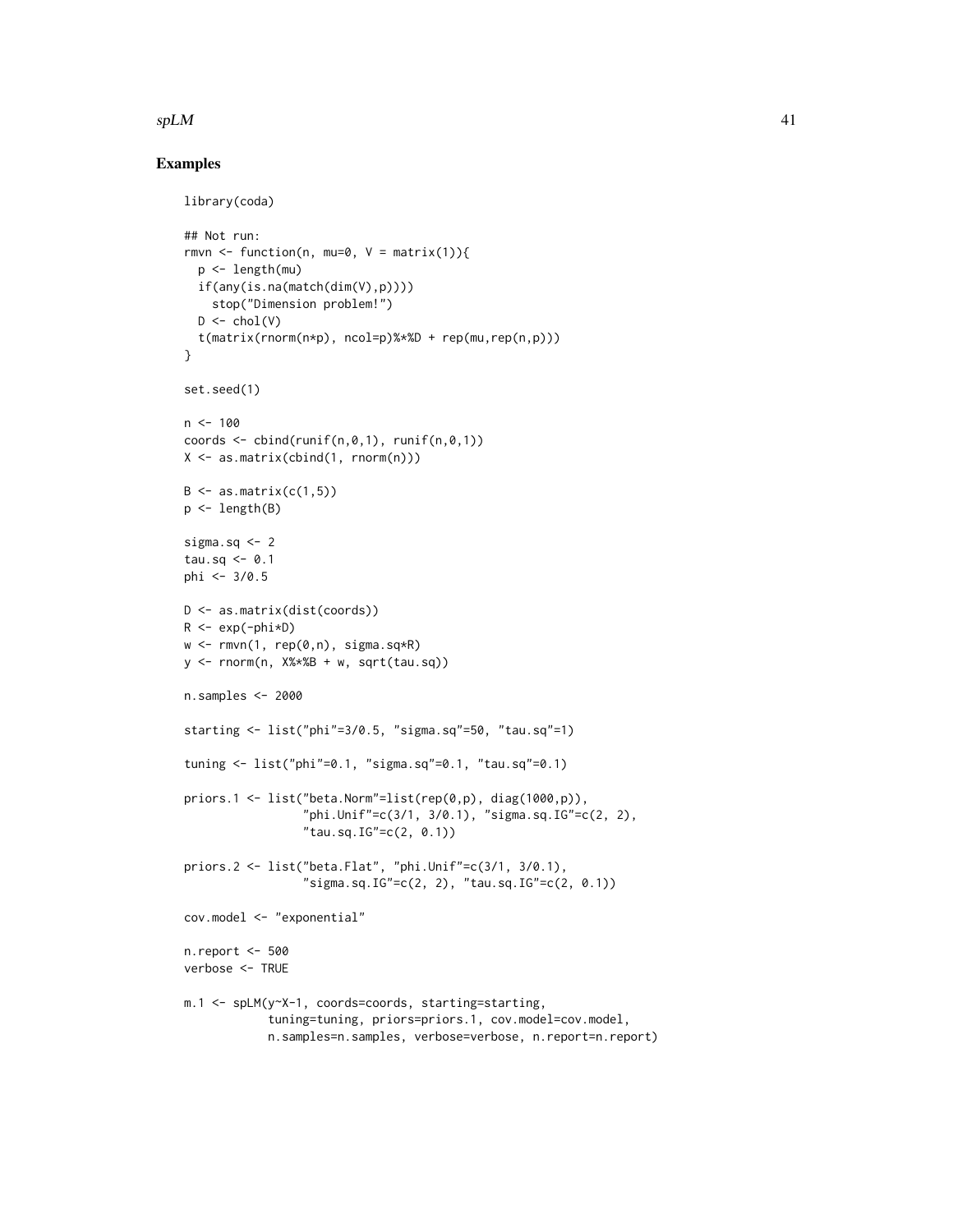## Examples

```
library(coda)

## Not run:
rmvn <- function(n, mu=0, V = matrix(1)){
  p <- length(mu)
  if(any(is.na(match(dim(V),p))))
    stop("Dimension problem!")
  D <- chol(V)
  t(matrix(rnorm(n*p), ncol=p)%*%D + rep(mu,rep(n,p)))
}

set.seed(1)

n <- 100
coords <- cbind(runif(n,0,1), runif(n,0,1))
X <- as.matrix(cbind(1, rnorm(n)))

B <- as.matrix(c(1,5))
p <- length(B)

sigma.sq <- 2
tau.sq <- 0.1
phi <- 3/0.5

D <- as.matrix(dist(coords))
R <- exp(-phi*D)
w <- rmvn(1, rep(0,n), sigma.sq*R)
y <- rnorm(n, X%*%B + w, sqrt(tau.sq))

n.samples <- 2000

starting <- list("phi"=3/0.5, "sigma.sq"=50, "tau.sq"=1)

tuning <- list("phi"=0.1, "sigma.sq"=0.1, "tau.sq"=0.1)

priors.1 <- list("beta.Norm"=list(rep(0,p), diag(1000,p)),
                 "phi.Unif"=c(3/1, 3/0.1), "sigma.sq.IG"=c(2, 2),
                 "tau.sq.IG"=c(2, 0.1))

priors.2 <- list("beta.Flat", "phi.Unif"=c(3/1, 3/0.1),
                 "sigma.sq.IG"=c(2, 2), "tau.sq.IG"=c(2, 0.1))

cov.model <- "exponential"

n.report <- 500
verbose <- TRUE

m.1 <- spLM(y~X-1, coords=coords, starting=starting,
            tuning=tuning, priors=priors.1, cov.model=cov.model,
            n.samples=n.samples, verbose=verbose, n.report=n.report)
```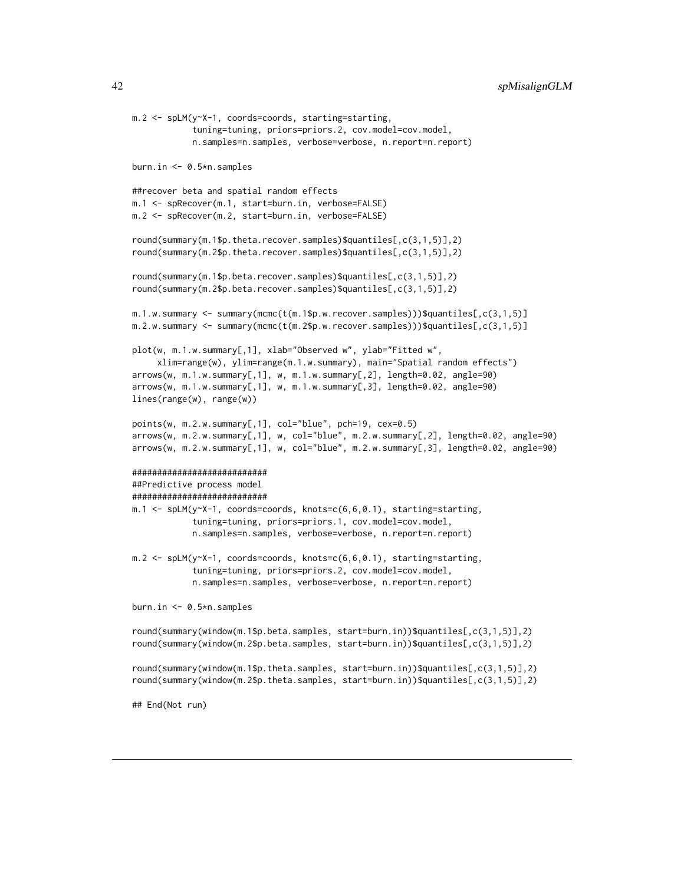```
m.2 <- spLM(y~X-1, coords=coords, starting=starting,
            tuning=tuning, priors=priors.2, cov.model=cov.model,
            n.samples=n.samples, verbose=verbose, n.report=n.report)

burn.in <- 0.5*n.samples

##recover beta and spatial random effects
m.1 <- spRecover(m.1, start=burn.in, verbose=FALSE)
m.2 <- spRecover(m.2, start=burn.in, verbose=FALSE)

round(summary(m.1$p.theta.recover.samples)$quantiles[,c(3,1,5)],2)
round(summary(m.2$p.theta.recover.samples)$quantiles[,c(3,1,5)],2)

round(summary(m.1$p.beta.recover.samples)$quantiles[,c(3,1,5)],2)
round(summary(m.2$p.beta.recover.samples)$quantiles[,c(3,1,5)],2)

m.1.w.summary <- summary(mcmc(t(m.1$p.w.recover.samples)))$quantiles[,c(3,1,5)]
m.2.w.summary <- summary(mcmc(t(m.2$p.w.recover.samples)))$quantiles[,c(3,1,5)]

plot(w, m.1.w.summary[,1], xlab="Observed w", ylab="Fitted w",
     xlim=range(w), ylim=range(m.1.w.summary), main="Spatial random effects")
arrows(w, m.1.w.summary[,1], w, m.1.w.summary[,2], length=0.02, angle=90)
arrows(w, m.1.w.summary[,1], w, m.1.w.summary[,3], length=0.02, angle=90)
lines(range(w), range(w))

points(w, m.2.w.summary[,1], col="blue", pch=19, cex=0.5)
arrows(w, m.2.w.summary[,1], w, col="blue", m.2.w.summary[,2], length=0.02, angle=90)
arrows(w, m.2.w.summary[,1], w, col="blue", m.2.w.summary[,3], length=0.02, angle=90)

###########################
##Predictive process model
###########################
m.1 <- spLM(y~X-1, coords=coords, knots=c(6,6,0.1), starting=starting,
            tuning=tuning, priors=priors.1, cov.model=cov.model,
            n.samples=n.samples, verbose=verbose, n.report=n.report)

m.2 <- spLM(y~X-1, coords=coords, knots=c(6,6,0.1), starting=starting,
            tuning=tuning, priors=priors.2, cov.model=cov.model,
            n.samples=n.samples, verbose=verbose, n.report=n.report)

burn.in <- 0.5*n.samples

round(summary(window(m.1$p.beta.samples, start=burn.in))$quantiles[,c(3,1,5)],2)
round(summary(window(m.2$p.beta.samples, start=burn.in))$quantiles[,c(3,1,5)],2)

round(summary(window(m.1$p.theta.samples, start=burn.in))$quantiles[,c(3,1,5)],2)
round(summary(window(m.2$p.theta.samples, start=burn.in))$quantiles[,c(3,1,5)],2)

## End(Not run)
```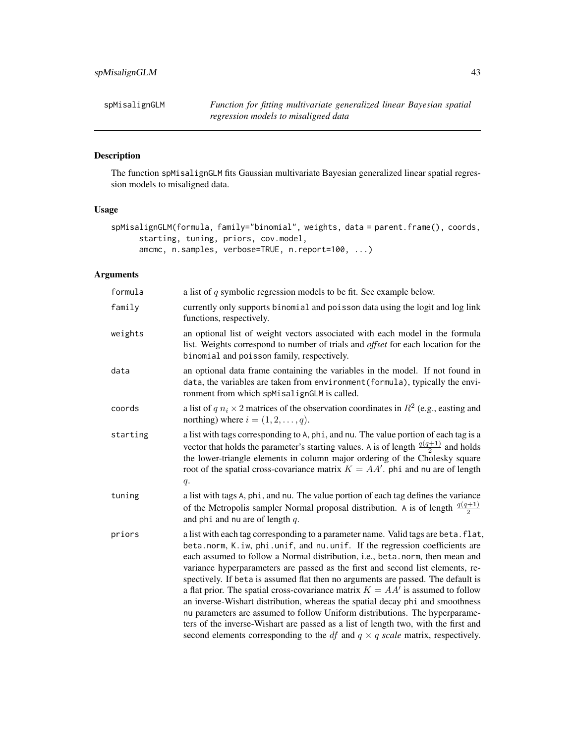spMisalignGLM — *Function for fitting multivariate generalized linear Bayesian spatial regression models to misaligned data*

## Description

The function spMisalignGLM fits Gaussian multivariate Bayesian generalized linear spatial regression models to misaligned data.

## Usage

```
spMisalignGLM(formula, family="binomial", weights, data = parent.frame(), coords,
      starting, tuning, priors, cov.model,
      amcmc, n.samples, verbose=TRUE, n.report=100, ...)
```

## Arguments

| | |
|---|---|
| formula | a list of $q$ symbolic regression models to be fit. See example below. |
| family | currently only supports binomial and poisson data using the logit and log link functions, respectively. |
| weights | an optional list of weight vectors associated with each model in the formula list. Weights correspond to number of trials and *offset* for each location for the binomial and poisson family, respectively. |
| data | an optional data frame containing the variables in the model. If not found in data, the variables are taken from environment(formula), typically the environment from which spMisalignGLM is called. |
| coords | a list of $q$ $n_i \times 2$ matrices of the observation coordinates in $R^2$ (e.g., easting and northing) where $i = (1, 2, \ldots, q)$. |
| starting | a list with tags corresponding to A, phi, and nu. The value portion of each tag is a vector that holds the parameter's starting values. A is of length $\frac{q(q+1)}{2}$ and holds the lower-triangle elements in column major ordering of the Cholesky square root of the spatial cross-covariance matrix $K = AA'$. phi and nu are of length $q$. |
| tuning | a list with tags A, phi, and nu. The value portion of each tag defines the variance of the Metropolis sampler Normal proposal distribution. A is of length $\frac{q(q+1)}{2}$ and phi and nu are of length $q$. |
| priors | a list with each tag corresponding to a parameter name. Valid tags are beta.flat, beta.norm, K.iw, phi.unif, and nu.unif. If the regression coefficients are each assumed to follow a Normal distribution, i.e., beta.norm, then mean and variance hyperparameters are passed as the first and second list elements, respectively. If beta is assumed flat then no arguments are passed. The default is a flat prior. The spatial cross-covariance matrix $K = AA'$ is assumed to follow an inverse-Wishart distribution, whereas the spatial decay phi and smoothness nu parameters are assumed to follow Uniform distributions. The hyperparameters of the inverse-Wishart are passed as a list of length two, with the first and second elements corresponding to the $df$ and $q \times q$ *scale* matrix, respectively. |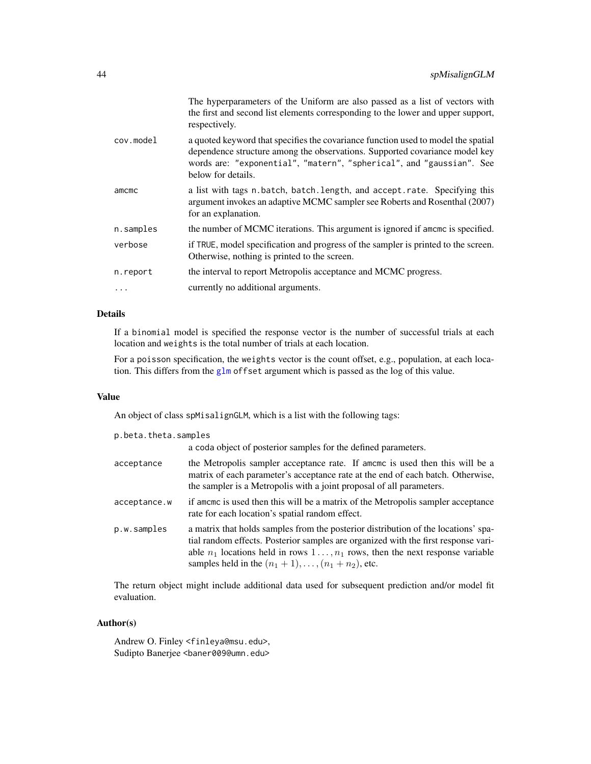The hyperparameters of the Uniform are also passed as a list of vectors with the first and second list elements corresponding to the lower and upper support, respectively.

| | |
|---|---|
| `cov.model` | a quoted keyword that specifies the covariance function used to model the spatial dependence structure among the observations. Supported covariance model key words are: `"exponential"`, `"matern"`, `"spherical"`, and `"gaussian"`. See below for details. |
| `amcmc` | a list with tags `n.batch`, `batch.length`, and `accept.rate`. Specifying this argument invokes an adaptive MCMC sampler see Roberts and Rosenthal (2007) for an explanation. |
| `n.samples` | the number of MCMC iterations. This argument is ignored if `amcmc` is specified. |
| `verbose` | if `TRUE`, model specification and progress of the sampler is printed to the screen. Otherwise, nothing is printed to the screen. |
| `n.report` | the interval to report Metropolis acceptance and MCMC progress. |
| `...` | currently no additional arguments. |

## Details

If a `binomial` model is specified the response vector is the number of successful trials at each location and `weights` is the total number of trials at each location.

For a `poisson` specification, the `weights` vector is the count offset, e.g., population, at each location. This differs from the `glm` `offset` argument which is passed as the log of this value.

## Value

An object of class `spMisalignGLM`, which is a list with the following tags:

| | |
|---|---|
| `p.beta.theta.samples` | a `coda` object of posterior samples for the defined parameters. |
| `acceptance` | the Metropolis sampler acceptance rate. If `amcmc` is used then this will be a matrix of each parameter's acceptance rate at the end of each batch. Otherwise, the sampler is a Metropolis with a joint proposal of all parameters. |
| `acceptance.w` | if `amcmc` is used then this will be a matrix of the Metropolis sampler acceptance rate for each location's spatial random effect. |
| `p.w.samples` | a matrix that holds samples from the posterior distribution of the locations' spatial random effects. Posterior samples are organized with the first response variable $n_1$ locations held in rows $1 \ldots, n_1$ rows, then the next response variable samples held in the $(n_1 + 1), \ldots, (n_1 + n_2)$, etc. |

The return object might include additional data used for subsequent prediction and/or model fit evaluation.

## Author(s)

Andrew O. Finley <finleya@msu.edu>,
Sudipto Banerjee <baner009@umn.edu>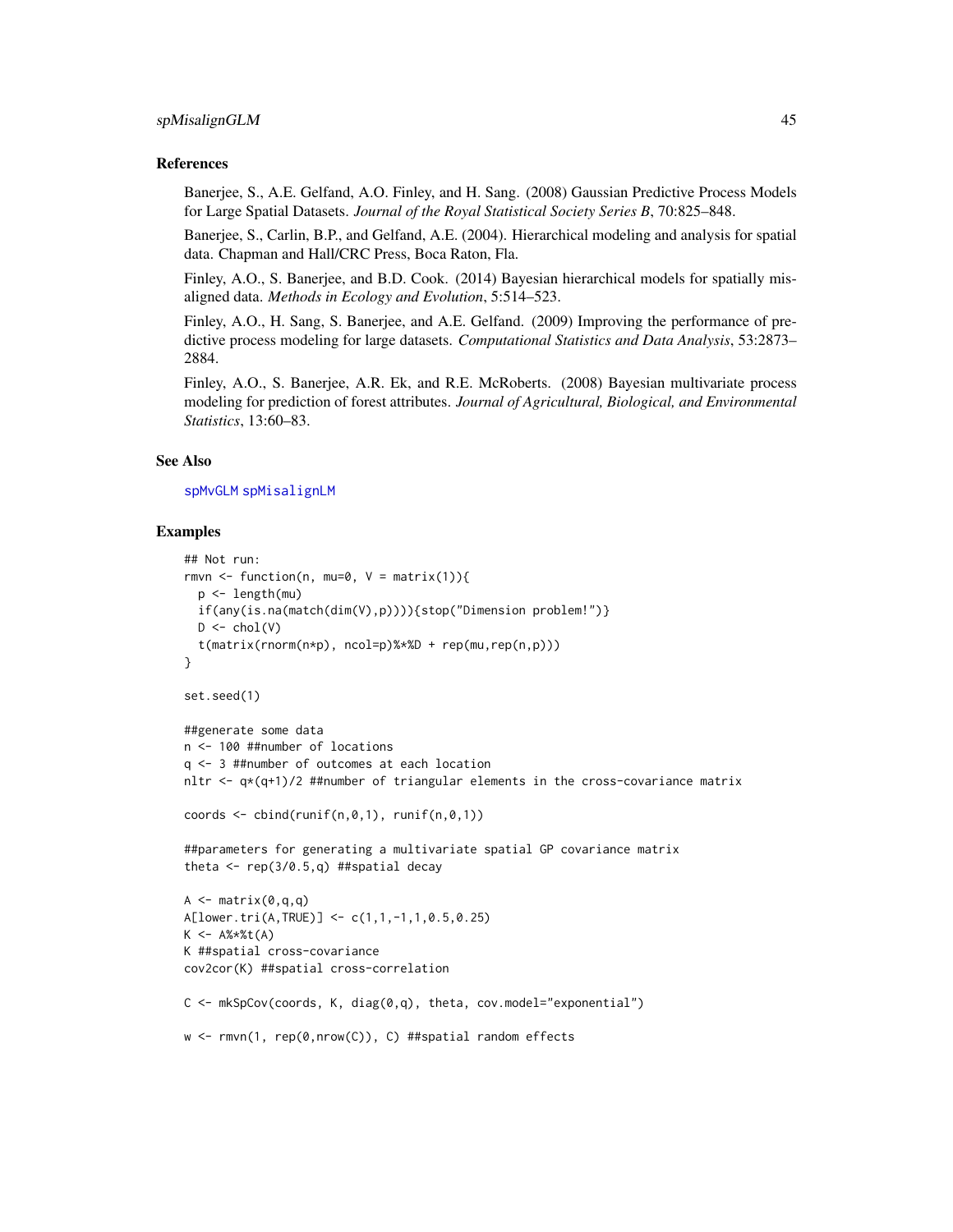## References

Banerjee, S., A.E. Gelfand, A.O. Finley, and H. Sang. (2008) Gaussian Predictive Process Models for Large Spatial Datasets. *Journal of the Royal Statistical Society Series B*, 70:825–848.

Banerjee, S., Carlin, B.P., and Gelfand, A.E. (2004). Hierarchical modeling and analysis for spatial data. Chapman and Hall/CRC Press, Boca Raton, Fla.

Finley, A.O., S. Banerjee, and B.D. Cook. (2014) Bayesian hierarchical models for spatially misaligned data. *Methods in Ecology and Evolution*, 5:514–523.

Finley, A.O., H. Sang, S. Banerjee, and A.E. Gelfand. (2009) Improving the performance of predictive process modeling for large datasets. *Computational Statistics and Data Analysis*, 53:2873–2884.

Finley, A.O., S. Banerjee, A.R. Ek, and R.E. McRoberts. (2008) Bayesian multivariate process modeling for prediction of forest attributes. *Journal of Agricultural, Biological, and Environmental Statistics*, 13:60–83.

## See Also

spMvGLM spMisalignLM

## Examples

```
## Not run:
rmvn <- function(n, mu=0, V = matrix(1)){
  p <- length(mu)
  if(any(is.na(match(dim(V),p)))){stop("Dimension problem!")}
  D <- chol(V)
  t(matrix(rnorm(n*p), ncol=p)%*%D + rep(mu,rep(n,p)))
}

set.seed(1)

##generate some data
n <- 100 ##number of locations
q <- 3 ##number of outcomes at each location
nltr <- q*(q+1)/2 ##number of triangular elements in the cross-covariance matrix

coords <- cbind(runif(n,0,1), runif(n,0,1))

##parameters for generating a multivariate spatial GP covariance matrix
theta <- rep(3/0.5,q) ##spatial decay

A <- matrix(0,q,q)
A[lower.tri(A,TRUE)] <- c(1,1,-1,1,0.5,0.25)
K <- A%*%t(A)
K ##spatial cross-covariance
cov2cor(K) ##spatial cross-correlation

C <- mkSpCov(coords, K, diag(0,q), theta, cov.model="exponential")

w <- rmvn(1, rep(0,nrow(C)), C) ##spatial random effects
```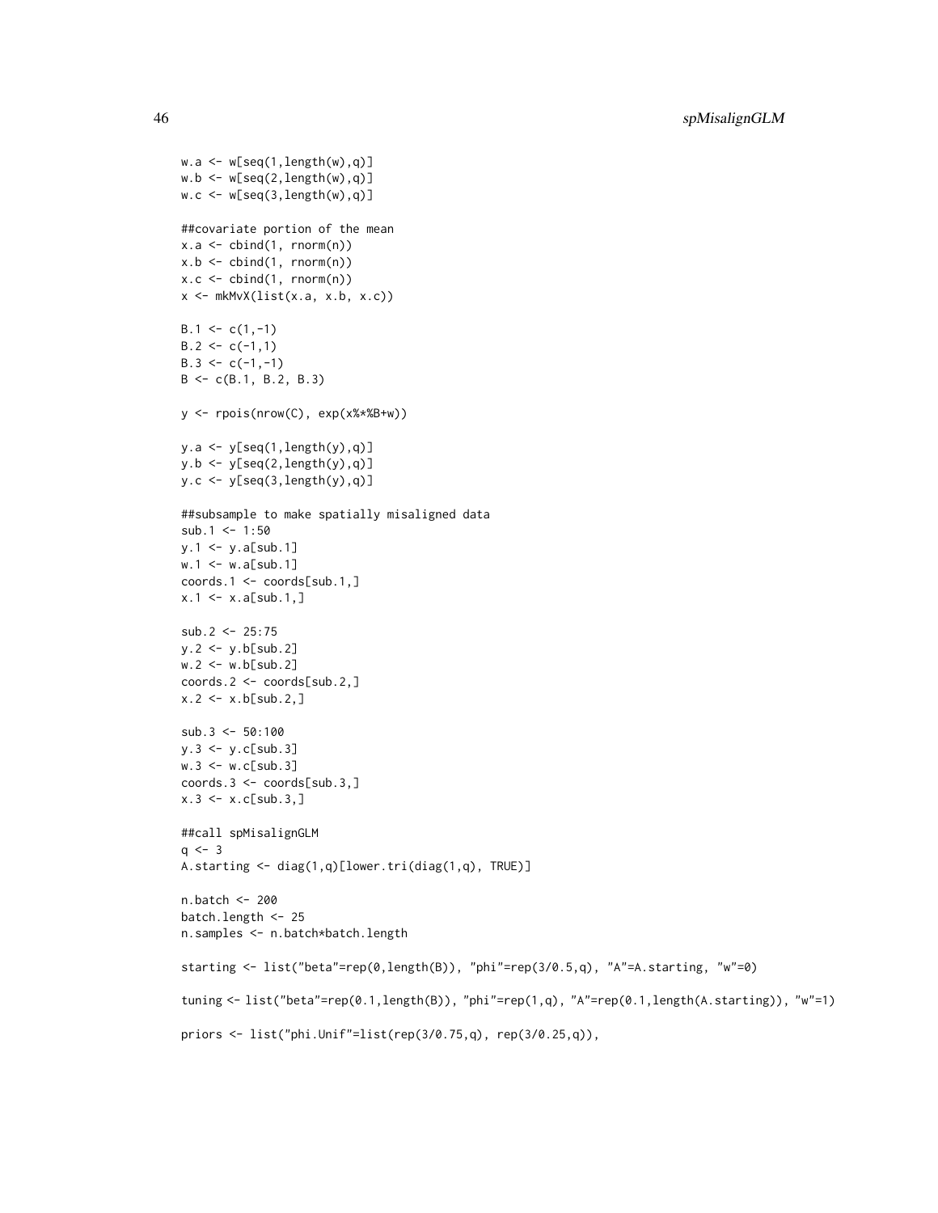```
w.a <- w[seq(1,length(w),q)]
w.b <- w[seq(2,length(w),q)]
w.c <- w[seq(3,length(w),q)]

##covariate portion of the mean
x.a <- cbind(1, rnorm(n))
x.b <- cbind(1, rnorm(n))
x.c <- cbind(1, rnorm(n))
x <- mkMvX(list(x.a, x.b, x.c))

B.1 <- c(1,-1)
B.2 <- c(-1,1)
B.3 <- c(-1,-1)
B <- c(B.1, B.2, B.3)

y <- rpois(nrow(C), exp(x%*%B+w))

y.a <- y[seq(1,length(y),q)]
y.b <- y[seq(2,length(y),q)]
y.c <- y[seq(3,length(y),q)]

##subsample to make spatially misaligned data
sub.1 <- 1:50
y.1 <- y.a[sub.1]
w.1 <- w.a[sub.1]
coords.1 <- coords[sub.1,]
x.1 <- x.a[sub.1,]

sub.2 <- 25:75
y.2 <- y.b[sub.2]
w.2 <- w.b[sub.2]
coords.2 <- coords[sub.2,]
x.2 <- x.b[sub.2,]

sub.3 <- 50:100
y.3 <- y.c[sub.3]
w.3 <- w.c[sub.3]
coords.3 <- coords[sub.3,]
x.3 <- x.c[sub.3,]

##call spMisalignGLM
q <- 3
A.starting <- diag(1,q)[lower.tri(diag(1,q), TRUE)]

n.batch <- 200
batch.length <- 25
n.samples <- n.batch*batch.length

starting <- list("beta"=rep(0,length(B)), "phi"=rep(3/0.5,q), "A"=A.starting, "w"=0)

tuning <- list("beta"=rep(0.1,length(B)), "phi"=rep(1,q), "A"=rep(0.1,length(A.starting)), "w"=1)

priors <- list("phi.Unif"=list(rep(3/0.75,q), rep(3/0.25,q)),
```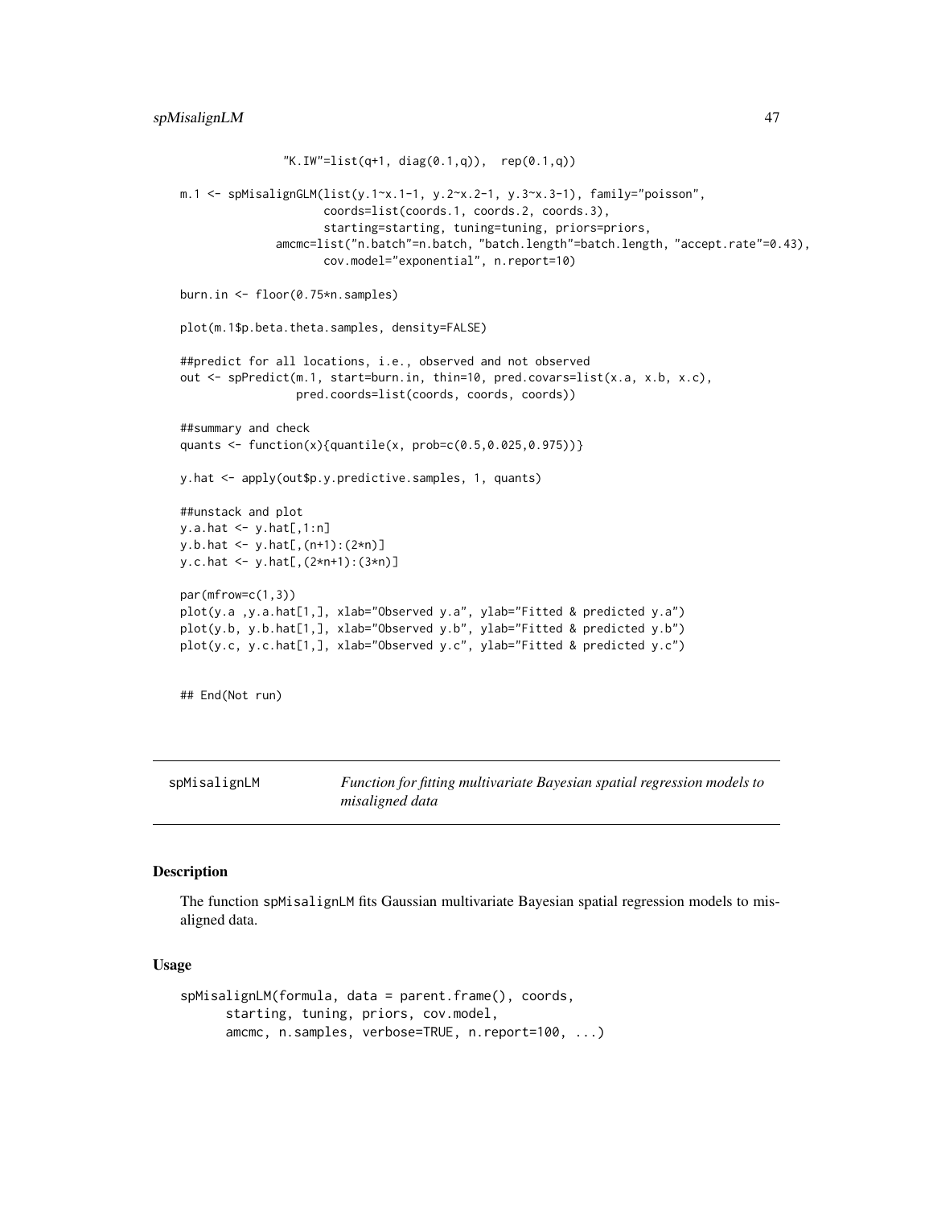```
               "K.IW"=list(q+1, diag(0.1,q)),  rep(0.1,q))

m.1 <- spMisalignGLM(list(y.1~x.1-1, y.2~x.2-1, y.3~x.3-1), family="poisson",
                     coords=list(coords.1, coords.2, coords.3),
                     starting=starting, tuning=tuning, priors=priors,
              amcmc=list("n.batch"=n.batch, "batch.length"=batch.length, "accept.rate"=0.43),
                     cov.model="exponential", n.report=10)

burn.in <- floor(0.75*n.samples)

plot(m.1$p.beta.theta.samples, density=FALSE)

##predict for all locations, i.e., observed and not observed
out <- spPredict(m.1, start=burn.in, thin=10, pred.covars=list(x.a, x.b, x.c),
                 pred.coords=list(coords, coords, coords))

##summary and check
quants <- function(x){quantile(x, prob=c(0.5,0.025,0.975))}

y.hat <- apply(out$p.y.predictive.samples, 1, quants)

##unstack and plot
y.a.hat <- y.hat[,1:n]
y.b.hat <- y.hat[,(n+1):(2*n)]
y.c.hat <- y.hat[,(2*n+1):(3*n)]

par(mfrow=c(1,3))
plot(y.a ,y.a.hat[1,], xlab="Observed y.a", ylab="Fitted & predicted y.a")
plot(y.b, y.b.hat[1,], xlab="Observed y.b", ylab="Fitted & predicted y.b")
plot(y.c, y.c.hat[1,], xlab="Observed y.c", ylab="Fitted & predicted y.c")


## End(Not run)
```

---

## spMisalignLM — *Function for fitting multivariate Bayesian spatial regression models to misaligned data*

---

### Description

The function `spMisalignLM` fits Gaussian multivariate Bayesian spatial regression models to misaligned data.

### Usage

```
spMisalignLM(formula, data = parent.frame(), coords,
      starting, tuning, priors, cov.model,
      amcmc, n.samples, verbose=TRUE, n.report=100, ...)
```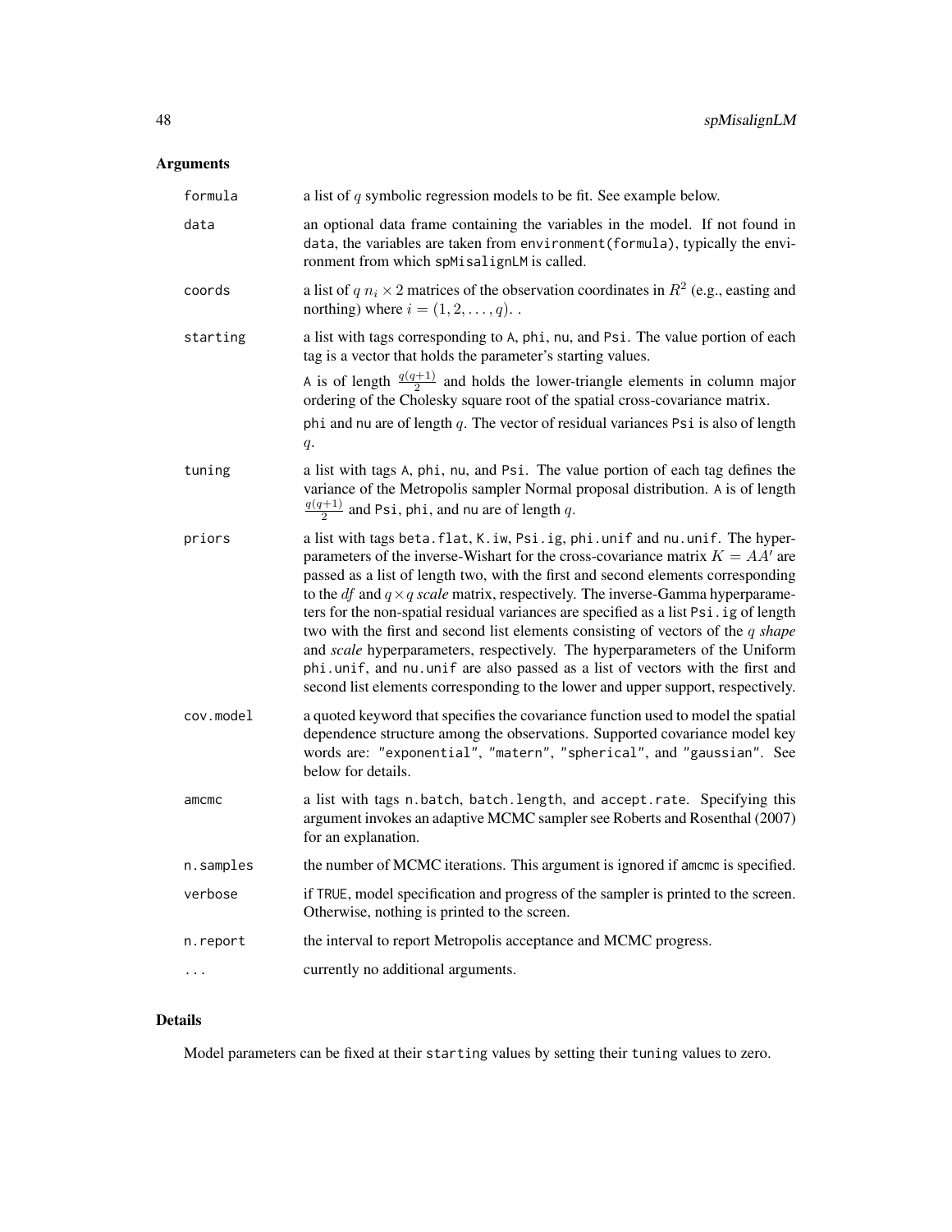## Arguments

| | |
|---|---|
| formula | a list of $q$ symbolic regression models to be fit. See example below. |
| data | an optional data frame containing the variables in the model. If not found in data, the variables are taken from environment(formula), typically the environment from which spMisalignLM is called. |
| coords | a list of $q$ $n_i \times 2$ matrices of the observation coordinates in $R^2$ (e.g., easting and northing) where $i = (1, 2, \ldots, q)$. . |
| starting | a list with tags corresponding to A, phi, nu, and Psi. The value portion of each tag is a vector that holds the parameter's starting values. <br> A is of length $\frac{q(q+1)}{2}$ and holds the lower-triangle elements in column major ordering of the Cholesky square root of the spatial cross-covariance matrix. <br> phi and nu are of length $q$. The vector of residual variances Psi is also of length $q$. |
| tuning | a list with tags A, phi, nu, and Psi. The value portion of each tag defines the variance of the Metropolis sampler Normal proposal distribution. A is of length $\frac{q(q+1)}{2}$ and Psi, phi, and nu are of length $q$. |
| priors | a list with tags beta.flat, K.iw, Psi.ig, phi.unif and nu.unif. The hyperparameters of the inverse-Wishart for the cross-covariance matrix $K = AA'$ are passed as a list of length two, with the first and second elements corresponding to the *df* and $q \times q$ *scale* matrix, respectively. The inverse-Gamma hyperparameters for the non-spatial residual variances are specified as a list Psi.ig of length two with the first and second list elements consisting of vectors of the $q$ *shape* and *scale* hyperparameters, respectively. The hyperparameters of the Uniform phi.unif, and nu.unif are also passed as a list of vectors with the first and second list elements corresponding to the lower and upper support, respectively. |
| cov.model | a quoted keyword that specifies the covariance function used to model the spatial dependence structure among the observations. Supported covariance model key words are: "exponential", "matern", "spherical", and "gaussian". See below for details. |
| amcmc | a list with tags n.batch, batch.length, and accept.rate. Specifying this argument invokes an adaptive MCMC sampler see Roberts and Rosenthal (2007) for an explanation. |
| n.samples | the number of MCMC iterations. This argument is ignored if amcmc is specified. |
| verbose | if TRUE, model specification and progress of the sampler is printed to the screen. Otherwise, nothing is printed to the screen. |
| n.report | the interval to report Metropolis acceptance and MCMC progress. |
| ... | currently no additional arguments. |

## Details

Model parameters can be fixed at their starting values by setting their tuning values to zero.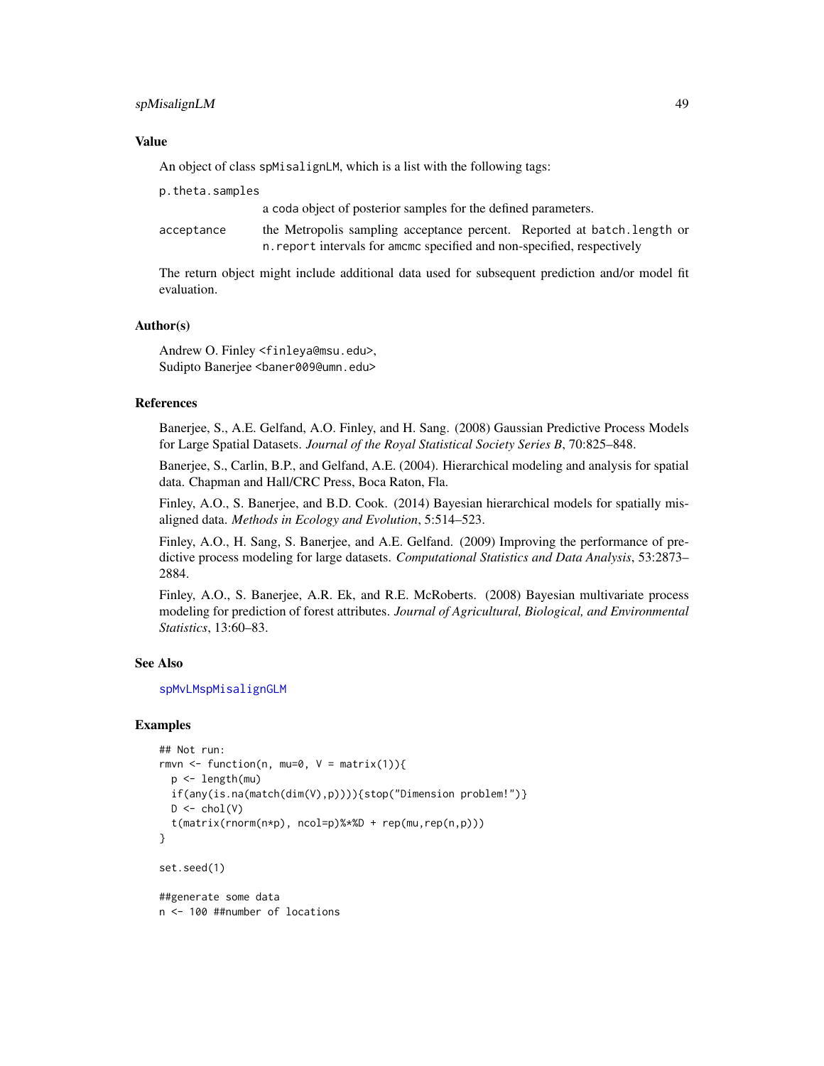## Value

An object of class spMisalignLM, which is a list with the following tags:

p.theta.samples
: a coda object of posterior samples for the defined parameters.

acceptance
: the Metropolis sampling acceptance percent. Reported at batch.length or n.report intervals for amcmc specified and non-specified, respectively

The return object might include additional data used for subsequent prediction and/or model fit evaluation.

## Author(s)

Andrew O. Finley <finleya@msu.edu>,
Sudipto Banerjee <baner009@umn.edu>

## References

Banerjee, S., A.E. Gelfand, A.O. Finley, and H. Sang. (2008) Gaussian Predictive Process Models for Large Spatial Datasets. *Journal of the Royal Statistical Society Series B*, 70:825–848.

Banerjee, S., Carlin, B.P., and Gelfand, A.E. (2004). Hierarchical modeling and analysis for spatial data. Chapman and Hall/CRC Press, Boca Raton, Fla.

Finley, A.O., S. Banerjee, and B.D. Cook. (2014) Bayesian hierarchical models for spatially misaligned data. *Methods in Ecology and Evolution*, 5:514–523.

Finley, A.O., H. Sang, S. Banerjee, and A.E. Gelfand. (2009) Improving the performance of predictive process modeling for large datasets. *Computational Statistics and Data Analysis*, 53:2873–2884.

Finley, A.O., S. Banerjee, A.R. Ek, and R.E. McRoberts. (2008) Bayesian multivariate process modeling for prediction of forest attributes. *Journal of Agricultural, Biological, and Environmental Statistics*, 13:60–83.

## See Also

spMvLMspMisalignGLM

## Examples

```
## Not run:
rmvn <- function(n, mu=0, V = matrix(1)){
  p <- length(mu)
  if(any(is.na(match(dim(V),p)))){stop("Dimension problem!")}
  D <- chol(V)
  t(matrix(rnorm(n*p), ncol=p)%*%D + rep(mu,rep(n,p)))
}

set.seed(1)

##generate some data
n <- 100 ##number of locations
```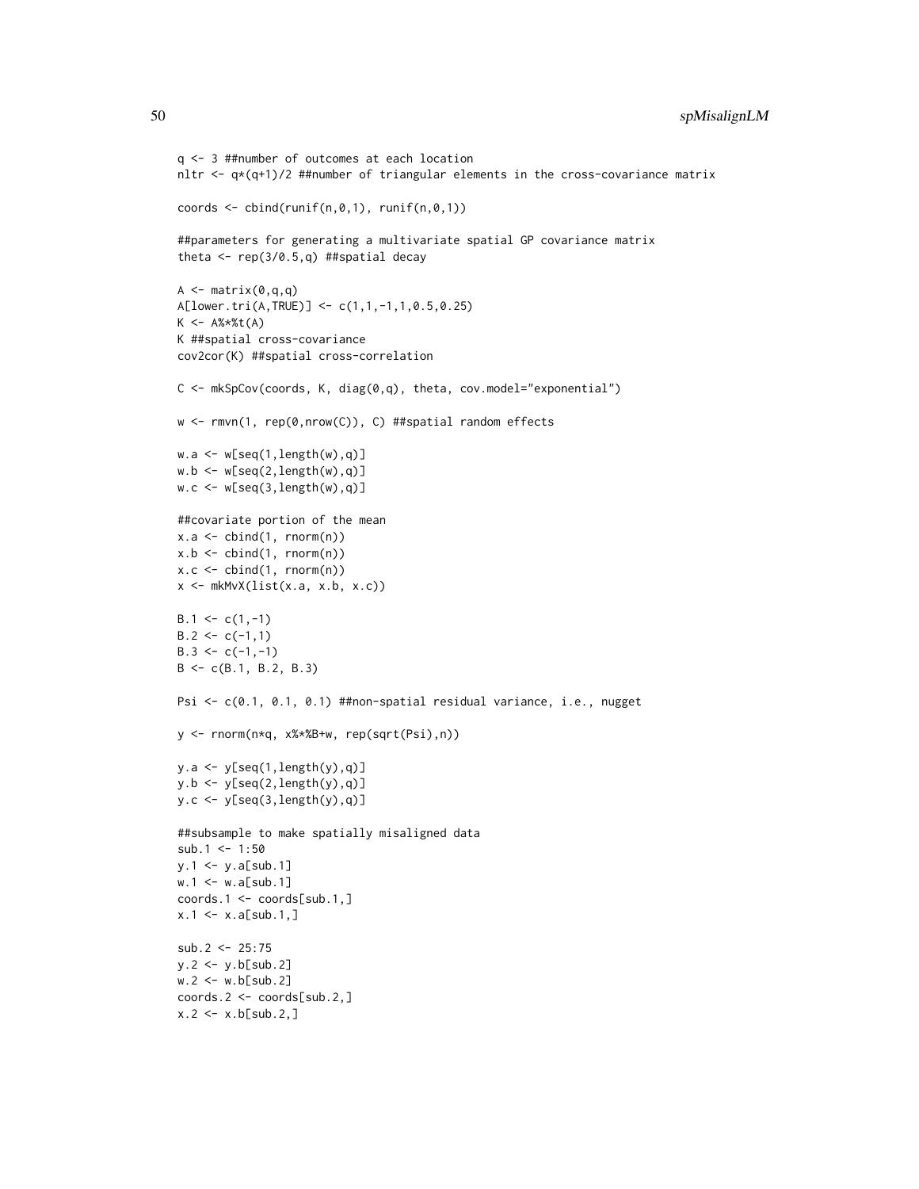```
q <- 3 ##number of outcomes at each location
nltr <- q*(q+1)/2 ##number of triangular elements in the cross-covariance matrix

coords <- cbind(runif(n,0,1), runif(n,0,1))

##parameters for generating a multivariate spatial GP covariance matrix
theta <- rep(3/0.5,q) ##spatial decay

A <- matrix(0,q,q)
A[lower.tri(A,TRUE)] <- c(1,1,-1,1,0.5,0.25)
K <- A%*%t(A)
K ##spatial cross-covariance
cov2cor(K) ##spatial cross-correlation

C <- mkSpCov(coords, K, diag(0,q), theta, cov.model="exponential")

w <- rmvn(1, rep(0,nrow(C)), C) ##spatial random effects

w.a <- w[seq(1,length(w),q)]
w.b <- w[seq(2,length(w),q)]
w.c <- w[seq(3,length(w),q)]

##covariate portion of the mean
x.a <- cbind(1, rnorm(n))
x.b <- cbind(1, rnorm(n))
x.c <- cbind(1, rnorm(n))
x <- mkMvX(list(x.a, x.b, x.c))

B.1 <- c(1,-1)
B.2 <- c(-1,1)
B.3 <- c(-1,-1)
B <- c(B.1, B.2, B.3)

Psi <- c(0.1, 0.1, 0.1) ##non-spatial residual variance, i.e., nugget

y <- rnorm(n*q, x%*%B+w, rep(sqrt(Psi),n))

y.a <- y[seq(1,length(y),q)]
y.b <- y[seq(2,length(y),q)]
y.c <- y[seq(3,length(y),q)]

##subsample to make spatially misaligned data
sub.1 <- 1:50
y.1 <- y.a[sub.1]
w.1 <- w.a[sub.1]
coords.1 <- coords[sub.1,]
x.1 <- x.a[sub.1,]

sub.2 <- 25:75
y.2 <- y.b[sub.2]
w.2 <- w.b[sub.2]
coords.2 <- coords[sub.2,]
x.2 <- x.b[sub.2,]
```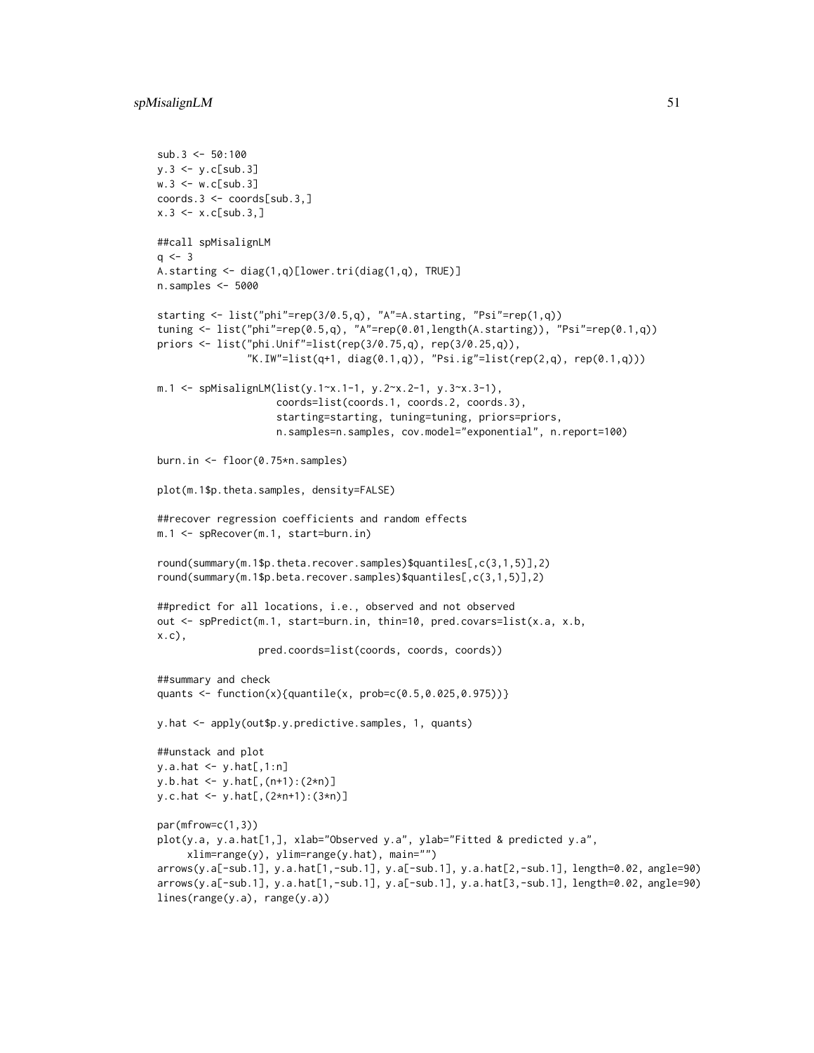```
sub.3 <- 50:100
y.3 <- y.c[sub.3]
w.3 <- w.c[sub.3]
coords.3 <- coords[sub.3,]
x.3 <- x.c[sub.3,]

##call spMisalignLM
q <- 3
A.starting <- diag(1,q)[lower.tri(diag(1,q), TRUE)]
n.samples <- 5000

starting <- list("phi"=rep(3/0.5,q), "A"=A.starting, "Psi"=rep(1,q))
tuning <- list("phi"=rep(0.5,q), "A"=rep(0.01,length(A.starting)), "Psi"=rep(0.1,q))
priors <- list("phi.Unif"=list(rep(3/0.75,q), rep(3/0.25,q)),
               "K.IW"=list(q+1, diag(0.1,q)), "Psi.ig"=list(rep(2,q), rep(0.1,q)))

m.1 <- spMisalignLM(list(y.1~x.1-1, y.2~x.2-1, y.3~x.3-1),
                    coords=list(coords.1, coords.2, coords.3),
                    starting=starting, tuning=tuning, priors=priors,
                    n.samples=n.samples, cov.model="exponential", n.report=100)

burn.in <- floor(0.75*n.samples)

plot(m.1$p.theta.samples, density=FALSE)

##recover regression coefficients and random effects
m.1 <- spRecover(m.1, start=burn.in)

round(summary(m.1$p.theta.recover.samples)$quantiles[,c(3,1,5)],2)
round(summary(m.1$p.beta.recover.samples)$quantiles[,c(3,1,5)],2)

##predict for all locations, i.e., observed and not observed
out <- spPredict(m.1, start=burn.in, thin=10, pred.covars=list(x.a, x.b,
x.c),
                 pred.coords=list(coords, coords, coords))

##summary and check
quants <- function(x){quantile(x, prob=c(0.5,0.025,0.975))}

y.hat <- apply(out$p.y.predictive.samples, 1, quants)

##unstack and plot
y.a.hat <- y.hat[,1:n]
y.b.hat <- y.hat[,(n+1):(2*n)]
y.c.hat <- y.hat[,(2*n+1):(3*n)]

par(mfrow=c(1,3))
plot(y.a, y.a.hat[1,], xlab="Observed y.a", ylab="Fitted & predicted y.a",
     xlim=range(y), ylim=range(y.hat), main="")
arrows(y.a[-sub.1], y.a.hat[1,-sub.1], y.a[-sub.1], y.a.hat[2,-sub.1], length=0.02, angle=90)
arrows(y.a[-sub.1], y.a.hat[1,-sub.1], y.a[-sub.1], y.a.hat[3,-sub.1], length=0.02, angle=90)
lines(range(y.a), range(y.a))
```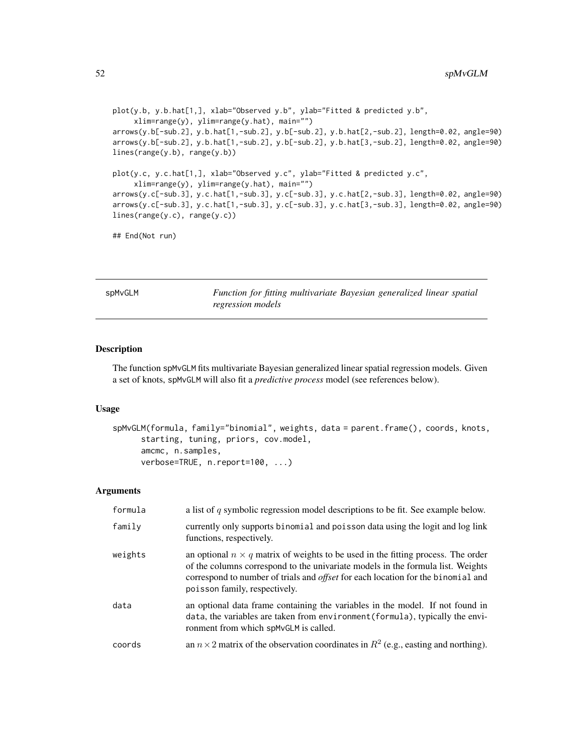```
plot(y.b, y.b.hat[1,], xlab="Observed y.b", ylab="Fitted & predicted y.b",
     xlim=range(y), ylim=range(y.hat), main="")
arrows(y.b[-sub.2], y.b.hat[1,-sub.2], y.b[-sub.2], y.b.hat[2,-sub.2], length=0.02, angle=90)
arrows(y.b[-sub.2], y.b.hat[1,-sub.2], y.b[-sub.2], y.b.hat[3,-sub.2], length=0.02, angle=90)
lines(range(y.b), range(y.b))

plot(y.c, y.c.hat[1,], xlab="Observed y.c", ylab="Fitted & predicted y.c",
     xlim=range(y), ylim=range(y.hat), main="")
arrows(y.c[-sub.3], y.c.hat[1,-sub.3], y.c[-sub.3], y.c.hat[2,-sub.3], length=0.02, angle=90)
arrows(y.c[-sub.3], y.c.hat[1,-sub.3], y.c[-sub.3], y.c.hat[3,-sub.3], length=0.02, angle=90)
lines(range(y.c), range(y.c))

## End(Not run)
```

# spMvGLM — *Function for fitting multivariate Bayesian generalized linear spatial regression models*

## Description

The function spMvGLM fits multivariate Bayesian generalized linear spatial regression models. Given a set of knots, spMvGLM will also fit a *predictive process* model (see references below).

## Usage

```
spMvGLM(formula, family="binomial", weights, data = parent.frame(), coords, knots,
      starting, tuning, priors, cov.model,
      amcmc, n.samples,
      verbose=TRUE, n.report=100, ...)
```

## Arguments

| | |
|---|---|
| formula | a list of $q$ symbolic regression model descriptions to be fit. See example below. |
| family | currently only supports binomial and poisson data using the logit and log link functions, respectively. |
| weights | an optional $n \times q$ matrix of weights to be used in the fitting process. The order of the columns correspond to the univariate models in the formula list. Weights correspond to number of trials and *offset* for each location for the binomial and poisson family, respectively. |
| data | an optional data frame containing the variables in the model. If not found in data, the variables are taken from environment(formula), typically the environment from which spMvGLM is called. |
| coords | an $n \times 2$ matrix of the observation coordinates in $R^2$ (e.g., easting and northing). |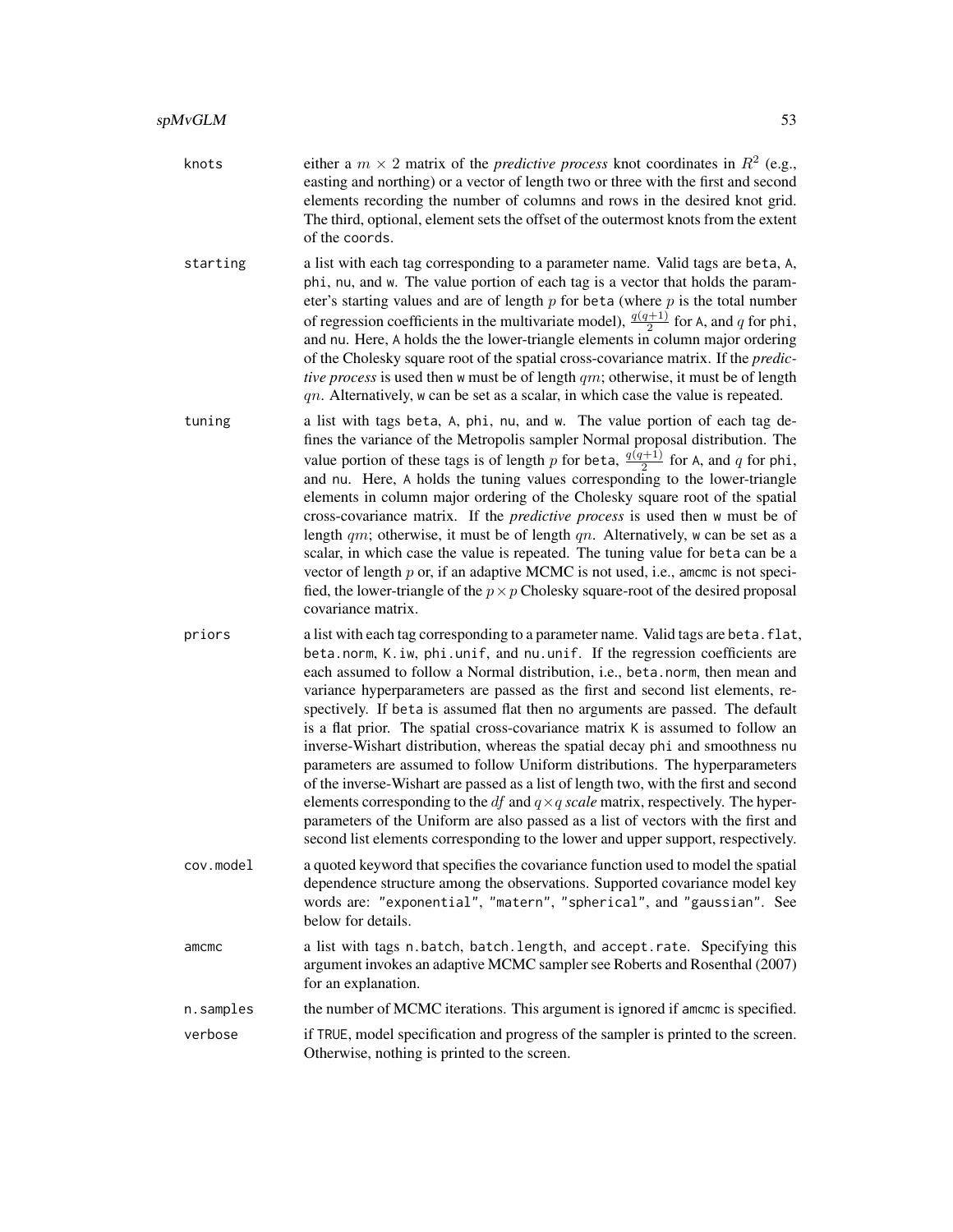`knots`
: either a $m \times 2$ matrix of the *predictive process* knot coordinates in $R^2$ (e.g., easting and northing) or a vector of length two or three with the first and second elements recording the number of columns and rows in the desired knot grid. The third, optional, element sets the offset of the outermost knots from the extent of the `coords`.

`starting`
: a list with each tag corresponding to a parameter name. Valid tags are `beta`, `A`, `phi`, `nu`, and `w`. The value portion of each tag is a vector that holds the parameter's starting values and are of length $p$ for `beta` (where $p$ is the total number of regression coefficients in the multivariate model), $\frac{q(q+1)}{2}$ for `A`, and $q$ for `phi`, and `nu`. Here, `A` holds the the lower-triangle elements in column major ordering of the Cholesky square root of the spatial cross-covariance matrix. If the *predictive process* is used then `w` must be of length $qm$; otherwise, it must be of length $qn$. Alternatively, `w` can be set as a scalar, in which case the value is repeated.

`tuning`
: a list with tags `beta`, `A`, `phi`, `nu`, and `w`. The value portion of each tag defines the variance of the Metropolis sampler Normal proposal distribution. The value portion of these tags is of length $p$ for `beta`, $\frac{q(q+1)}{2}$ for `A`, and $q$ for `phi`, and `nu`. Here, `A` holds the tuning values corresponding to the lower-triangle elements in column major ordering of the Cholesky square root of the spatial cross-covariance matrix. If the *predictive process* is used then `w` must be of length $qm$; otherwise, it must be of length $qn$. Alternatively, `w` can be set as a scalar, in which case the value is repeated. The tuning value for `beta` can be a vector of length $p$ or, if an adaptive MCMC is not used, i.e., `amcmc` is not specified, the lower-triangle of the $p \times p$ Cholesky square-root of the desired proposal covariance matrix.

`priors`
: a list with each tag corresponding to a parameter name. Valid tags are `beta.flat`, `beta.norm`, `K.iw`, `phi.unif`, and `nu.unif`. If the regression coefficients are each assumed to follow a Normal distribution, i.e., `beta.norm`, then mean and variance hyperparameters are passed as the first and second list elements, respectively. If `beta` is assumed flat then no arguments are passed. The default is a flat prior. The spatial cross-covariance matrix `K` is assumed to follow an inverse-Wishart distribution, whereas the spatial decay `phi` and smoothness `nu` parameters are assumed to follow Uniform distributions. The hyperparameters of the inverse-Wishart are passed as a list of length two, with the first and second elements corresponding to the $df$ and $q \times q$ *scale* matrix, respectively. The hyperparameters of the Uniform are also passed as a list of vectors with the first and second list elements corresponding to the lower and upper support, respectively.

`cov.model`
: a quoted keyword that specifies the covariance function used to model the spatial dependence structure among the observations. Supported covariance model key words are: `"exponential"`, `"matern"`, `"spherical"`, and `"gaussian"`. See below for details.

`amcmc`
: a list with tags `n.batch`, `batch.length`, and `accept.rate`. Specifying this argument invokes an adaptive MCMC sampler see Roberts and Rosenthal (2007) for an explanation.

`n.samples`
: the number of MCMC iterations. This argument is ignored if `amcmc` is specified.

`verbose`
: if `TRUE`, model specification and progress of the sampler is printed to the screen. Otherwise, nothing is printed to the screen.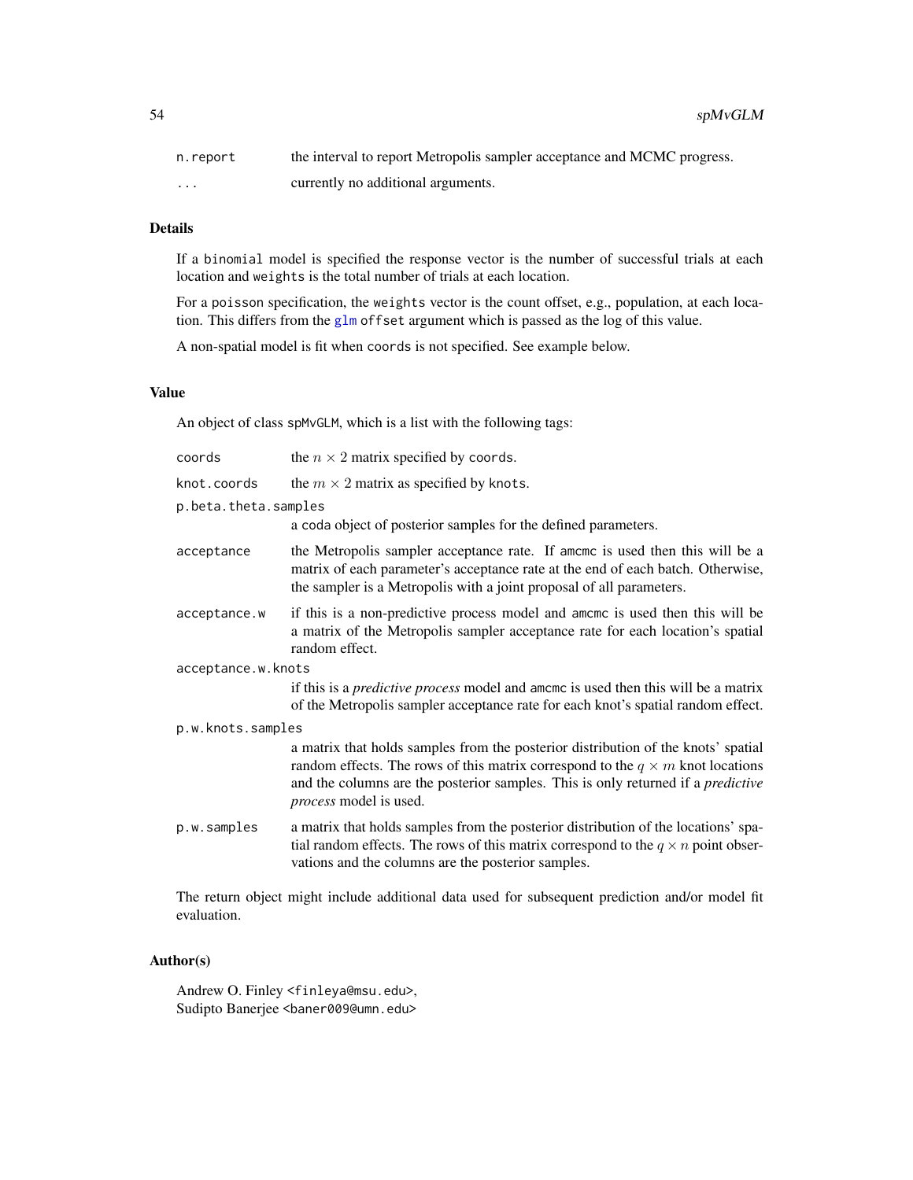| | |
|---|---|
| `n.report` | the interval to report Metropolis sampler acceptance and MCMC progress. |
| `...` | currently no additional arguments. |

## Details

If a `binomial` model is specified the response vector is the number of successful trials at each location and `weights` is the total number of trials at each location.

For a `poisson` specification, the `weights` vector is the count offset, e.g., population, at each location. This differs from the `glm` `offset` argument which is passed as the log of this value.

A non-spatial model is fit when `coords` is not specified. See example below.

## Value

An object of class `spMvGLM`, which is a list with the following tags:

`coords` — the $n \times 2$ matrix specified by `coords`.

`knot.coords` — the $m \times 2$ matrix as specified by `knots`.

`p.beta.theta.samples` — a `coda` object of posterior samples for the defined parameters.

`acceptance` — the Metropolis sampler acceptance rate. If `amcmc` is used then this will be a matrix of each parameter's acceptance rate at the end of each batch. Otherwise, the sampler is a Metropolis with a joint proposal of all parameters.

`acceptance.w` — if this is a non-predictive process model and `amcmc` is used then this will be a matrix of the Metropolis sampler acceptance rate for each location's spatial random effect.

`acceptance.w.knots` — if this is a *predictive process* model and `amcmc` is used then this will be a matrix of the Metropolis sampler acceptance rate for each knot's spatial random effect.

`p.w.knots.samples` — a matrix that holds samples from the posterior distribution of the knots' spatial random effects. The rows of this matrix correspond to the $q \times m$ knot locations and the columns are the posterior samples. This is only returned if a *predictive process* model is used.

`p.w.samples` — a matrix that holds samples from the posterior distribution of the locations' spatial random effects. The rows of this matrix correspond to the $q \times n$ point observations and the columns are the posterior samples.

The return object might include additional data used for subsequent prediction and/or model fit evaluation.

## Author(s)

Andrew O. Finley <finleya@msu.edu>,
Sudipto Banerjee <baner009@umn.edu>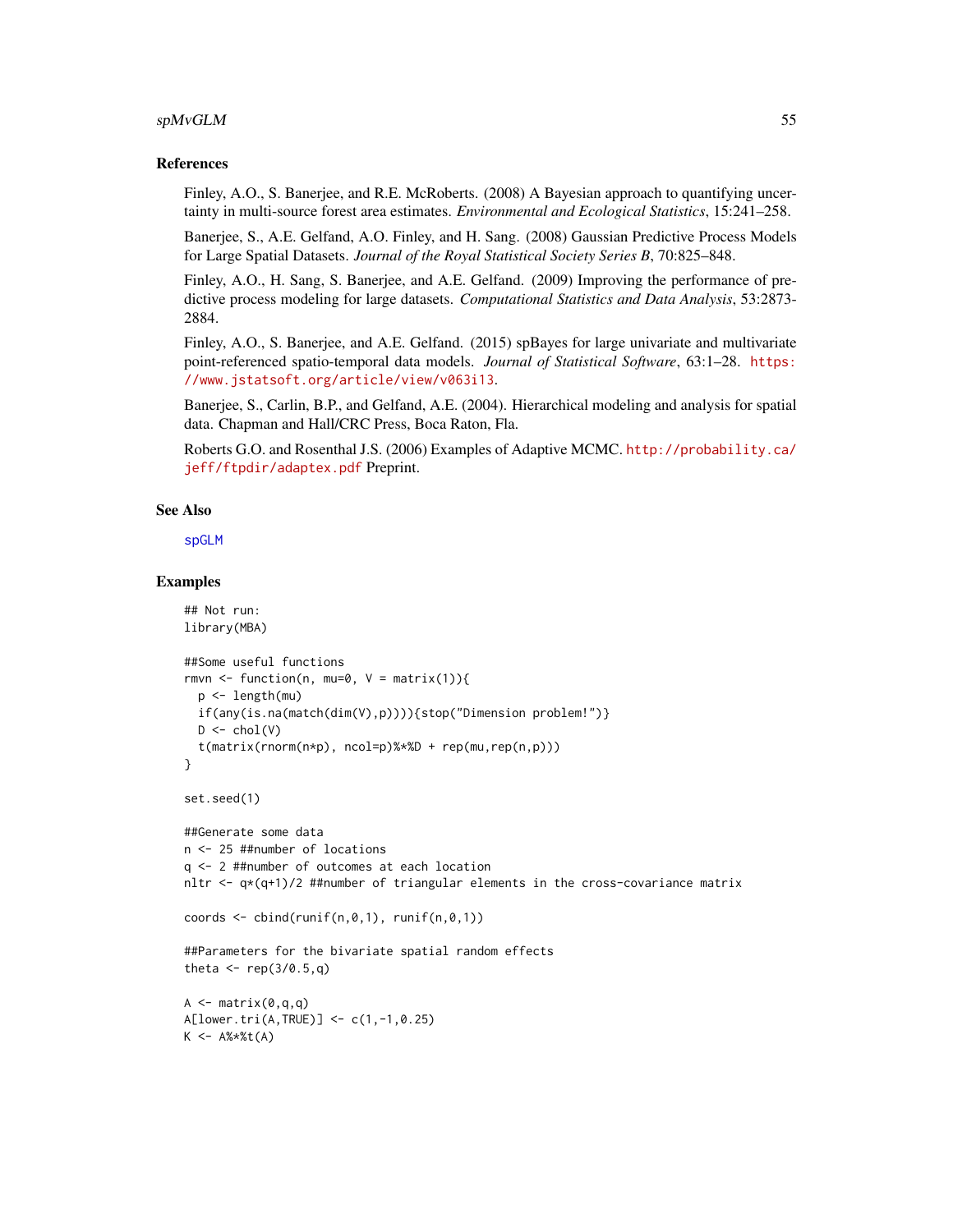## References

Finley, A.O., S. Banerjee, and R.E. McRoberts. (2008) A Bayesian approach to quantifying uncertainty in multi-source forest area estimates. *Environmental and Ecological Statistics*, 15:241–258.

Banerjee, S., A.E. Gelfand, A.O. Finley, and H. Sang. (2008) Gaussian Predictive Process Models for Large Spatial Datasets. *Journal of the Royal Statistical Society Series B*, 70:825–848.

Finley, A.O., H. Sang, S. Banerjee, and A.E. Gelfand. (2009) Improving the performance of predictive process modeling for large datasets. *Computational Statistics and Data Analysis*, 53:2873-2884.

Finley, A.O., S. Banerjee, and A.E. Gelfand. (2015) spBayes for large univariate and multivariate point-referenced spatio-temporal data models. *Journal of Statistical Software*, 63:1–28. https://www.jstatsoft.org/article/view/v063i13.

Banerjee, S., Carlin, B.P., and Gelfand, A.E. (2004). Hierarchical modeling and analysis for spatial data. Chapman and Hall/CRC Press, Boca Raton, Fla.

Roberts G.O. and Rosenthal J.S. (2006) Examples of Adaptive MCMC. http://probability.ca/jeff/ftpdir/adaptex.pdf Preprint.

## See Also

spGLM

## Examples

```
## Not run:
library(MBA)

##Some useful functions
rmvn <- function(n, mu=0, V = matrix(1)){
  p <- length(mu)
  if(any(is.na(match(dim(V),p)))){stop("Dimension problem!")}
  D <- chol(V)
  t(matrix(rnorm(n*p), ncol=p)%*%D + rep(mu,rep(n,p)))
}

set.seed(1)

##Generate some data
n <- 25 ##number of locations
q <- 2 ##number of outcomes at each location
nltr <- q*(q+1)/2 ##number of triangular elements in the cross-covariance matrix

coords <- cbind(runif(n,0,1), runif(n,0,1))

##Parameters for the bivariate spatial random effects
theta <- rep(3/0.5,q)

A <- matrix(0,q,q)
A[lower.tri(A,TRUE)] <- c(1,-1,0.25)
K <- A%*%t(A)
```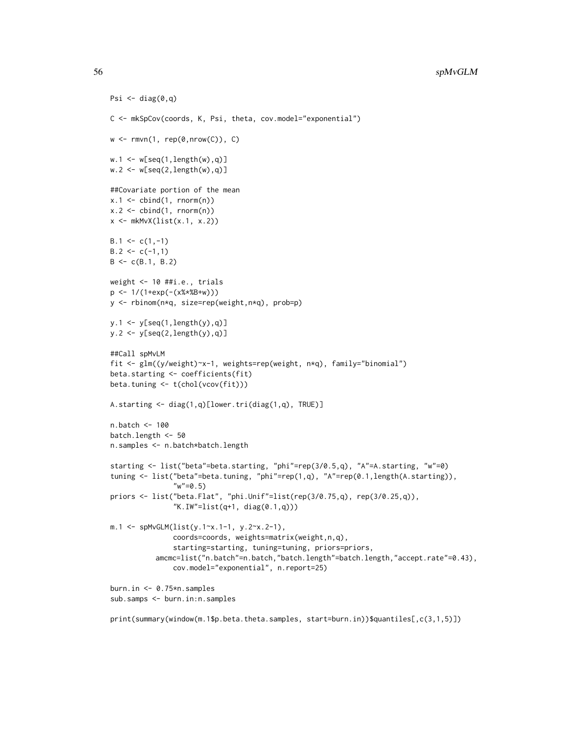```
Psi <- diag(0,q)

C <- mkSpCov(coords, K, Psi, theta, cov.model="exponential")

w <- rmvn(1, rep(0,nrow(C)), C)

w.1 <- w[seq(1,length(w),q)]
w.2 <- w[seq(2,length(w),q)]

##Covariate portion of the mean
x.1 <- cbind(1, rnorm(n))
x.2 <- cbind(1, rnorm(n))
x <- mkMvX(list(x.1, x.2))

B.1 <- c(1,-1)
B.2 <- c(-1,1)
B <- c(B.1, B.2)

weight <- 10 ##i.e., trials
p <- 1/(1+exp(-(x%*%B+w)))
y <- rbinom(n*q, size=rep(weight,n*q), prob=p)

y.1 <- y[seq(1,length(y),q)]
y.2 <- y[seq(2,length(y),q)]

##Call spMvLM
fit <- glm((y/weight)~x-1, weights=rep(weight, n*q), family="binomial")
beta.starting <- coefficients(fit)
beta.tuning <- t(chol(vcov(fit)))

A.starting <- diag(1,q)[lower.tri(diag(1,q), TRUE)]

n.batch <- 100
batch.length <- 50
n.samples <- n.batch*batch.length

starting <- list("beta"=beta.starting, "phi"=rep(3/0.5,q), "A"=A.starting, "w"=0)
tuning <- list("beta"=beta.tuning, "phi"=rep(1,q), "A"=rep(0.1,length(A.starting)),
               "w"=0.5)
priors <- list("beta.Flat", "phi.Unif"=list(rep(3/0.75,q), rep(3/0.25,q)),
               "K.IW"=list(q+1, diag(0.1,q)))

m.1 <- spMvGLM(list(y.1~x.1-1, y.2~x.2-1),
               coords=coords, weights=matrix(weight,n,q),
               starting=starting, tuning=tuning, priors=priors,
           amcmc=list("n.batch"=n.batch,"batch.length"=batch.length,"accept.rate"=0.43),
               cov.model="exponential", n.report=25)

burn.in <- 0.75*n.samples
sub.samps <- burn.in:n.samples

print(summary(window(m.1$p.beta.theta.samples, start=burn.in))$quantiles[,c(3,1,5)])
```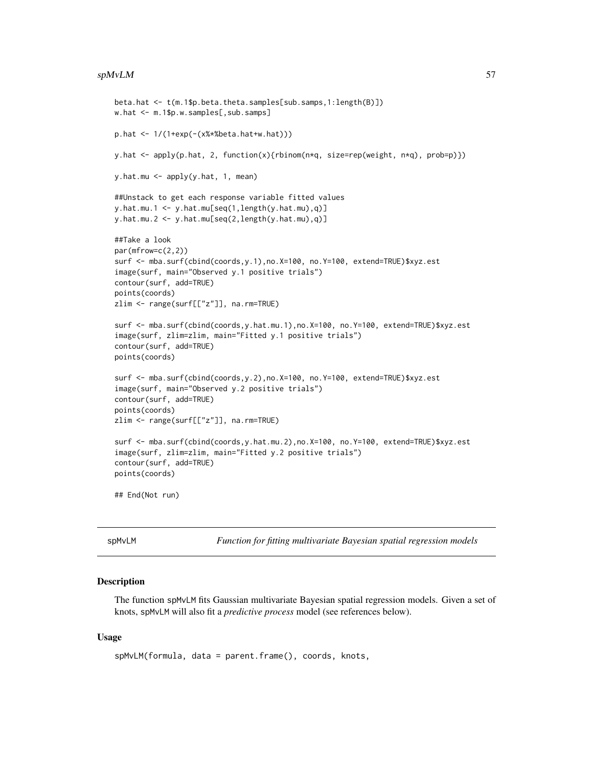```
beta.hat <- t(m.1$p.beta.theta.samples[sub.samps,1:length(B)])
w.hat <- m.1$p.w.samples[,sub.samps]

p.hat <- 1/(1+exp(-(x%*%beta.hat+w.hat)))

y.hat <- apply(p.hat, 2, function(x){rbinom(n*q, size=rep(weight, n*q), prob=p)})

y.hat.mu <- apply(y.hat, 1, mean)

##Unstack to get each response variable fitted values
y.hat.mu.1 <- y.hat.mu[seq(1,length(y.hat.mu),q)]
y.hat.mu.2 <- y.hat.mu[seq(2,length(y.hat.mu),q)]

##Take a look
par(mfrow=c(2,2))
surf <- mba.surf(cbind(coords,y.1),no.X=100, no.Y=100, extend=TRUE)$xyz.est
image(surf, main="Observed y.1 positive trials")
contour(surf, add=TRUE)
points(coords)
zlim <- range(surf[["z"]], na.rm=TRUE)

surf <- mba.surf(cbind(coords,y.hat.mu.1),no.X=100, no.Y=100, extend=TRUE)$xyz.est
image(surf, zlim=zlim, main="Fitted y.1 positive trials")
contour(surf, add=TRUE)
points(coords)

surf <- mba.surf(cbind(coords,y.2),no.X=100, no.Y=100, extend=TRUE)$xyz.est
image(surf, main="Observed y.2 positive trials")
contour(surf, add=TRUE)
points(coords)
zlim <- range(surf[["z"]], na.rm=TRUE)

surf <- mba.surf(cbind(coords,y.hat.mu.2),no.X=100, no.Y=100, extend=TRUE)$xyz.est
image(surf, zlim=zlim, main="Fitted y.2 positive trials")
contour(surf, add=TRUE)
points(coords)

## End(Not run)
```

---

spMvLM *Function for fitting multivariate Bayesian spatial regression models*

---

## Description

The function spMvLM fits Gaussian multivariate Bayesian spatial regression models. Given a set of knots, spMvLM will also fit a *predictive process* model (see references below).

## Usage

```
spMvLM(formula, data = parent.frame(), coords, knots,
```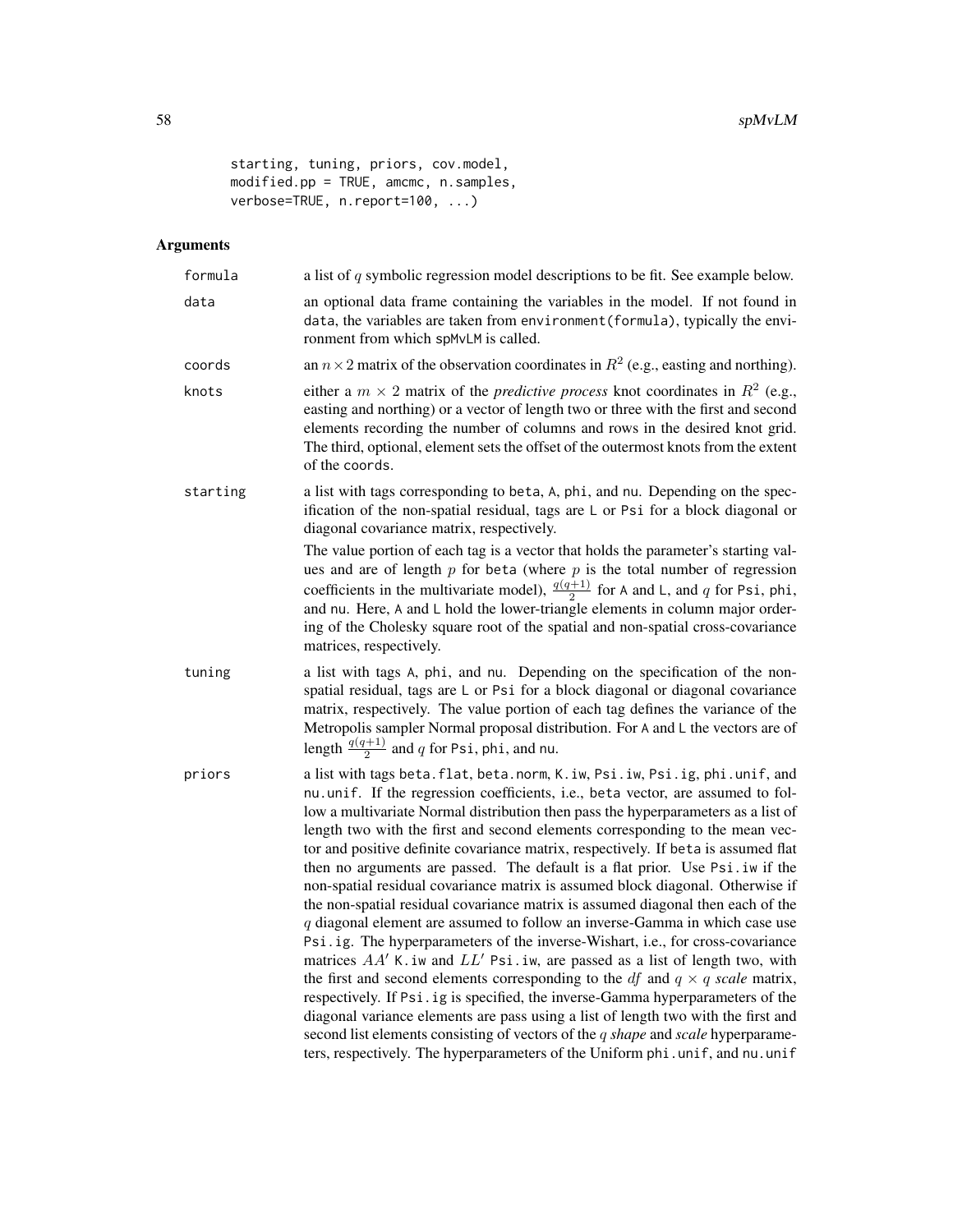```
        starting, tuning, priors, cov.model,
        modified.pp = TRUE, amcmc, n.samples,
        verbose=TRUE, n.report=100, ...)
```

## Arguments

`formula` a list of $q$ symbolic regression model descriptions to be fit. See example below.

`data` an optional data frame containing the variables in the model. If not found in `data`, the variables are taken from `environment(formula)`, typically the environment from which `spMvLM` is called.

`coords` an $n \times 2$ matrix of the observation coordinates in $R^2$ (e.g., easting and northing).

`knots` either a $m \times 2$ matrix of the *predictive process* knot coordinates in $R^2$ (e.g., easting and northing) or a vector of length two or three with the first and second elements recording the number of columns and rows in the desired knot grid. The third, optional, element sets the offset of the outermost knots from the extent of the `coords`.

`starting` a list with tags corresponding to `beta`, `A`, `phi`, and `nu`. Depending on the specification of the non-spatial residual, tags are `L` or `Psi` for a block diagonal or diagonal covariance matrix, respectively.

The value portion of each tag is a vector that holds the parameter's starting values and are of length $p$ for `beta` (where $p$ is the total number of regression coefficients in the multivariate model), $\frac{q(q+1)}{2}$ for `A` and `L`, and $q$ for `Psi`, `phi`, and `nu`. Here, `A` and `L` hold the lower-triangle elements in column major ordering of the Cholesky square root of the spatial and non-spatial cross-covariance matrices, respectively.

`tuning` a list with tags `A`, `phi`, and `nu`. Depending on the specification of the non-spatial residual, tags are `L` or `Psi` for a block diagonal or diagonal covariance matrix, respectively. The value portion of each tag defines the variance of the Metropolis sampler Normal proposal distribution. For `A` and `L` the vectors are of length $\frac{q(q+1)}{2}$ and $q$ for `Psi`, `phi`, and `nu`.

`priors` a list with tags `beta.flat`, `beta.norm`, `K.iw`, `Psi.iw`, `Psi.ig`, `phi.unif`, and `nu.unif`. If the regression coefficients, i.e., `beta` vector, are assumed to follow a multivariate Normal distribution then pass the hyperparameters as a list of length two with the first and second elements corresponding to the mean vector and positive definite covariance matrix, respectively. If `beta` is assumed flat then no arguments are passed. The default is a flat prior. Use `Psi.iw` if the non-spatial residual covariance matrix is assumed block diagonal. Otherwise if the non-spatial residual covariance matrix is assumed diagonal then each of the $q$ diagonal element are assumed to follow an inverse-Gamma in which case use `Psi.ig`. The hyperparameters of the inverse-Wishart, i.e., for cross-covariance matrices $AA'$ `K.iw` and $LL'$ `Psi.iw`, are passed as a list of length two, with the first and second elements corresponding to the $df$ and $q \times q$ *scale* matrix, respectively. If `Psi.ig` is specified, the inverse-Gamma hyperparameters of the diagonal variance elements are pass using a list of length two with the first and second list elements consisting of vectors of the $q$ *shape* and *scale* hyperparameters, respectively. The hyperparameters of the Uniform `phi.unif`, and `nu.unif`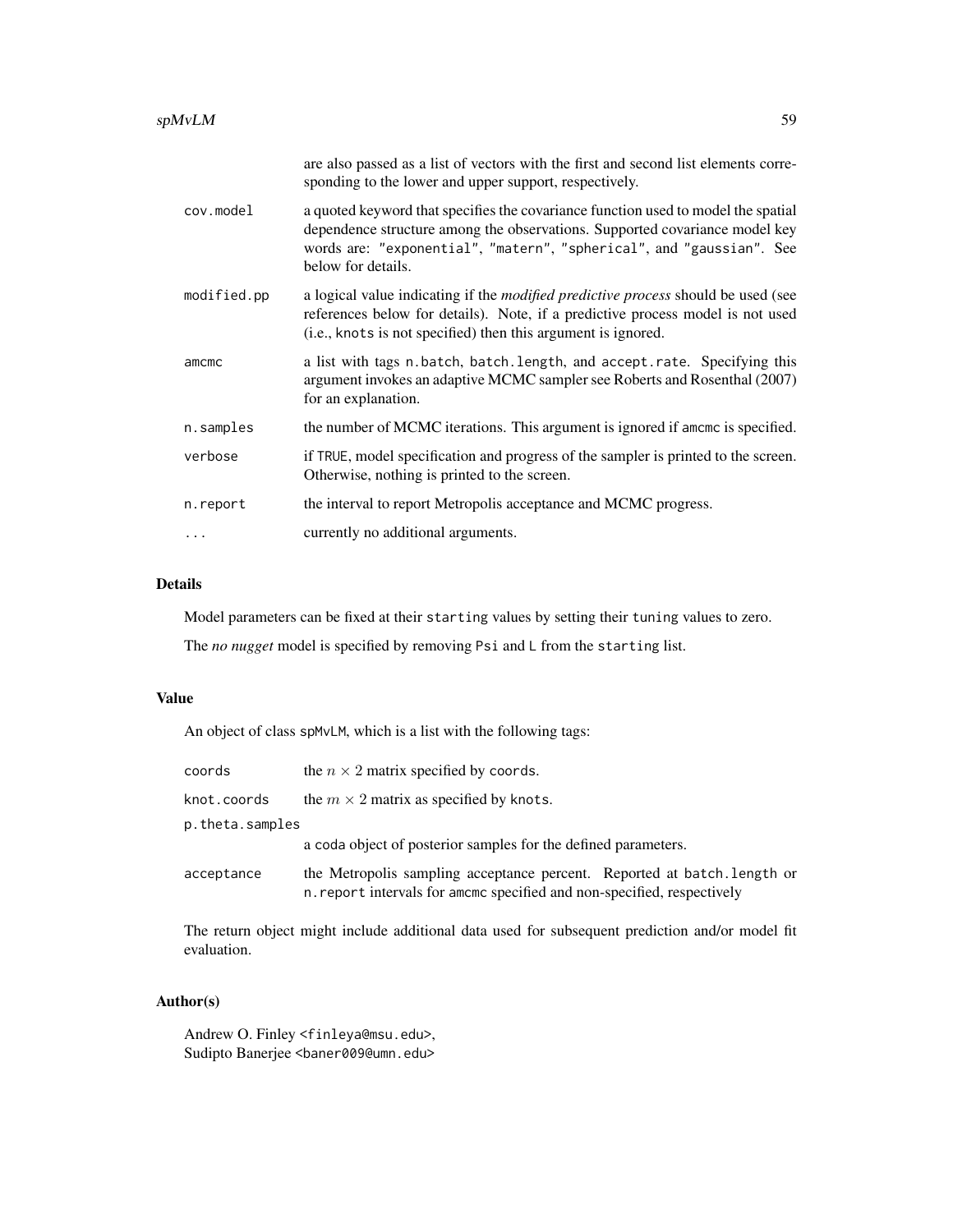| | |
|---|---|
| | are also passed as a list of vectors with the first and second list elements corresponding to the lower and upper support, respectively. |
| `cov.model` | a quoted keyword that specifies the covariance function used to model the spatial dependence structure among the observations. Supported covariance model key words are: `"exponential"`, `"matern"`, `"spherical"`, and `"gaussian"`. See below for details. |
| `modified.pp` | a logical value indicating if the *modified predictive process* should be used (see references below for details). Note, if a predictive process model is not used (i.e., `knots` is not specified) then this argument is ignored. |
| `amcmc` | a list with tags `n.batch`, `batch.length`, and `accept.rate`. Specifying this argument invokes an adaptive MCMC sampler see Roberts and Rosenthal (2007) for an explanation. |
| `n.samples` | the number of MCMC iterations. This argument is ignored if `amcmc` is specified. |
| `verbose` | if `TRUE`, model specification and progress of the sampler is printed to the screen. Otherwise, nothing is printed to the screen. |
| `n.report` | the interval to report Metropolis acceptance and MCMC progress. |
| `...` | currently no additional arguments. |

## Details

Model parameters can be fixed at their `starting` values by setting their `tuning` values to zero.

The *no nugget* model is specified by removing `Psi` and `L` from the `starting` list.

## Value

An object of class `spMvLM`, which is a list with the following tags:

| | |
|---|---|
| `coords` | the $n \times 2$ matrix specified by `coords`. |
| `knot.coords` | the $m \times 2$ matrix as specified by `knots`. |
| `p.theta.samples` | a `coda` object of posterior samples for the defined parameters. |
| `acceptance` | the Metropolis sampling acceptance percent. Reported at `batch.length` or `n.report` intervals for `amcmc` specified and non-specified, respectively |

The return object might include additional data used for subsequent prediction and/or model fit evaluation.

## Author(s)

Andrew O. Finley <finleya@msu.edu>,
Sudipto Banerjee <baner009@umn.edu>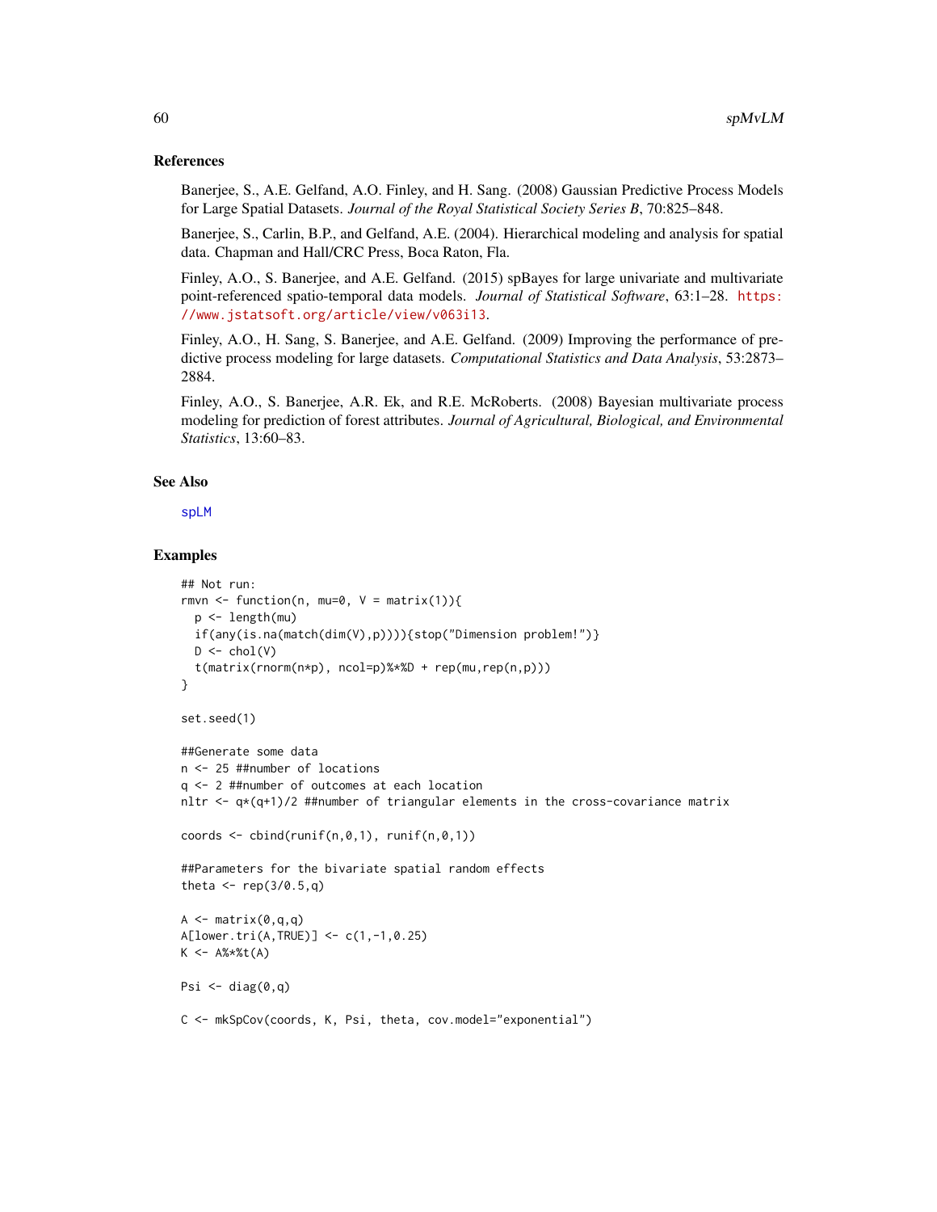## References

Banerjee, S., A.E. Gelfand, A.O. Finley, and H. Sang. (2008) Gaussian Predictive Process Models for Large Spatial Datasets. *Journal of the Royal Statistical Society Series B*, 70:825–848.

Banerjee, S., Carlin, B.P., and Gelfand, A.E. (2004). Hierarchical modeling and analysis for spatial data. Chapman and Hall/CRC Press, Boca Raton, Fla.

Finley, A.O., S. Banerjee, and A.E. Gelfand. (2015) spBayes for large univariate and multivariate point-referenced spatio-temporal data models. *Journal of Statistical Software*, 63:1–28. https://www.jstatsoft.org/article/view/v063i13.

Finley, A.O., H. Sang, S. Banerjee, and A.E. Gelfand. (2009) Improving the performance of predictive process modeling for large datasets. *Computational Statistics and Data Analysis*, 53:2873–2884.

Finley, A.O., S. Banerjee, A.R. Ek, and R.E. McRoberts. (2008) Bayesian multivariate process modeling for prediction of forest attributes. *Journal of Agricultural, Biological, and Environmental Statistics*, 13:60–83.

## See Also

spLM

## Examples

```
## Not run:
rmvn <- function(n, mu=0, V = matrix(1)){
  p <- length(mu)
  if(any(is.na(match(dim(V),p)))){stop("Dimension problem!")}
  D <- chol(V)
  t(matrix(rnorm(n*p), ncol=p)%*%D + rep(mu,rep(n,p)))
}

set.seed(1)

##Generate some data
n <- 25 ##number of locations
q <- 2 ##number of outcomes at each location
nltr <- q*(q+1)/2 ##number of triangular elements in the cross-covariance matrix

coords <- cbind(runif(n,0,1), runif(n,0,1))

##Parameters for the bivariate spatial random effects
theta <- rep(3/0.5,q)

A <- matrix(0,q,q)
A[lower.tri(A,TRUE)] <- c(1,-1,0.25)
K <- A%*%t(A)

Psi <- diag(0,q)

C <- mkSpCov(coords, K, Psi, theta, cov.model="exponential")
```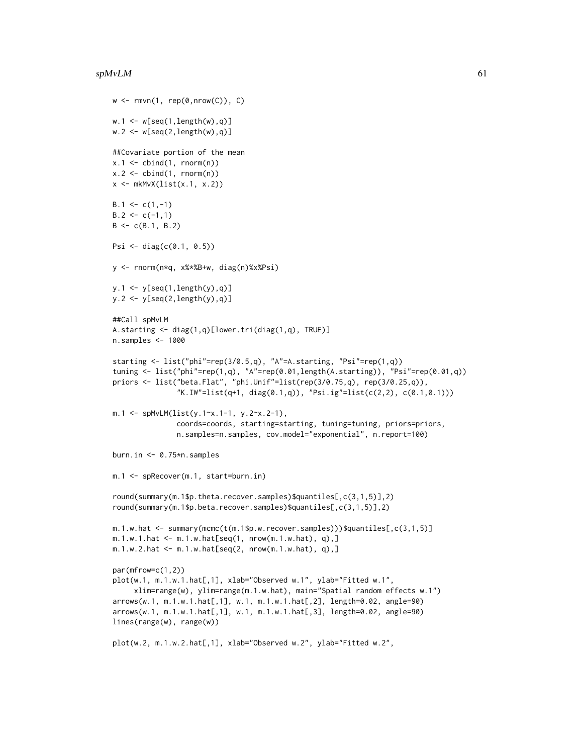```
w <- rmvn(1, rep(0,nrow(C)), C)

w.1 <- w[seq(1,length(w),q)]
w.2 <- w[seq(2,length(w),q)]

##Covariate portion of the mean
x.1 <- cbind(1, rnorm(n))
x.2 <- cbind(1, rnorm(n))
x <- mkMvX(list(x.1, x.2))

B.1 <- c(1,-1)
B.2 <- c(-1,1)
B <- c(B.1, B.2)

Psi <- diag(c(0.1, 0.5))

y <- rnorm(n*q, x%*%B+w, diag(n)%x%Psi)

y.1 <- y[seq(1,length(y),q)]
y.2 <- y[seq(2,length(y),q)]

##Call spMvLM
A.starting <- diag(1,q)[lower.tri(diag(1,q), TRUE)]
n.samples <- 1000

starting <- list("phi"=rep(3/0.5,q), "A"=A.starting, "Psi"=rep(1,q))
tuning <- list("phi"=rep(1,q), "A"=rep(0.01,length(A.starting)), "Psi"=rep(0.01,q))
priors <- list("beta.Flat", "phi.Unif"=list(rep(3/0.75,q), rep(3/0.25,q)),
               "K.IW"=list(q+1, diag(0.1,q)), "Psi.ig"=list(c(2,2), c(0.1,0.1)))

m.1 <- spMvLM(list(y.1~x.1-1, y.2~x.2-1),
               coords=coords, starting=starting, tuning=tuning, priors=priors,
               n.samples=n.samples, cov.model="exponential", n.report=100)

burn.in <- 0.75*n.samples

m.1 <- spRecover(m.1, start=burn.in)

round(summary(m.1$p.theta.recover.samples)$quantiles[,c(3,1,5)],2)
round(summary(m.1$p.beta.recover.samples)$quantiles[,c(3,1,5)],2)

m.1.w.hat <- summary(mcmc(t(m.1$p.w.recover.samples)))$quantiles[,c(3,1,5)]
m.1.w.1.hat <- m.1.w.hat[seq(1, nrow(m.1.w.hat), q),]
m.1.w.2.hat <- m.1.w.hat[seq(2, nrow(m.1.w.hat), q),]

par(mfrow=c(1,2))
plot(w.1, m.1.w.1.hat[,1], xlab="Observed w.1", ylab="Fitted w.1",
     xlim=range(w), ylim=range(m.1.w.hat), main="Spatial random effects w.1")
arrows(w.1, m.1.w.1.hat[,1], w.1, m.1.w.1.hat[,2], length=0.02, angle=90)
arrows(w.1, m.1.w.1.hat[,1], w.1, m.1.w.1.hat[,3], length=0.02, angle=90)
lines(range(w), range(w))

plot(w.2, m.1.w.2.hat[,1], xlab="Observed w.2", ylab="Fitted w.2",
```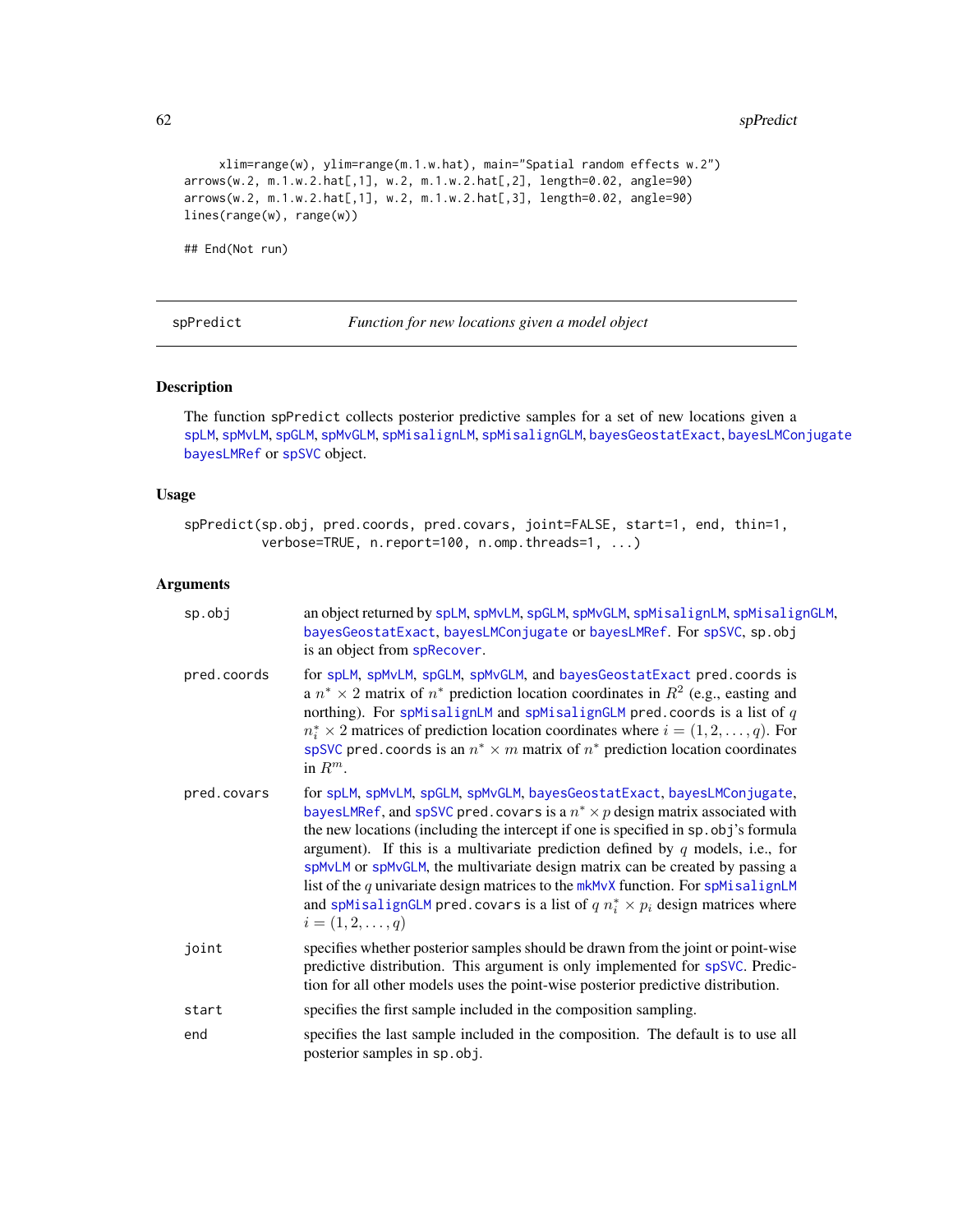```
     xlim=range(w), ylim=range(m.1.w.hat), main="Spatial random effects w.2")
arrows(w.2, m.1.w.2.hat[,1], w.2, m.1.w.2.hat[,2], length=0.02, angle=90)
arrows(w.2, m.1.w.2.hat[,1], w.2, m.1.w.2.hat[,3], length=0.02, angle=90)
lines(range(w), range(w))

## End(Not run)
```

---

spPredict — *Function for new locations given a model object*

---

## Description

The function spPredict collects posterior predictive samples for a set of new locations given a spLM, spMvLM, spGLM, spMvGLM, spMisalignLM, spMisalignGLM, bayesGeostatExact, bayesLMConjugate bayesLMRef or spSVC object.

## Usage

```
spPredict(sp.obj, pred.coords, pred.covars, joint=FALSE, start=1, end, thin=1,
          verbose=TRUE, n.report=100, n.omp.threads=1, ...)
```

## Arguments

| | |
|---|---|
| sp.obj | an object returned by spLM, spMvLM, spGLM, spMvGLM, spMisalignLM, spMisalignGLM, bayesGeostatExact, bayesLMConjugate or bayesLMRef. For spSVC, sp.obj is an object from spRecover. |
| pred.coords | for spLM, spMvLM, spGLM, spMvGLM, and bayesGeostatExact pred.coords is a $n^* \times 2$ matrix of $n^*$ prediction location coordinates in $R^2$ (e.g., easting and northing). For spMisalignLM and spMisalignGLM pred.coords is a list of $q$ $n^*_i \times 2$ matrices of prediction location coordinates where $i = (1, 2, \ldots, q)$. For spSVC pred.coords is an $n^* \times m$ matrix of $n^*$ prediction location coordinates in $R^m$. |
| pred.covars | for spLM, spMvLM, spGLM, spMvGLM, bayesGeostatExact, bayesLMConjugate, bayesLMRef, and spSVC pred.covars is a $n^* \times p$ design matrix associated with the new locations (including the intercept if one is specified in sp.obj's formula argument). If this is a multivariate prediction defined by $q$ models, i.e., for spMvLM or spMvGLM, the multivariate design matrix can be created by passing a list of the $q$ univariate design matrices to the mkMvX function. For spMisalignLM and spMisalignGLM pred.covars is a list of $q$ $n^*_i \times p_i$ design matrices where $i = (1, 2, \ldots, q)$ |
| joint | specifies whether posterior samples should be drawn from the joint or point-wise predictive distribution. This argument is only implemented for spSVC. Prediction for all other models uses the point-wise posterior predictive distribution. |
| start | specifies the first sample included in the composition sampling. |
| end | specifies the last sample included in the composition. The default is to use all posterior samples in sp.obj. |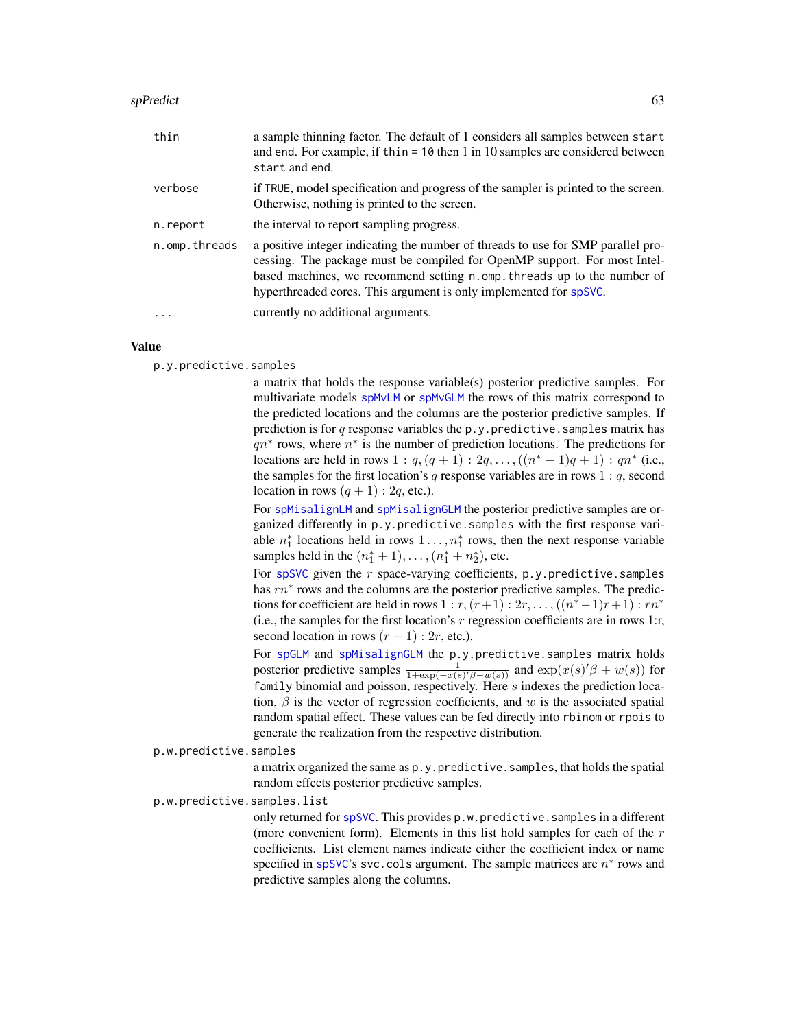`thin`
: a sample thinning factor. The default of 1 considers all samples between `start` and `end`. For example, if `thin = 10` then 1 in 10 samples are considered between `start` and `end`.

`verbose`
: if `TRUE`, model specification and progress of the sampler is printed to the screen. Otherwise, nothing is printed to the screen.

`n.report`
: the interval to report sampling progress.

`n.omp.threads`
: a positive integer indicating the number of threads to use for SMP parallel processing. The package must be compiled for OpenMP support. For most Intel-based machines, we recommend setting `n.omp.threads` up to the number of hyperthreaded cores. This argument is only implemented for `spSVC`.

`...`
: currently no additional arguments.

## Value

`p.y.predictive.samples`
: a matrix that holds the response variable(s) posterior predictive samples. For multivariate models `spMvLM` or `spMvGLM` the rows of this matrix correspond to the predicted locations and the columns are the posterior predictive samples. If prediction is for $q$ response variables the `p.y.predictive.samples` matrix has $qn^*$ rows, where $n^*$ is the number of prediction locations. The predictions for locations are held in rows $1 : q, (q+1) : 2q, \ldots, ((n^*-1)q+1) : qn^*$ (i.e., the samples for the first location's $q$ response variables are in rows $1 : q$, second location in rows $(q+1) : 2q$, etc.).

  For `spMisalignLM` and `spMisalignGLM` the posterior predictive samples are organized differently in `p.y.predictive.samples` with the first response variable $n_1^*$ locations held in rows $1 \ldots, n_1^*$ rows, then the next response variable samples held in the $(n_1^*+1), \ldots, (n_1^*+n_2^*)$, etc.

  For `spSVC` given the $r$ space-varying coefficients, `p.y.predictive.samples` has $rn^*$ rows and the columns are the posterior predictive samples. The predictions for coefficient are held in rows $1 : r, (r+1) : 2r, \ldots, ((n^*-1)r+1) : rn^*$ (i.e., the samples for the first location's $r$ regression coefficients are in rows 1:r, second location in rows $(r+1) : 2r$, etc.).

  For `spGLM` and `spMisalignGLM` the `p.y.predictive.samples` matrix holds posterior predictive samples $\frac{1}{1+\exp(-x(s)'\beta - w(s))}$ and $\exp(x(s)'\beta + w(s))$ for `family` binomial and poisson, respectively. Here $s$ indexes the prediction location, $\beta$ is the vector of regression coefficients, and $w$ is the associated spatial random spatial effect. These values can be fed directly into `rbinom` or `rpois` to generate the realization from the respective distribution.

`p.w.predictive.samples`
: a matrix organized the same as `p.y.predictive.samples`, that holds the spatial random effects posterior predictive samples.

`p.w.predictive.samples.list`
: only returned for `spSVC`. This provides `p.w.predictive.samples` in a different (more convenient form). Elements in this list hold samples for each of the $r$ coefficients. List element names indicate either the coefficient index or name specified in `spSVC`'s `svc.cols` argument. The sample matrices are $n^*$ rows and predictive samples along the columns.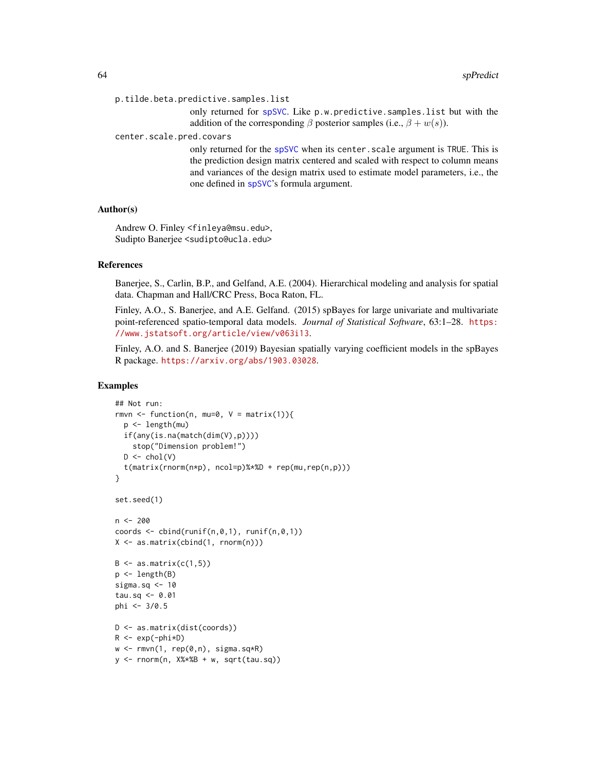p.tilde.beta.predictive.samples.list

only returned for spSVC. Like p.w.predictive.samples.list but with the addition of the corresponding $\beta$ posterior samples (i.e., $\beta + w(s)$).

center.scale.pred.covars

only returned for the spSVC when its center.scale argument is TRUE. This is the prediction design matrix centered and scaled with respect to column means and variances of the design matrix used to estimate model parameters, i.e., the one defined in spSVC's formula argument.

## Author(s)

Andrew O. Finley <finleya@msu.edu>,
Sudipto Banerjee <sudipto@ucla.edu>

## References

Banerjee, S., Carlin, B.P., and Gelfand, A.E. (2004). Hierarchical modeling and analysis for spatial data. Chapman and Hall/CRC Press, Boca Raton, FL.

Finley, A.O., S. Banerjee, and A.E. Gelfand. (2015) spBayes for large univariate and multivariate point-referenced spatio-temporal data models. *Journal of Statistical Software*, 63:1–28. https://www.jstatsoft.org/article/view/v063i13.

Finley, A.O. and S. Banerjee (2019) Bayesian spatially varying coefficient models in the spBayes R package. https://arxiv.org/abs/1903.03028.

## Examples

```
## Not run:
rmvn <- function(n, mu=0, V = matrix(1)){
  p <- length(mu)
  if(any(is.na(match(dim(V),p))))
    stop("Dimension problem!")
  D <- chol(V)
  t(matrix(rnorm(n*p), ncol=p)%*%D + rep(mu,rep(n,p)))
}

set.seed(1)

n <- 200
coords <- cbind(runif(n,0,1), runif(n,0,1))
X <- as.matrix(cbind(1, rnorm(n)))

B <- as.matrix(c(1,5))
p <- length(B)
sigma.sq <- 10
tau.sq <- 0.01
phi <- 3/0.5

D <- as.matrix(dist(coords))
R <- exp(-phi*D)
w <- rmvn(1, rep(0,n), sigma.sq*R)
y <- rnorm(n, X%*%B + w, sqrt(tau.sq))
```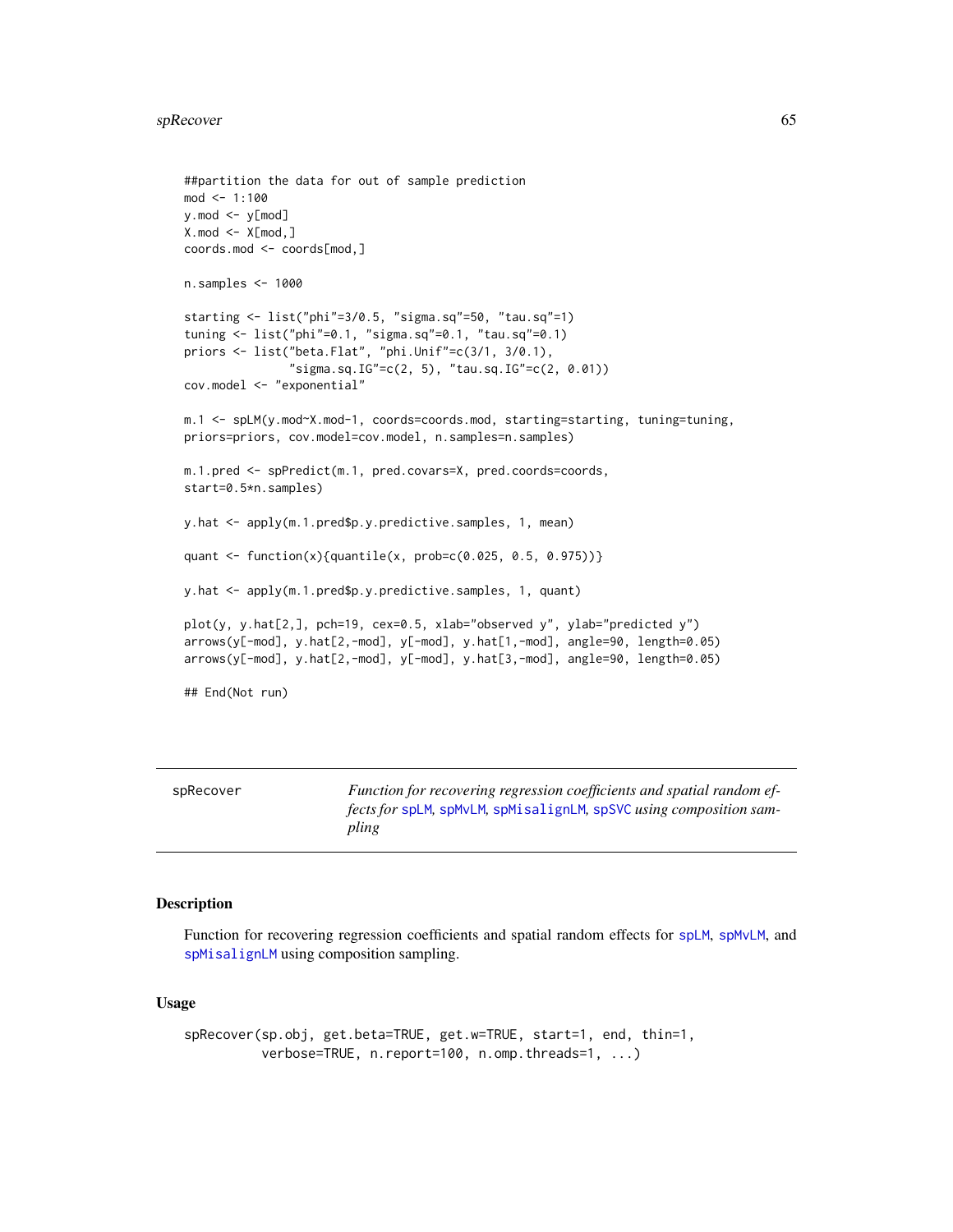```
##partition the data for out of sample prediction
mod <- 1:100
y.mod <- y[mod]
X.mod <- X[mod,]
coords.mod <- coords[mod,]

n.samples <- 1000

starting <- list("phi"=3/0.5, "sigma.sq"=50, "tau.sq"=1)
tuning <- list("phi"=0.1, "sigma.sq"=0.1, "tau.sq"=0.1)
priors <- list("beta.Flat", "phi.Unif"=c(3/1, 3/0.1),
               "sigma.sq.IG"=c(2, 5), "tau.sq.IG"=c(2, 0.01))
cov.model <- "exponential"

m.1 <- spLM(y.mod~X.mod-1, coords=coords.mod, starting=starting, tuning=tuning,
priors=priors, cov.model=cov.model, n.samples=n.samples)

m.1.pred <- spPredict(m.1, pred.covars=X, pred.coords=coords,
start=0.5*n.samples)

y.hat <- apply(m.1.pred$p.y.predictive.samples, 1, mean)

quant <- function(x){quantile(x, prob=c(0.025, 0.5, 0.975))}

y.hat <- apply(m.1.pred$p.y.predictive.samples, 1, quant)

plot(y, y.hat[2,], pch=19, cex=0.5, xlab="observed y", ylab="predicted y")
arrows(y[-mod], y.hat[2,-mod], y[-mod], y.hat[1,-mod], angle=90, length=0.05)
arrows(y[-mod], y.hat[2,-mod], y[-mod], y.hat[3,-mod], angle=90, length=0.05)

## End(Not run)
```

---

spRecover — *Function for recovering regression coefficients and spatial random effects for spLM, spMvLM, spMisalignLM, spSVC using composition sampling*

---

### Description

Function for recovering regression coefficients and spatial random effects for spLM, spMvLM, and spMisalignLM using composition sampling.

### Usage

```
spRecover(sp.obj, get.beta=TRUE, get.w=TRUE, start=1, end, thin=1,
          verbose=TRUE, n.report=100, n.omp.threads=1, ...)
```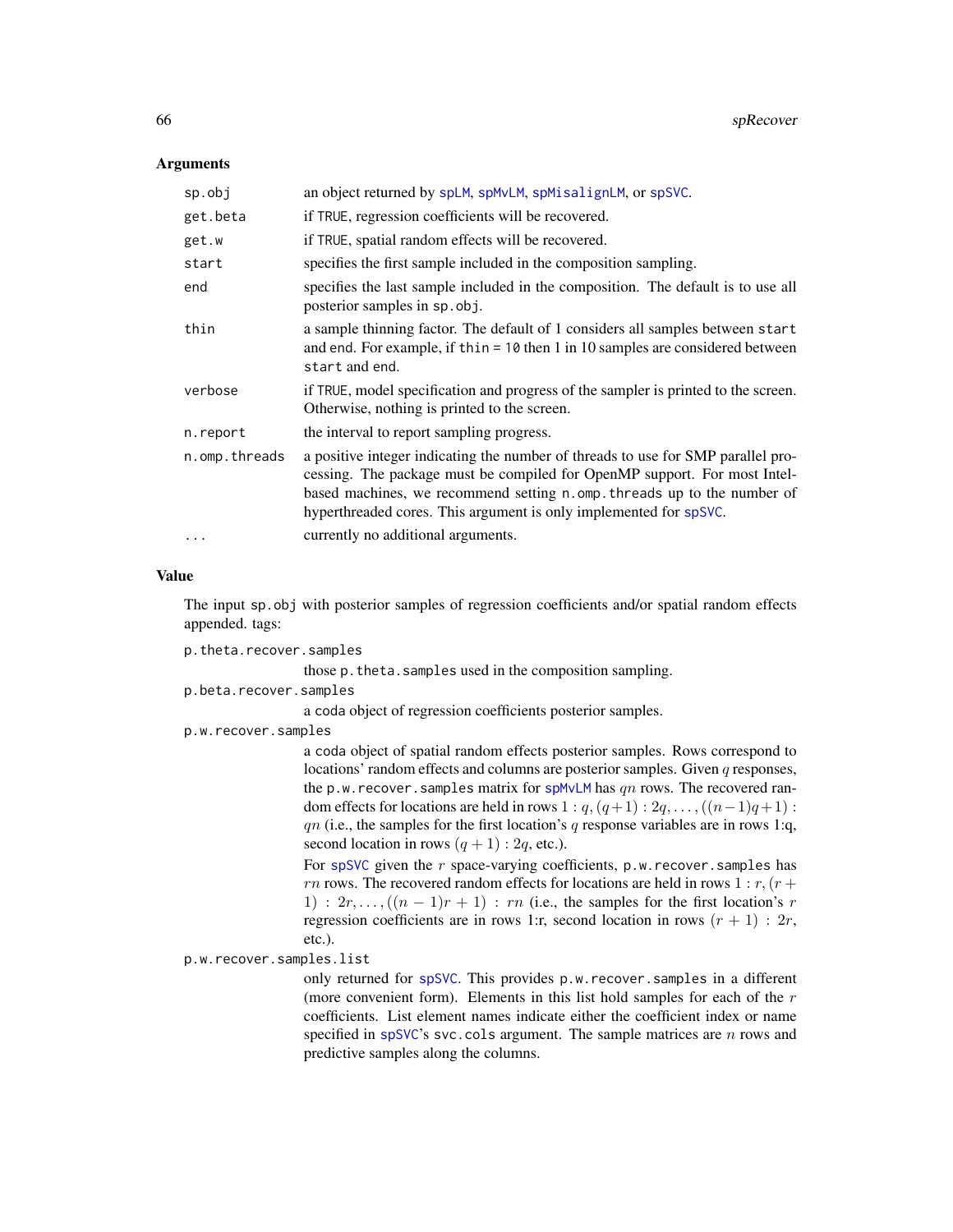### Arguments

| | |
|---|---|
| `sp.obj` | an object returned by spLM, spMvLM, spMisalignLM, or spSVC. |
| `get.beta` | if TRUE, regression coefficients will be recovered. |
| `get.w` | if TRUE, spatial random effects will be recovered. |
| `start` | specifies the first sample included in the composition sampling. |
| `end` | specifies the last sample included in the composition. The default is to use all posterior samples in `sp.obj`. |
| `thin` | a sample thinning factor. The default of 1 considers all samples between `start` and end. For example, if `thin = 10` then 1 in 10 samples are considered between `start` and end. |
| `verbose` | if TRUE, model specification and progress of the sampler is printed to the screen. Otherwise, nothing is printed to the screen. |
| `n.report` | the interval to report sampling progress. |
| `n.omp.threads` | a positive integer indicating the number of threads to use for SMP parallel processing. The package must be compiled for OpenMP support. For most Intel-based machines, we recommend setting `n.omp.threads` up to the number of hyperthreaded cores. This argument is only implemented for spSVC. |
| `...` | currently no additional arguments. |

### Value

The input `sp.obj` with posterior samples of regression coefficients and/or spatial random effects appended. tags:

`p.theta.recover.samples`
: those `p.theta.samples` used in the composition sampling.

`p.beta.recover.samples`
: a coda object of regression coefficients posterior samples.

`p.w.recover.samples`
: a coda object of spatial random effects posterior samples. Rows correspond to locations' random effects and columns are posterior samples. Given $q$ responses, the `p.w.recover.samples` matrix for spMvLM has $qn$ rows. The recovered random effects for locations are held in rows $1:q, (q+1):2q, \ldots, ((n-1)q+1):qn$ (i.e., the samples for the first location's $q$ response variables are in rows 1:q, second location in rows $(q+1):2q$, etc.).

  For spSVC given the $r$ space-varying coefficients, `p.w.recover.samples` has $rn$ rows. The recovered random effects for locations are held in rows $1:r, (r+1):2r, \ldots, ((n-1)r+1):rn$ (i.e., the samples for the first location's $r$ regression coefficients are in rows 1:r, second location in rows $(r+1):2r$, etc.).

`p.w.recover.samples.list`
: only returned for spSVC. This provides `p.w.recover.samples` in a different (more convenient form). Elements in this list hold samples for each of the $r$ coefficients. List element names indicate either the coefficient index or name specified in spSVC's `svc.cols` argument. The sample matrices are $n$ rows and predictive samples along the columns.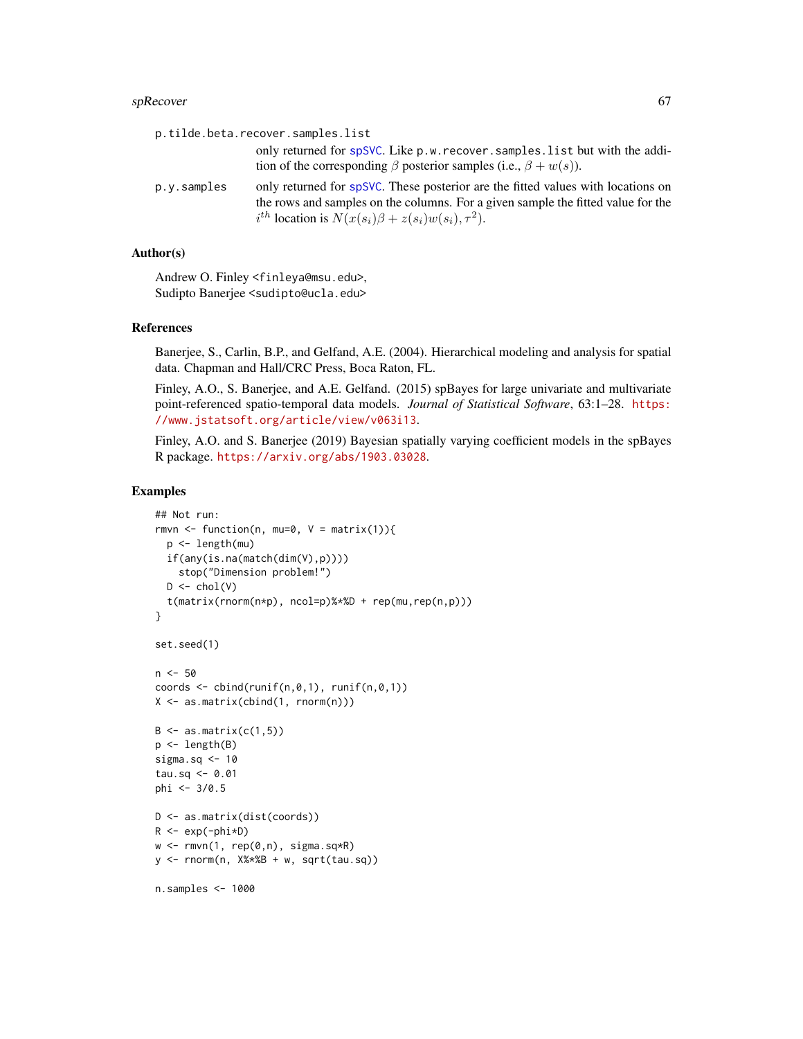p.tilde.beta.recover.samples.list
: only returned for spSVC. Like p.w.recover.samples.list but with the addition of the corresponding $\beta$ posterior samples (i.e., $\beta + w(s)$).

p.y.samples
: only returned for spSVC. These posterior are the fitted values with locations on the rows and samples on the columns. For a given sample the fitted value for the $i^{th}$ location is $N(x(s_i)\beta + z(s_i)w(s_i), \tau^2)$.

## Author(s)

Andrew O. Finley <finleya@msu.edu>,
Sudipto Banerjee <sudipto@ucla.edu>

## References

Banerjee, S., Carlin, B.P., and Gelfand, A.E. (2004). Hierarchical modeling and analysis for spatial data. Chapman and Hall/CRC Press, Boca Raton, FL.

Finley, A.O., S. Banerjee, and A.E. Gelfand. (2015) spBayes for large univariate and multivariate point-referenced spatio-temporal data models. *Journal of Statistical Software*, 63:1–28. https://www.jstatsoft.org/article/view/v063i13.

Finley, A.O. and S. Banerjee (2019) Bayesian spatially varying coefficient models in the spBayes R package. https://arxiv.org/abs/1903.03028.

## Examples

```
## Not run:
rmvn <- function(n, mu=0, V = matrix(1)){
  p <- length(mu)
  if(any(is.na(match(dim(V),p))))
    stop("Dimension problem!")
  D <- chol(V)
  t(matrix(rnorm(n*p), ncol=p)%*%D + rep(mu,rep(n,p)))
}

set.seed(1)

n <- 50
coords <- cbind(runif(n,0,1), runif(n,0,1))
X <- as.matrix(cbind(1, rnorm(n)))

B <- as.matrix(c(1,5))
p <- length(B)
sigma.sq <- 10
tau.sq <- 0.01
phi <- 3/0.5

D <- as.matrix(dist(coords))
R <- exp(-phi*D)
w <- rmvn(1, rep(0,n), sigma.sq*R)
y <- rnorm(n, X%*%B + w, sqrt(tau.sq))

n.samples <- 1000
```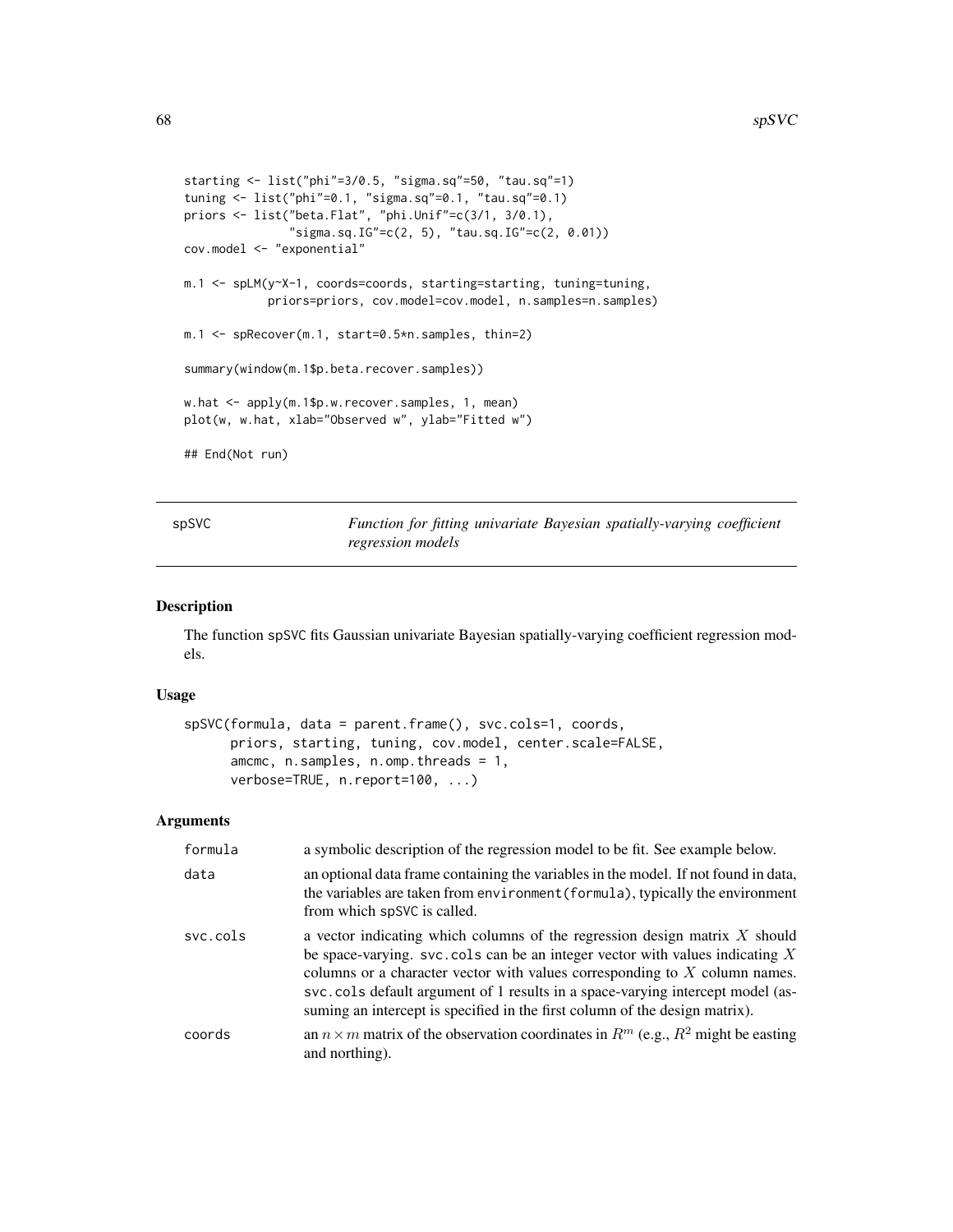```
starting <- list("phi"=3/0.5, "sigma.sq"=50, "tau.sq"=1)
tuning <- list("phi"=0.1, "sigma.sq"=0.1, "tau.sq"=0.1)
priors <- list("beta.Flat", "phi.Unif"=c(3/1, 3/0.1),
               "sigma.sq.IG"=c(2, 5), "tau.sq.IG"=c(2, 0.01))
cov.model <- "exponential"

m.1 <- spLM(y~X-1, coords=coords, starting=starting, tuning=tuning,
            priors=priors, cov.model=cov.model, n.samples=n.samples)

m.1 <- spRecover(m.1, start=0.5*n.samples, thin=2)

summary(window(m.1$p.beta.recover.samples))

w.hat <- apply(m.1$p.w.recover.samples, 1, mean)
plot(w, w.hat, xlab="Observed w", ylab="Fitted w")

## End(Not run)
```

---

## spSVC — *Function for fitting univariate Bayesian spatially-varying coefficient regression models*

---

### Description

The function spSVC fits Gaussian univariate Bayesian spatially-varying coefficient regression models.

### Usage

```
spSVC(formula, data = parent.frame(), svc.cols=1, coords,
      priors, starting, tuning, cov.model, center.scale=FALSE,
      amcmc, n.samples, n.omp.threads = 1,
      verbose=TRUE, n.report=100, ...)
```

### Arguments

| | |
|---|---|
| formula | a symbolic description of the regression model to be fit. See example below. |
| data | an optional data frame containing the variables in the model. If not found in data, the variables are taken from environment(formula), typically the environment from which spSVC is called. |
| svc.cols | a vector indicating which columns of the regression design matrix $X$ should be space-varying. svc.cols can be an integer vector with values indicating $X$ columns or a character vector with values corresponding to $X$ column names. svc.cols default argument of 1 results in a space-varying intercept model (assuming an intercept is specified in the first column of the design matrix). |
| coords | an $n \times m$ matrix of the observation coordinates in $R^m$ (e.g., $R^2$ might be easting and northing). |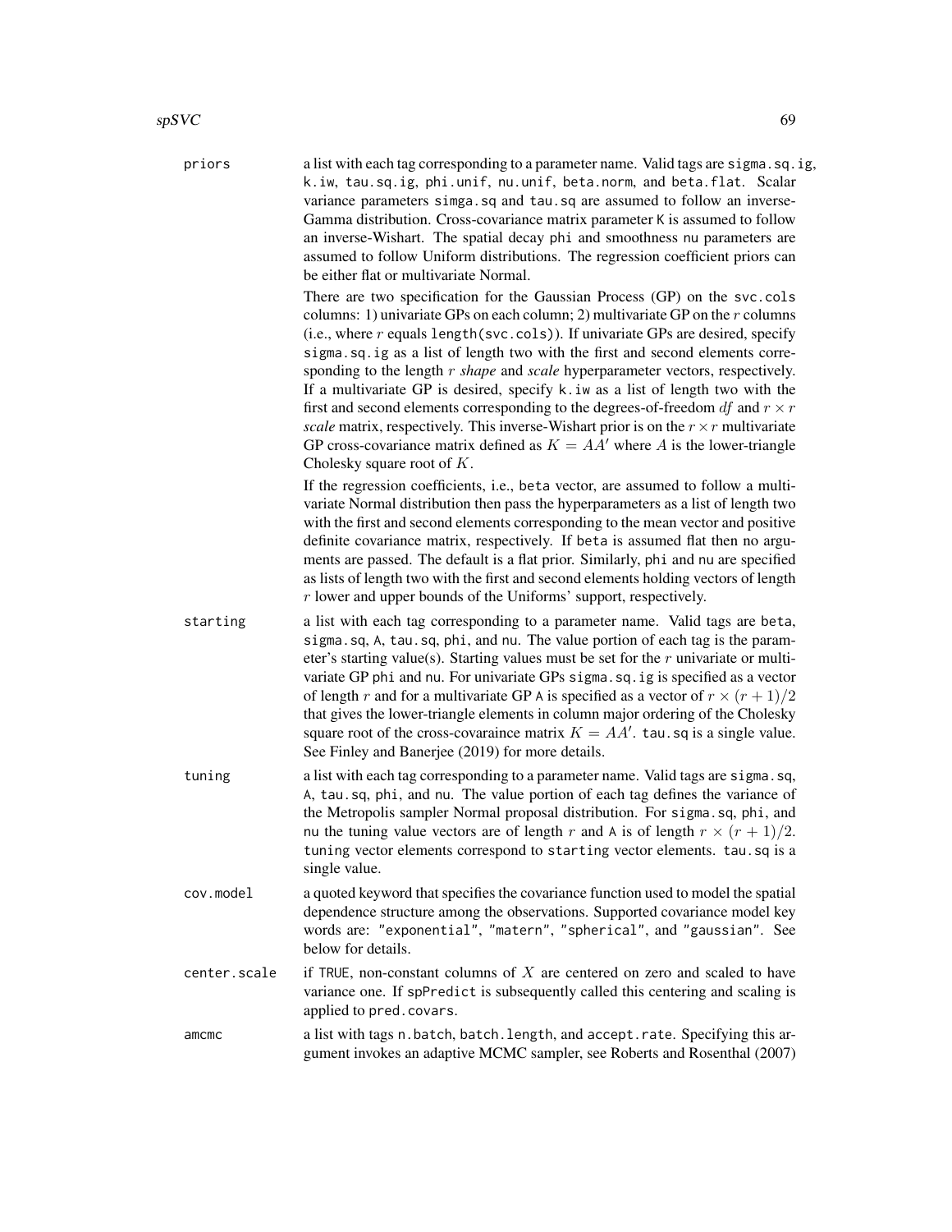priors

a list with each tag corresponding to a parameter name. Valid tags are `sigma.sq.ig`, `k.iw`, `tau.sq.ig`, `phi.unif`, `nu.unif`, `beta.norm`, and `beta.flat`. Scalar variance parameters `simga.sq` and `tau.sq` are assumed to follow an inverse-Gamma distribution. Cross-covariance matrix parameter `K` is assumed to follow an inverse-Wishart. The spatial decay `phi` and smoothness `nu` parameters are assumed to follow Uniform distributions. The regression coefficient priors can be either flat or multivariate Normal.

There are two specification for the Gaussian Process (GP) on the `svc.cols` columns: 1) univariate GPs on each column; 2) multivariate GP on the $r$ columns (i.e., where $r$ equals `length(svc.cols)`). If univariate GPs are desired, specify `sigma.sq.ig` as a list of length two with the first and second elements corresponding to the length $r$ *shape* and *scale* hyperparameter vectors, respectively. If a multivariate GP is desired, specify `k.iw` as a list of length two with the first and second elements corresponding to the degrees-of-freedom $df$ and $r \times r$ *scale* matrix, respectively. This inverse-Wishart prior is on the $r \times r$ multivariate GP cross-covariance matrix defined as $K = AA'$ where $A$ is the lower-triangle Cholesky square root of $K$.

If the regression coefficients, i.e., `beta` vector, are assumed to follow a multivariate Normal distribution then pass the hyperparameters as a list of length two with the first and second elements corresponding to the mean vector and positive definite covariance matrix, respectively. If `beta` is assumed flat then no arguments are passed. The default is a flat prior. Similarly, `phi` and `nu` are specified as lists of length two with the first and second elements holding vectors of length $r$ lower and upper bounds of the Uniforms' support, respectively.

starting

a list with each tag corresponding to a parameter name. Valid tags are `beta`, `sigma.sq`, `A`, `tau.sq`, `phi`, and `nu`. The value portion of each tag is the parameter's starting value(s). Starting values must be set for the $r$ univariate or multivariate GP `phi` and `nu`. For univariate GPs `sigma.sq.ig` is specified as a vector of length $r$ and for a multivariate GP `A` is specified as a vector of $r \times (r + 1)/2$ that gives the lower-triangle elements in column major ordering of the Cholesky square root of the cross-covaraince matrix $K = AA'$. `tau.sq` is a single value. See Finley and Banerjee (2019) for more details.

tuning

a list with each tag corresponding to a parameter name. Valid tags are `sigma.sq`, `A`, `tau.sq`, `phi`, and `nu`. The value portion of each tag defines the variance of the Metropolis sampler Normal proposal distribution. For `sigma.sq`, `phi`, and `nu` the tuning value vectors are of length $r$ and `A` is of length $r \times (r + 1)/2$. `tuning` vector elements correspond to `starting` vector elements. `tau.sq` is a single value.

cov.model

a quoted keyword that specifies the covariance function used to model the spatial dependence structure among the observations. Supported covariance model key words are: `"exponential"`, `"matern"`, `"spherical"`, and `"gaussian"`. See below for details.

center.scale

if `TRUE`, non-constant columns of $X$ are centered on zero and scaled to have variance one. If `spPredict` is subsequently called this centering and scaling is applied to `pred.covars`.

amcmc

a list with tags `n.batch`, `batch.length`, and `accept.rate`. Specifying this argument invokes an adaptive MCMC sampler, see Roberts and Rosenthal (2007)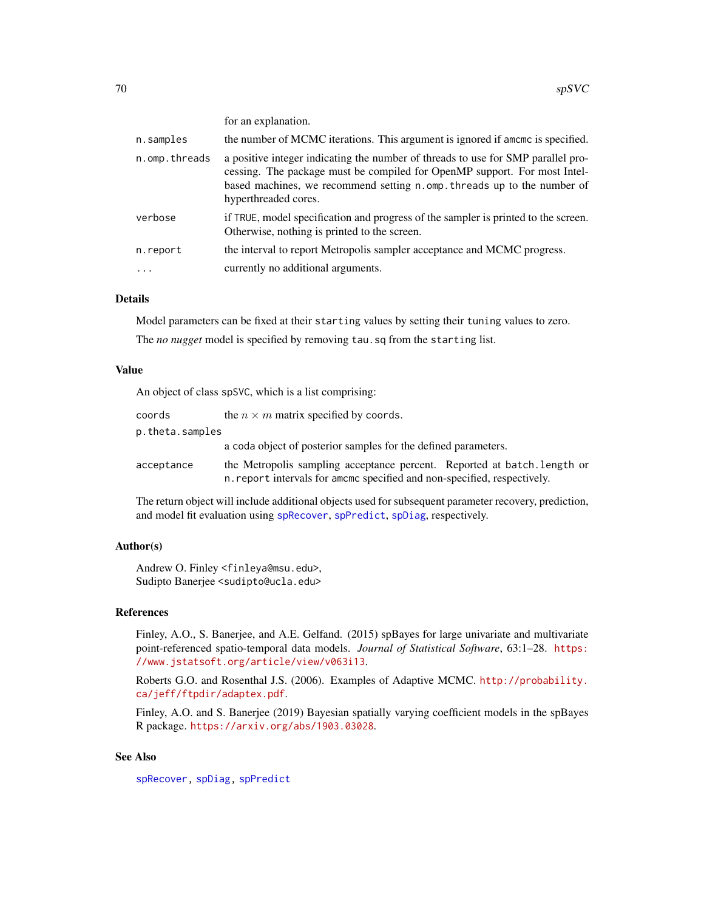| | |
|---|---|
| | for an explanation. |
| `n.samples` | the number of MCMC iterations. This argument is ignored if `amcmc` is specified. |
| `n.omp.threads` | a positive integer indicating the number of threads to use for SMP parallel processing. The package must be compiled for OpenMP support. For most Intel-based machines, we recommend setting `n.omp.threads` up to the number of hyperthreaded cores. |
| `verbose` | if `TRUE`, model specification and progress of the sampler is printed to the screen. Otherwise, nothing is printed to the screen. |
| `n.report` | the interval to report Metropolis sampler acceptance and MCMC progress. |
| `...` | currently no additional arguments. |

## Details

Model parameters can be fixed at their `starting` values by setting their `tuning` values to zero.

The *no nugget* model is specified by removing `tau.sq` from the `starting` list.

## Value

An object of class `spSVC`, which is a list comprising:

| | |
|---|---|
| `coords` | the $n \times m$ matrix specified by `coords`. |
| `p.theta.samples` | a `coda` object of posterior samples for the defined parameters. |
| `acceptance` | the Metropolis sampling acceptance percent. Reported at `batch.length` or `n.report` intervals for `amcmc` specified and non-specified, respectively. |

The return object will include additional objects used for subsequent parameter recovery, prediction, and model fit evaluation using `spRecover`, `spPredict`, `spDiag`, respectively.

## Author(s)

Andrew O. Finley <finleya@msu.edu>,
Sudipto Banerjee <sudipto@ucla.edu>

## References

Finley, A.O., S. Banerjee, and A.E. Gelfand. (2015) spBayes for large univariate and multivariate point-referenced spatio-temporal data models. *Journal of Statistical Software*, 63:1–28. https://www.jstatsoft.org/article/view/v063i13.

Roberts G.O. and Rosenthal J.S. (2006). Examples of Adaptive MCMC. http://probability.ca/jeff/ftpdir/adaptex.pdf.

Finley, A.O. and S. Banerjee (2019) Bayesian spatially varying coefficient models in the spBayes R package. https://arxiv.org/abs/1903.03028.

## See Also

`spRecover`, `spDiag`, `spPredict`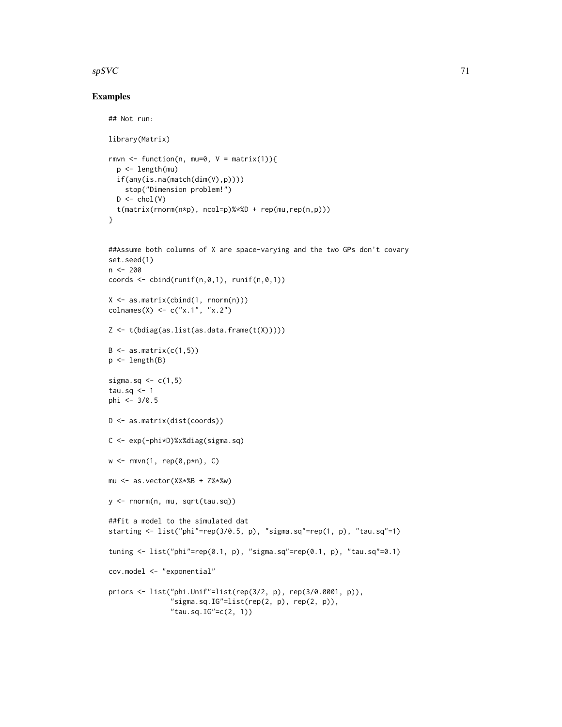## Examples

```
## Not run:

library(Matrix)

rmvn <- function(n, mu=0, V = matrix(1)){
  p <- length(mu)
  if(any(is.na(match(dim(V),p))))
    stop("Dimension problem!")
  D <- chol(V)
  t(matrix(rnorm(n*p), ncol=p)%*%D + rep(mu,rep(n,p)))
}


##Assume both columns of X are space-varying and the two GPs don't covary
set.seed(1)
n <- 200
coords <- cbind(runif(n,0,1), runif(n,0,1))

X <- as.matrix(cbind(1, rnorm(n)))
colnames(X) <- c("x.1", "x.2")

Z <- t(bdiag(as.list(as.data.frame(t(X)))))

B <- as.matrix(c(1,5))
p <- length(B)

sigma.sq <- c(1,5)
tau.sq <- 1
phi <- 3/0.5

D <- as.matrix(dist(coords))

C <- exp(-phi*D)%x%diag(sigma.sq)

w <- rmvn(1, rep(0,p*n), C)

mu <- as.vector(X%*%B + Z%*%w)

y <- rnorm(n, mu, sqrt(tau.sq))

##fit a model to the simulated dat
starting <- list("phi"=rep(3/0.5, p), "sigma.sq"=rep(1, p), "tau.sq"=1)

tuning <- list("phi"=rep(0.1, p), "sigma.sq"=rep(0.1, p), "tau.sq"=0.1)

cov.model <- "exponential"

priors <- list("phi.Unif"=list(rep(3/2, p), rep(3/0.0001, p)),
               "sigma.sq.IG"=list(rep(2, p), rep(2, p)),
               "tau.sq.IG"=c(2, 1))
```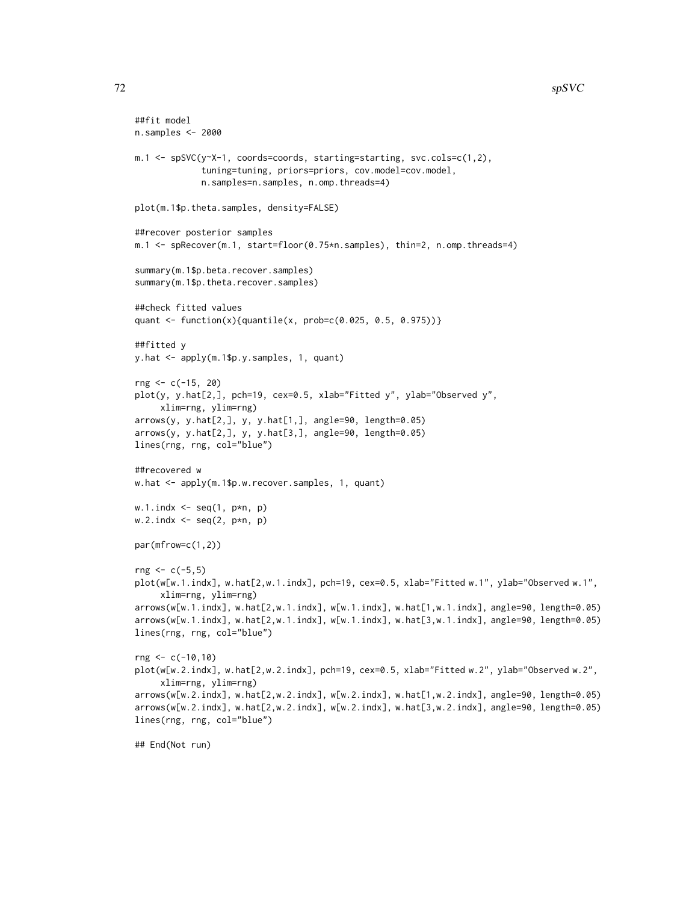```
##fit model
n.samples <- 2000

m.1 <- spSVC(y~X-1, coords=coords, starting=starting, svc.cols=c(1,2),
             tuning=tuning, priors=priors, cov.model=cov.model,
             n.samples=n.samples, n.omp.threads=4)

plot(m.1$p.theta.samples, density=FALSE)

##recover posterior samples
m.1 <- spRecover(m.1, start=floor(0.75*n.samples), thin=2, n.omp.threads=4)

summary(m.1$p.beta.recover.samples)
summary(m.1$p.theta.recover.samples)

##check fitted values
quant <- function(x){quantile(x, prob=c(0.025, 0.5, 0.975))}

##fitted y
y.hat <- apply(m.1$p.y.samples, 1, quant)

rng <- c(-15, 20)
plot(y, y.hat[2,], pch=19, cex=0.5, xlab="Fitted y", ylab="Observed y",
     xlim=rng, ylim=rng)
arrows(y, y.hat[2,], y, y.hat[1,], angle=90, length=0.05)
arrows(y, y.hat[2,], y, y.hat[3,], angle=90, length=0.05)
lines(rng, rng, col="blue")

##recovered w
w.hat <- apply(m.1$p.w.recover.samples, 1, quant)

w.1.indx <- seq(1, p*n, p)
w.2.indx <- seq(2, p*n, p)

par(mfrow=c(1,2))

rng <- c(-5,5)
plot(w[w.1.indx], w.hat[2,w.1.indx], pch=19, cex=0.5, xlab="Fitted w.1", ylab="Observed w.1",
     xlim=rng, ylim=rng)
arrows(w[w.1.indx], w.hat[2,w.1.indx], w[w.1.indx], w.hat[1,w.1.indx], angle=90, length=0.05)
arrows(w[w.1.indx], w.hat[2,w.1.indx], w[w.1.indx], w.hat[3,w.1.indx], angle=90, length=0.05)
lines(rng, rng, col="blue")

rng <- c(-10,10)
plot(w[w.2.indx], w.hat[2,w.2.indx], pch=19, cex=0.5, xlab="Fitted w.2", ylab="Observed w.2",
     xlim=rng, ylim=rng)
arrows(w[w.2.indx], w.hat[2,w.2.indx], w[w.2.indx], w.hat[1,w.2.indx], angle=90, length=0.05)
arrows(w[w.2.indx], w.hat[2,w.2.indx], w[w.2.indx], w.hat[3,w.2.indx], angle=90, length=0.05)
lines(rng, rng, col="blue")

## End(Not run)
```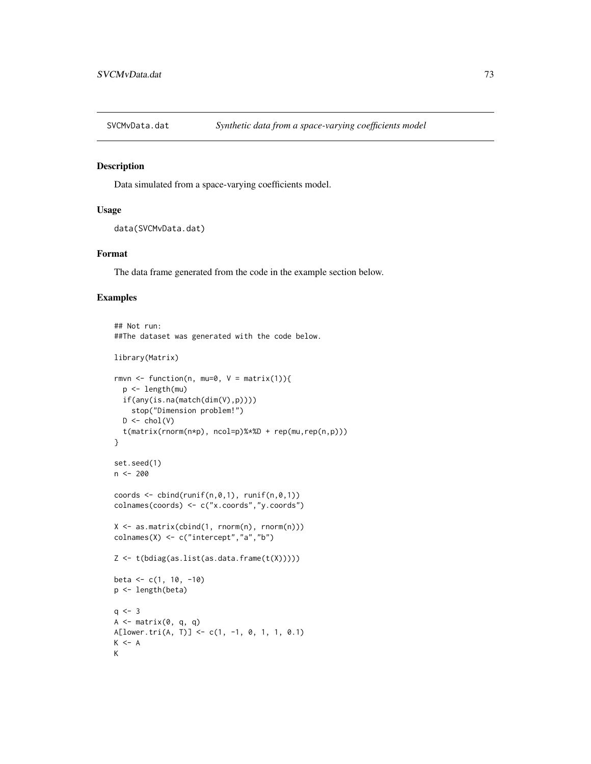SVCMvData.dat *Synthetic data from a space-varying coefficients model*

### Description

Data simulated from a space-varying coefficients model.

### Usage

```
data(SVCMvData.dat)
```

### Format

The data frame generated from the code in the example section below.

### Examples

```
## Not run:
##The dataset was generated with the code below.

library(Matrix)

rmvn <- function(n, mu=0, V = matrix(1)){
  p <- length(mu)
  if(any(is.na(match(dim(V),p))))
    stop("Dimension problem!")
  D <- chol(V)
  t(matrix(rnorm(n*p), ncol=p)%*%D + rep(mu,rep(n,p)))
}

set.seed(1)
n <- 200

coords <- cbind(runif(n,0,1), runif(n,0,1))
colnames(coords) <- c("x.coords","y.coords")

X <- as.matrix(cbind(1, rnorm(n), rnorm(n)))
colnames(X) <- c("intercept","a","b")

Z <- t(bdiag(as.list(as.data.frame(t(X)))))

beta <- c(1, 10, -10)
p <- length(beta)

q <- 3
A <- matrix(0, q, q)
A[lower.tri(A, T)] <- c(1, -1, 0, 1, 1, 0.1)
K <- A
K
```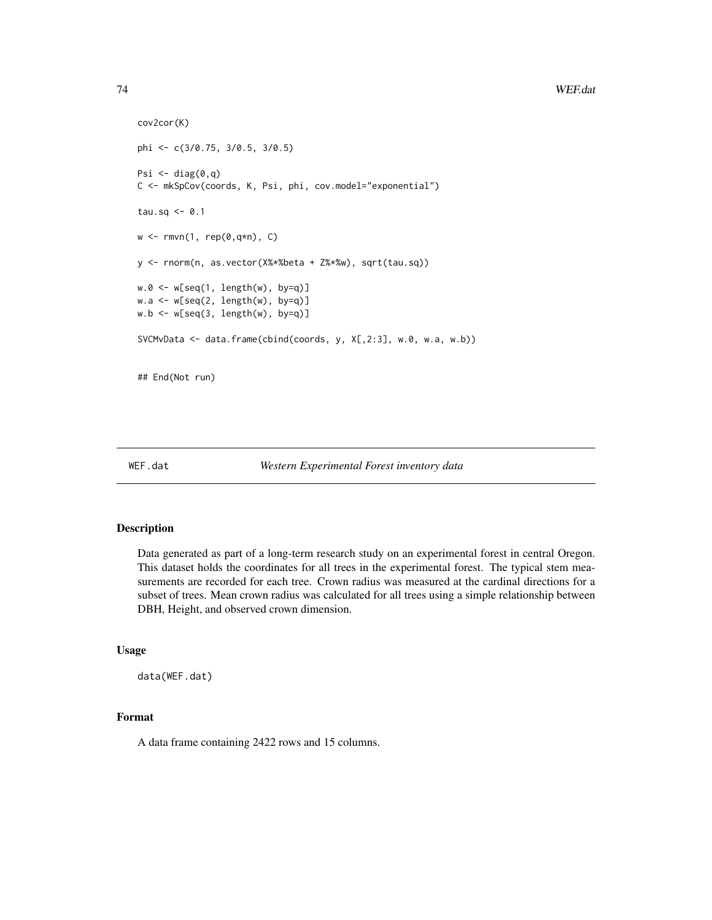```
cov2cor(K)

phi <- c(3/0.75, 3/0.5, 3/0.5)

Psi <- diag(0,q)
C <- mkSpCov(coords, K, Psi, phi, cov.model="exponential")

tau.sq <- 0.1

w <- rmvn(1, rep(0,q*n), C)

y <- rnorm(n, as.vector(X%*%beta + Z%*%w), sqrt(tau.sq))

w.0 <- w[seq(1, length(w), by=q)]
w.a <- w[seq(2, length(w), by=q)]
w.b <- w[seq(3, length(w), by=q)]

SVCMvData <- data.frame(cbind(coords, y, X[,2:3], w.0, w.a, w.b))


## End(Not run)
```

---

## WEF.dat *Western Experimental Forest inventory data*

---

### Description

Data generated as part of a long-term research study on an experimental forest in central Oregon. This dataset holds the coordinates for all trees in the experimental forest. The typical stem measurements are recorded for each tree. Crown radius was measured at the cardinal directions for a subset of trees. Mean crown radius was calculated for all trees using a simple relationship between DBH, Height, and observed crown dimension.

### Usage

```
data(WEF.dat)
```

### Format

A data frame containing 2422 rows and 15 columns.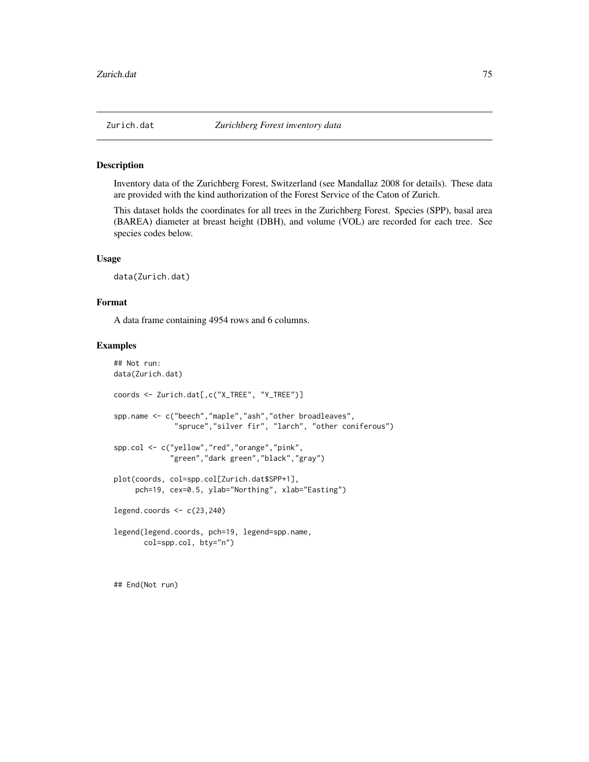Zurich.dat *Zurichberg Forest inventory data*

## Description

Inventory data of the Zurichberg Forest, Switzerland (see Mandallaz 2008 for details). These data are provided with the kind authorization of the Forest Service of the Caton of Zurich.

This dataset holds the coordinates for all trees in the Zurichberg Forest. Species (SPP), basal area (BAREA) diameter at breast height (DBH), and volume (VOL) are recorded for each tree. See species codes below.

## Usage

```
data(Zurich.dat)
```

## Format

A data frame containing 4954 rows and 6 columns.

## Examples

```
## Not run:
data(Zurich.dat)

coords <- Zurich.dat[,c("X_TREE", "Y_TREE")]

spp.name <- c("beech","maple","ash","other broadleaves",
              "spruce","silver fir", "larch", "other coniferous")

spp.col <- c("yellow","red","orange","pink",
             "green","dark green","black","gray")

plot(coords, col=spp.col[Zurich.dat$SPP+1],
     pch=19, cex=0.5, ylab="Northing", xlab="Easting")

legend.coords <- c(23,240)

legend(legend.coords, pch=19, legend=spp.name,
       col=spp.col, bty="n")


## End(Not run)
```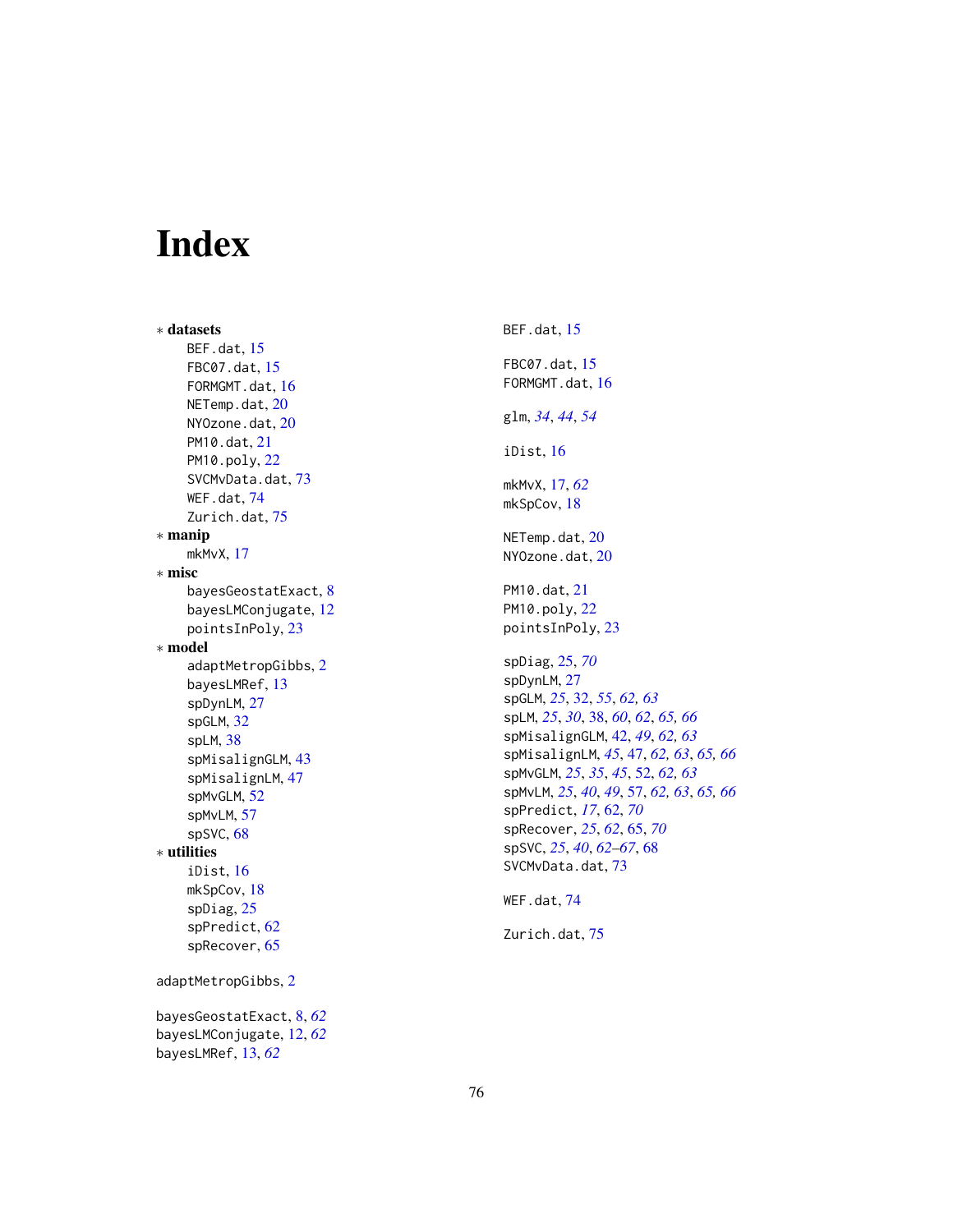# Index

∗ **datasets**
  BEF.dat, 15
  FBC07.dat, 15
  FORMGMT.dat, 16
  NETemp.dat, 20
  NYOzone.dat, 20
  PM10.dat, 21
  PM10.poly, 22
  SVCMvData.dat, 73
  WEF.dat, 74
  Zurich.dat, 75

∗ **manip**
  mkMvX, 17

∗ **misc**
  bayesGeostatExact, 8
  bayesLMConjugate, 12
  pointsInPoly, 23

∗ **model**
  adaptMetropGibbs, 2
  bayesLMRef, 13
  spDynLM, 27
  spGLM, 32
  spLM, 38
  spMisalignGLM, 43
  spMisalignLM, 47
  spMvGLM, 52
  spMvLM, 57
  spSVC, 68

∗ **utilities**
  iDist, 16
  mkSpCov, 18
  spDiag, 25
  spPredict, 62
  spRecover, 65

adaptMetropGibbs, 2

bayesGeostatExact, 8, *62*
bayesLMConjugate, 12, *62*
bayesLMRef, 13, *62*

BEF.dat, 15

FBC07.dat, 15
FORMGMT.dat, 16

glm, *34*, *44*, *54*

iDist, 16

mkMvX, 17, *62*
mkSpCov, 18

NETemp.dat, 20
NYOzone.dat, 20

PM10.dat, 21
PM10.poly, 22
pointsInPoly, 23

spDiag, 25, *70*
spDynLM, 27
spGLM, *25*, 32, *55*, *62, 63*
spLM, *25*, *30*, 38, *60*, *62*, *65, 66*
spMisalignGLM, 42, *49*, *62, 63*
spMisalignLM, *45*, 47, *62, 63*, *65, 66*
spMvGLM, *25*, *35*, *45*, 52, *62, 63*
spMvLM, *25*, *40*, *49*, 57, *62, 63*, *65, 66*
spPredict, *17*, 62, *70*
spRecover, *25*, *62*, 65, *70*
spSVC, *25*, *40*, *62–67*, 68
SVCMvData.dat, 73

WEF.dat, 74

Zurich.dat, 75